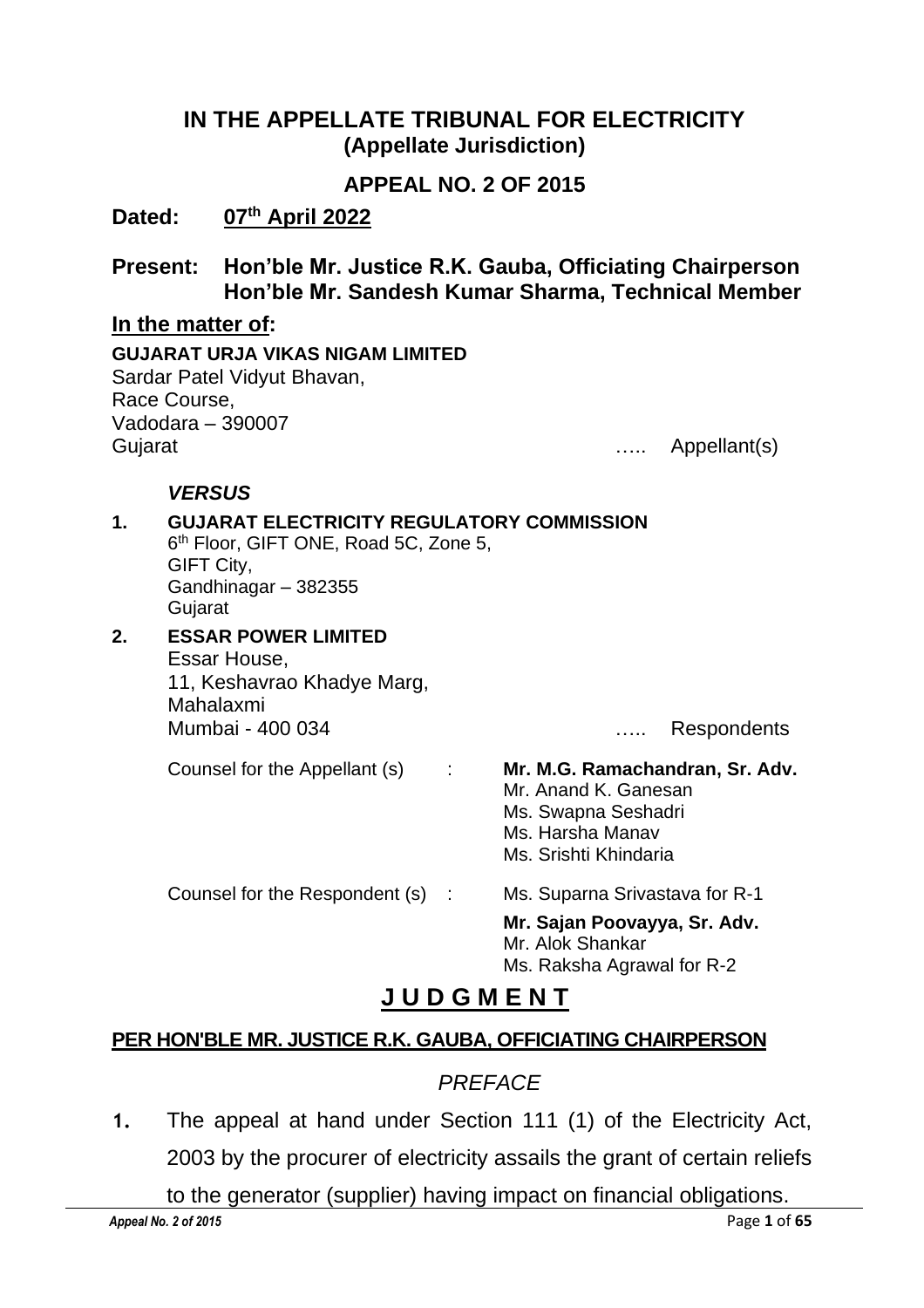# IN THE APPELLATE TRIBUNAL FOR ELECTRICITY
## (Appellate Jurisdiction)

## APPEAL NO. 2 OF 2015

**Dated: 07th April 2022**

**Present: Hon'ble Mr. Justice R.K. Gauba, Officiating Chairperson**
**Hon'ble Mr. Sandesh Kumar Sharma, Technical Member**

**In the matter of:**

**GUJARAT URJA VIKAS NIGAM LIMITED**
Sardar Patel Vidyut Bhavan,
Race Course,
Vadodara – 390007
Gujarat ….. Appellant(s)

***VERSUS***

1. **GUJARAT ELECTRICITY REGULATORY COMMISSION**
   6th Floor, GIFT ONE, Road 5C, Zone 5,
   GIFT City,
   Gandhinagar – 382355
   Gujarat

2. **ESSAR POWER LIMITED**
   Essar House,
   11, Keshavrao Khadye Marg,
   Mahalaxmi
   Mumbai - 400 034 ….. Respondents

Counsel for the Appellant (s) : **Mr. M.G. Ramachandran, Sr. Adv.**
Mr. Anand K. Ganesan
Ms. Swapna Seshadri
Ms. Harsha Manav
Ms. Srishti Khindaria

Counsel for the Respondent (s) : Ms. Suparna Srivastava for R-1

**Mr. Sajan Poovayya, Sr. Adv.**
Mr. Alok Shankar
Ms. Raksha Agrawal for R-2

# J U D G M E N T

**PER HON'BLE MR. JUSTICE R.K. GAUBA, OFFICIATING CHAIRPERSON**

*PREFACE*

1. The appeal at hand under Section 111 (1) of the Electricity Act, 2003 by the procurer of electricity assails the grant of certain reliefs to the generator (supplier) having impact on financial obligations.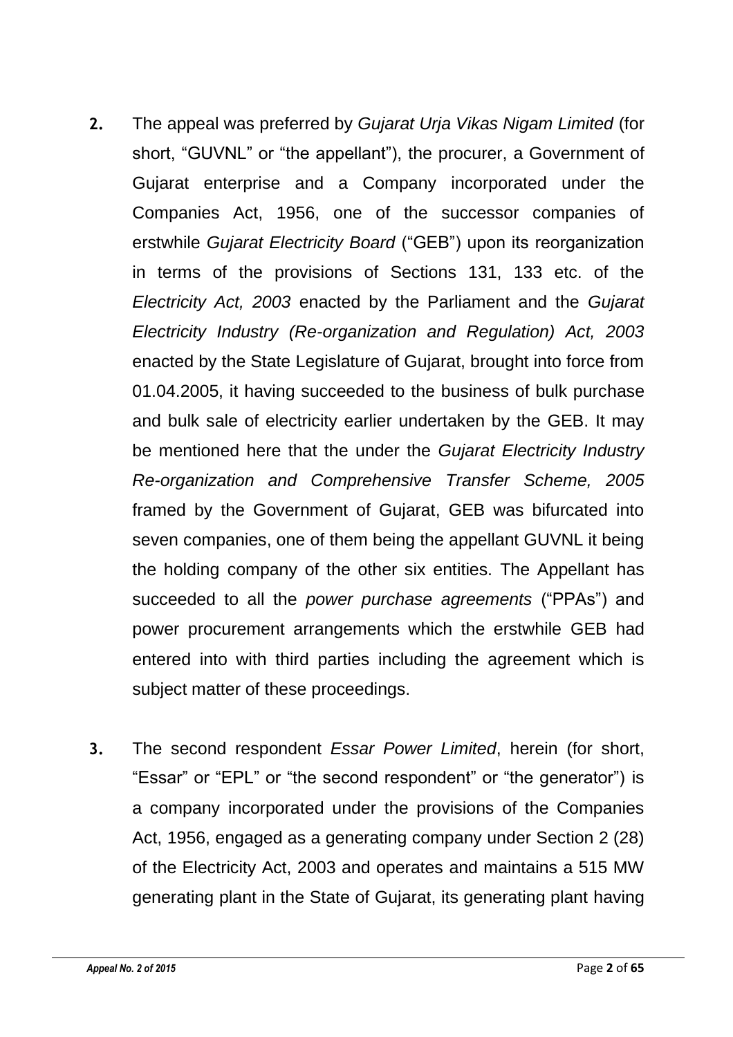**2.** The appeal was preferred by *Gujarat Urja Vikas Nigam Limited* (for short, "GUVNL" or "the appellant"), the procurer, a Government of Gujarat enterprise and a Company incorporated under the Companies Act, 1956, one of the successor companies of erstwhile *Gujarat Electricity Board* ("GEB") upon its reorganization in terms of the provisions of Sections 131, 133 etc. of the *Electricity Act, 2003* enacted by the Parliament and the *Gujarat Electricity Industry (Re-organization and Regulation) Act, 2003* enacted by the State Legislature of Gujarat, brought into force from 01.04.2005, it having succeeded to the business of bulk purchase and bulk sale of electricity earlier undertaken by the GEB. It may be mentioned here that the under the *Gujarat Electricity Industry Re-organization and Comprehensive Transfer Scheme, 2005* framed by the Government of Gujarat, GEB was bifurcated into seven companies, one of them being the appellant GUVNL it being the holding company of the other six entities. The Appellant has succeeded to all the *power purchase agreements* ("PPAs") and power procurement arrangements which the erstwhile GEB had entered into with third parties including the agreement which is subject matter of these proceedings.

**3.** The second respondent *Essar Power Limited*, herein (for short, "Essar" or "EPL" or "the second respondent" or "the generator") is a company incorporated under the provisions of the Companies Act, 1956, engaged as a generating company under Section 2 (28) of the Electricity Act, 2003 and operates and maintains a 515 MW generating plant in the State of Gujarat, its generating plant having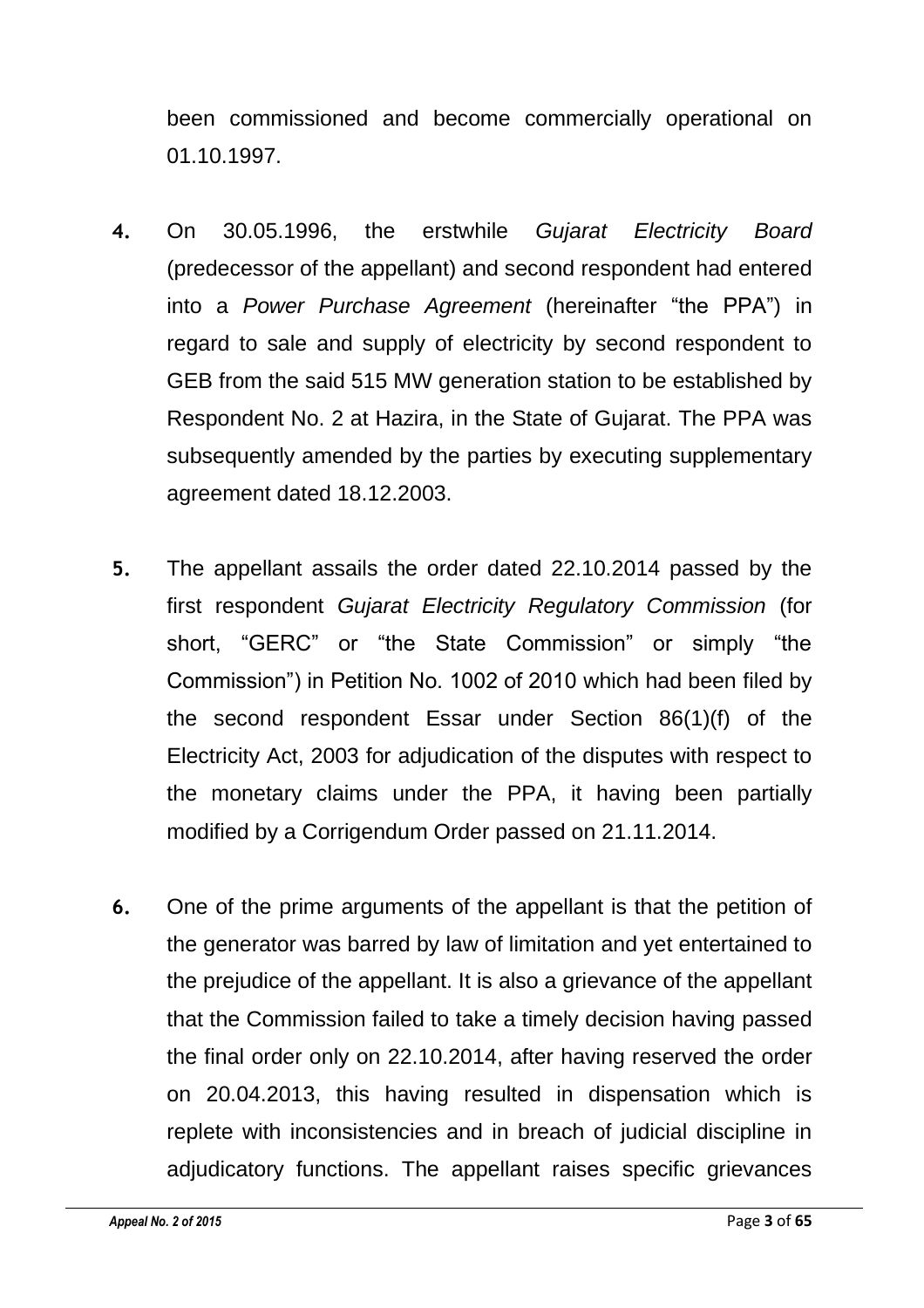been commissioned and become commercially operational on 01.10.1997.

**4.** On 30.05.1996, the erstwhile *Gujarat Electricity Board* (predecessor of the appellant) and second respondent had entered into a *Power Purchase Agreement* (hereinafter "the PPA") in regard to sale and supply of electricity by second respondent to GEB from the said 515 MW generation station to be established by Respondent No. 2 at Hazira, in the State of Gujarat. The PPA was subsequently amended by the parties by executing supplementary agreement dated 18.12.2003.

**5.** The appellant assails the order dated 22.10.2014 passed by the first respondent *Gujarat Electricity Regulatory Commission* (for short, "GERC" or "the State Commission" or simply "the Commission") in Petition No. 1002 of 2010 which had been filed by the second respondent Essar under Section 86(1)(f) of the Electricity Act, 2003 for adjudication of the disputes with respect to the monetary claims under the PPA, it having been partially modified by a Corrigendum Order passed on 21.11.2014.

**6.** One of the prime arguments of the appellant is that the petition of the generator was barred by law of limitation and yet entertained to the prejudice of the appellant. It is also a grievance of the appellant that the Commission failed to take a timely decision having passed the final order only on 22.10.2014, after having reserved the order on 20.04.2013, this having resulted in dispensation which is replete with inconsistencies and in breach of judicial discipline in adjudicatory functions. The appellant raises specific grievances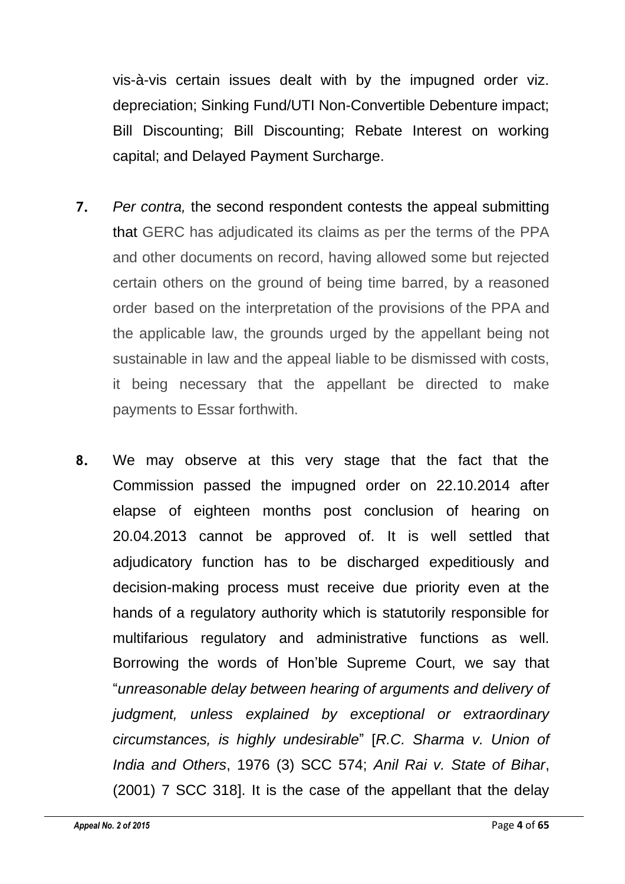vis-à-vis certain issues dealt with by the impugned order viz. depreciation; Sinking Fund/UTI Non-Convertible Debenture impact; Bill Discounting; Bill Discounting; Rebate Interest on working capital; and Delayed Payment Surcharge.

**7.** *Per contra,* the second respondent contests the appeal submitting that GERC has adjudicated its claims as per the terms of the PPA and other documents on record, having allowed some but rejected certain others on the ground of being time barred, by a reasoned order based on the interpretation of the provisions of the PPA and the applicable law, the grounds urged by the appellant being not sustainable in law and the appeal liable to be dismissed with costs, it being necessary that the appellant be directed to make payments to Essar forthwith.

**8.** We may observe at this very stage that the fact that the Commission passed the impugned order on 22.10.2014 after elapse of eighteen months post conclusion of hearing on 20.04.2013 cannot be approved of. It is well settled that adjudicatory function has to be discharged expeditiously and decision-making process must receive due priority even at the hands of a regulatory authority which is statutorily responsible for multifarious regulatory and administrative functions as well. Borrowing the words of Hon'ble Supreme Court, we say that "*unreasonable delay between hearing of arguments and delivery of judgment, unless explained by exceptional or extraordinary circumstances, is highly undesirable*" [*R.C. Sharma v. Union of India and Others*, 1976 (3) SCC 574; *Anil Rai v. State of Bihar*, (2001) 7 SCC 318]. It is the case of the appellant that the delay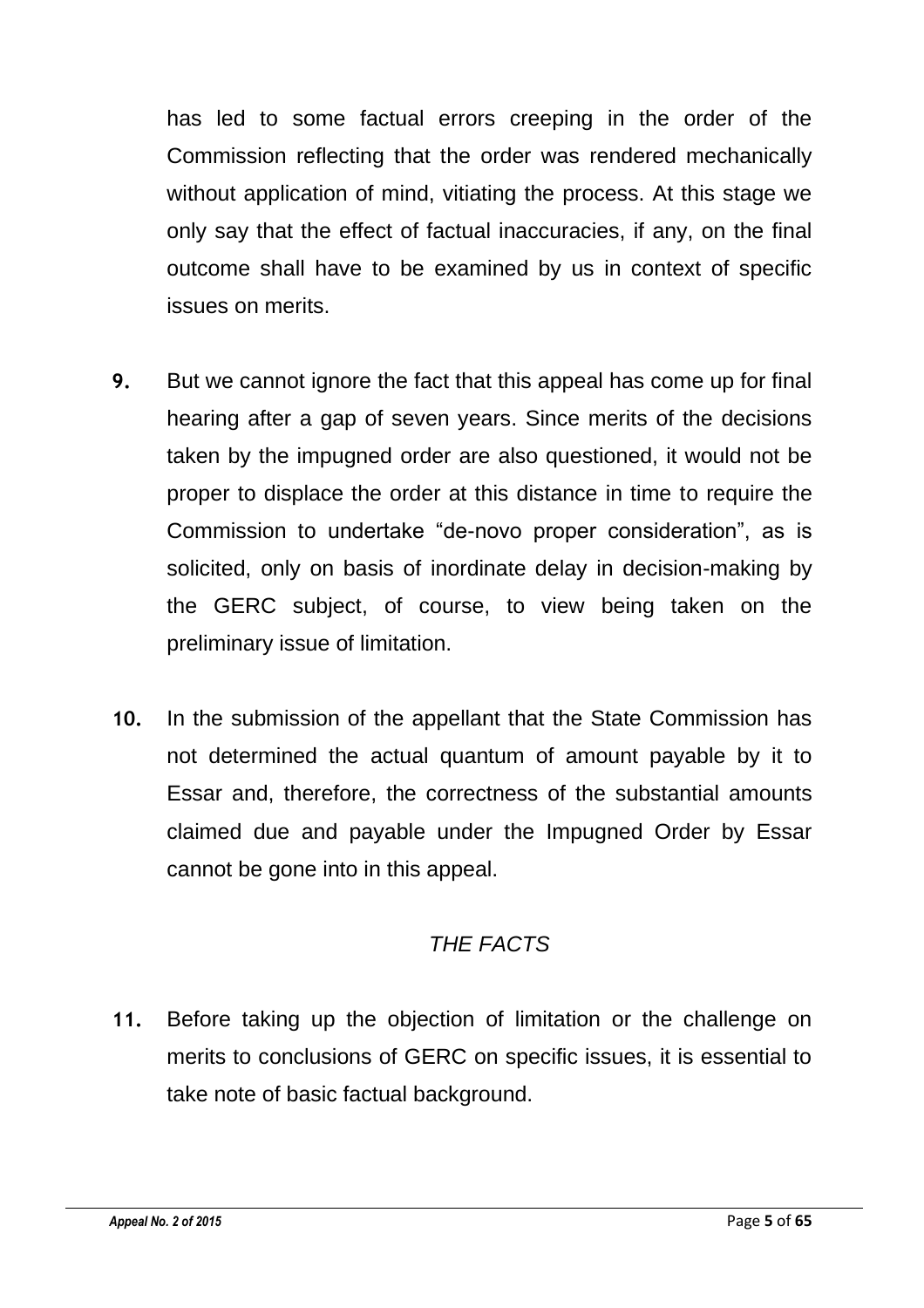has led to some factual errors creeping in the order of the Commission reflecting that the order was rendered mechanically without application of mind, vitiating the process. At this stage we only say that the effect of factual inaccuracies, if any, on the final outcome shall have to be examined by us in context of specific issues on merits.

**9.** But we cannot ignore the fact that this appeal has come up for final hearing after a gap of seven years. Since merits of the decisions taken by the impugned order are also questioned, it would not be proper to displace the order at this distance in time to require the Commission to undertake "de-novo proper consideration", as is solicited, only on basis of inordinate delay in decision-making by the GERC subject, of course, to view being taken on the preliminary issue of limitation.

**10.** In the submission of the appellant that the State Commission has not determined the actual quantum of amount payable by it to Essar and, therefore, the correctness of the substantial amounts claimed due and payable under the Impugned Order by Essar cannot be gone into in this appeal.

*THE FACTS*

**11.** Before taking up the objection of limitation or the challenge on merits to conclusions of GERC on specific issues, it is essential to take note of basic factual background.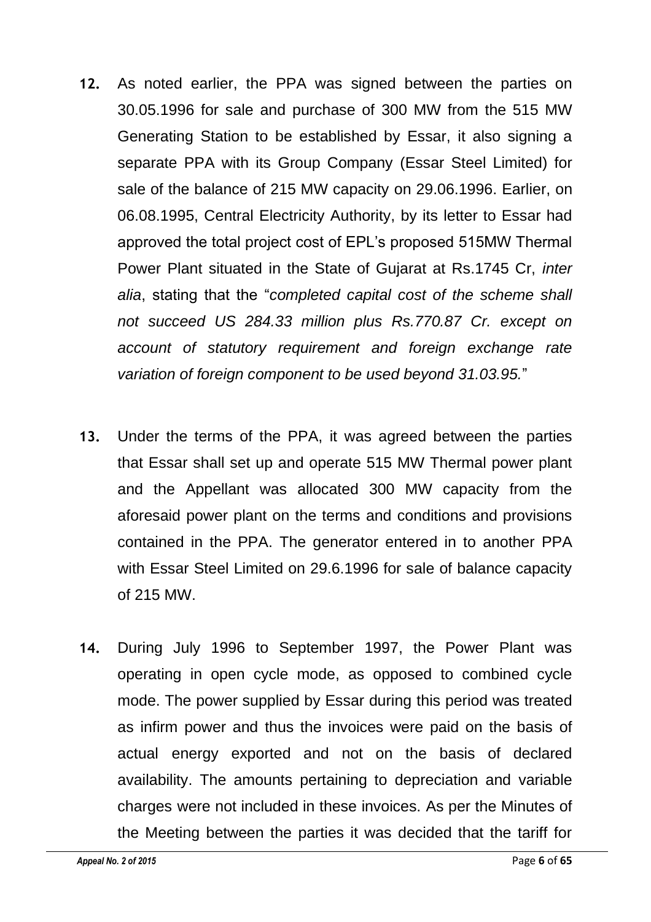**12.** As noted earlier, the PPA was signed between the parties on 30.05.1996 for sale and purchase of 300 MW from the 515 MW Generating Station to be established by Essar, it also signing a separate PPA with its Group Company (Essar Steel Limited) for sale of the balance of 215 MW capacity on 29.06.1996. Earlier, on 06.08.1995, Central Electricity Authority, by its letter to Essar had approved the total project cost of EPL's proposed 515MW Thermal Power Plant situated in the State of Gujarat at Rs.1745 Cr, *inter alia*, stating that the "*completed capital cost of the scheme shall not succeed US 284.33 million plus Rs.770.87 Cr. except on account of statutory requirement and foreign exchange rate variation of foreign component to be used beyond 31.03.95.*"

**13.** Under the terms of the PPA, it was agreed between the parties that Essar shall set up and operate 515 MW Thermal power plant and the Appellant was allocated 300 MW capacity from the aforesaid power plant on the terms and conditions and provisions contained in the PPA. The generator entered in to another PPA with Essar Steel Limited on 29.6.1996 for sale of balance capacity of 215 MW.

**14.** During July 1996 to September 1997, the Power Plant was operating in open cycle mode, as opposed to combined cycle mode. The power supplied by Essar during this period was treated as infirm power and thus the invoices were paid on the basis of actual energy exported and not on the basis of declared availability. The amounts pertaining to depreciation and variable charges were not included in these invoices. As per the Minutes of the Meeting between the parties it was decided that the tariff for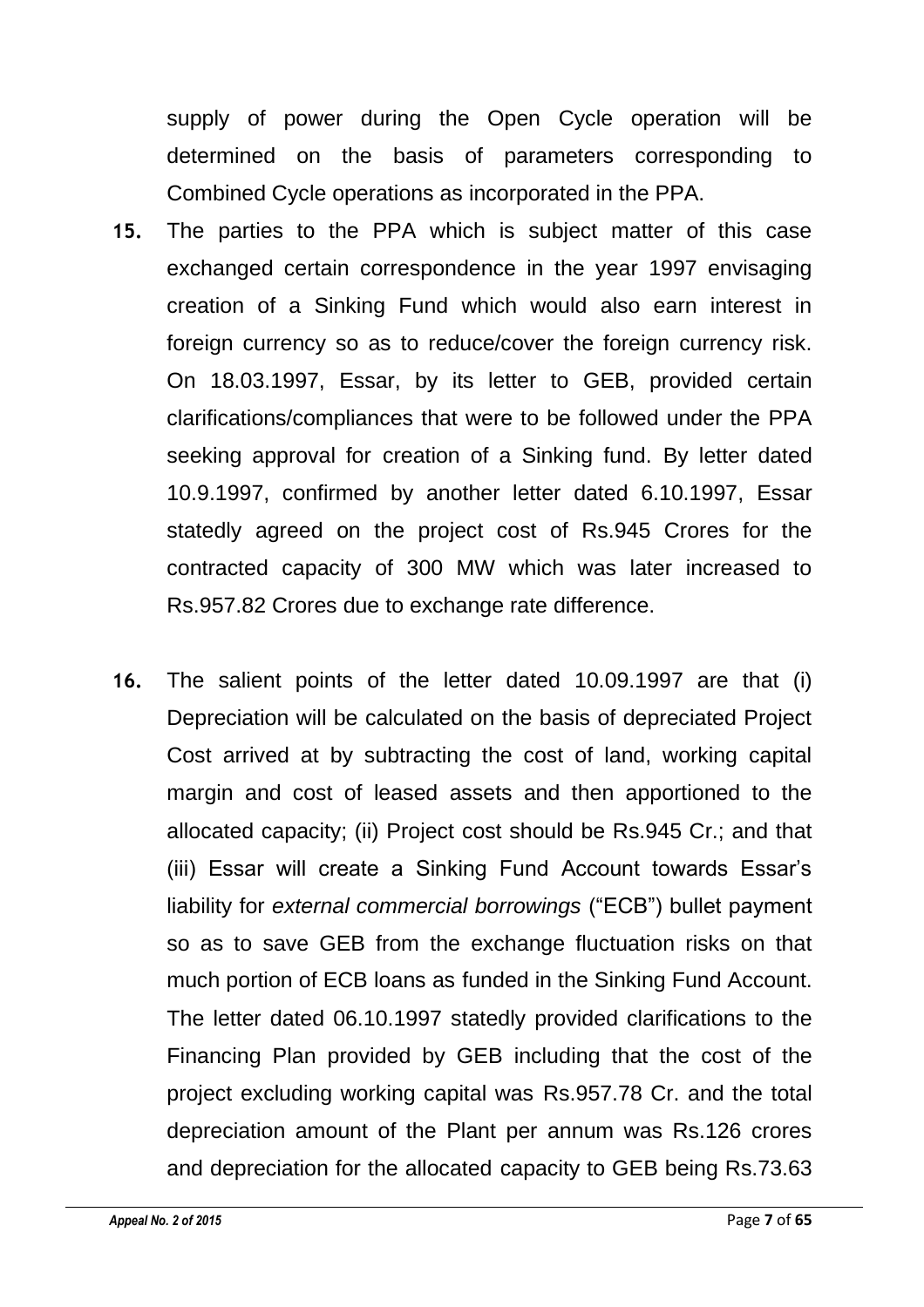supply of power during the Open Cycle operation will be determined on the basis of parameters corresponding to Combined Cycle operations as incorporated in the PPA.

**15.** The parties to the PPA which is subject matter of this case exchanged certain correspondence in the year 1997 envisaging creation of a Sinking Fund which would also earn interest in foreign currency so as to reduce/cover the foreign currency risk. On 18.03.1997, Essar, by its letter to GEB, provided certain clarifications/compliances that were to be followed under the PPA seeking approval for creation of a Sinking fund. By letter dated 10.9.1997, confirmed by another letter dated 6.10.1997, Essar statedly agreed on the project cost of Rs.945 Crores for the contracted capacity of 300 MW which was later increased to Rs.957.82 Crores due to exchange rate difference.

**16.** The salient points of the letter dated 10.09.1997 are that (i) Depreciation will be calculated on the basis of depreciated Project Cost arrived at by subtracting the cost of land, working capital margin and cost of leased assets and then apportioned to the allocated capacity; (ii) Project cost should be Rs.945 Cr.; and that (iii) Essar will create a Sinking Fund Account towards Essar's liability for *external commercial borrowings* ("ECB") bullet payment so as to save GEB from the exchange fluctuation risks on that much portion of ECB loans as funded in the Sinking Fund Account. The letter dated 06.10.1997 statedly provided clarifications to the Financing Plan provided by GEB including that the cost of the project excluding working capital was Rs.957.78 Cr. and the total depreciation amount of the Plant per annum was Rs.126 crores and depreciation for the allocated capacity to GEB being Rs.73.63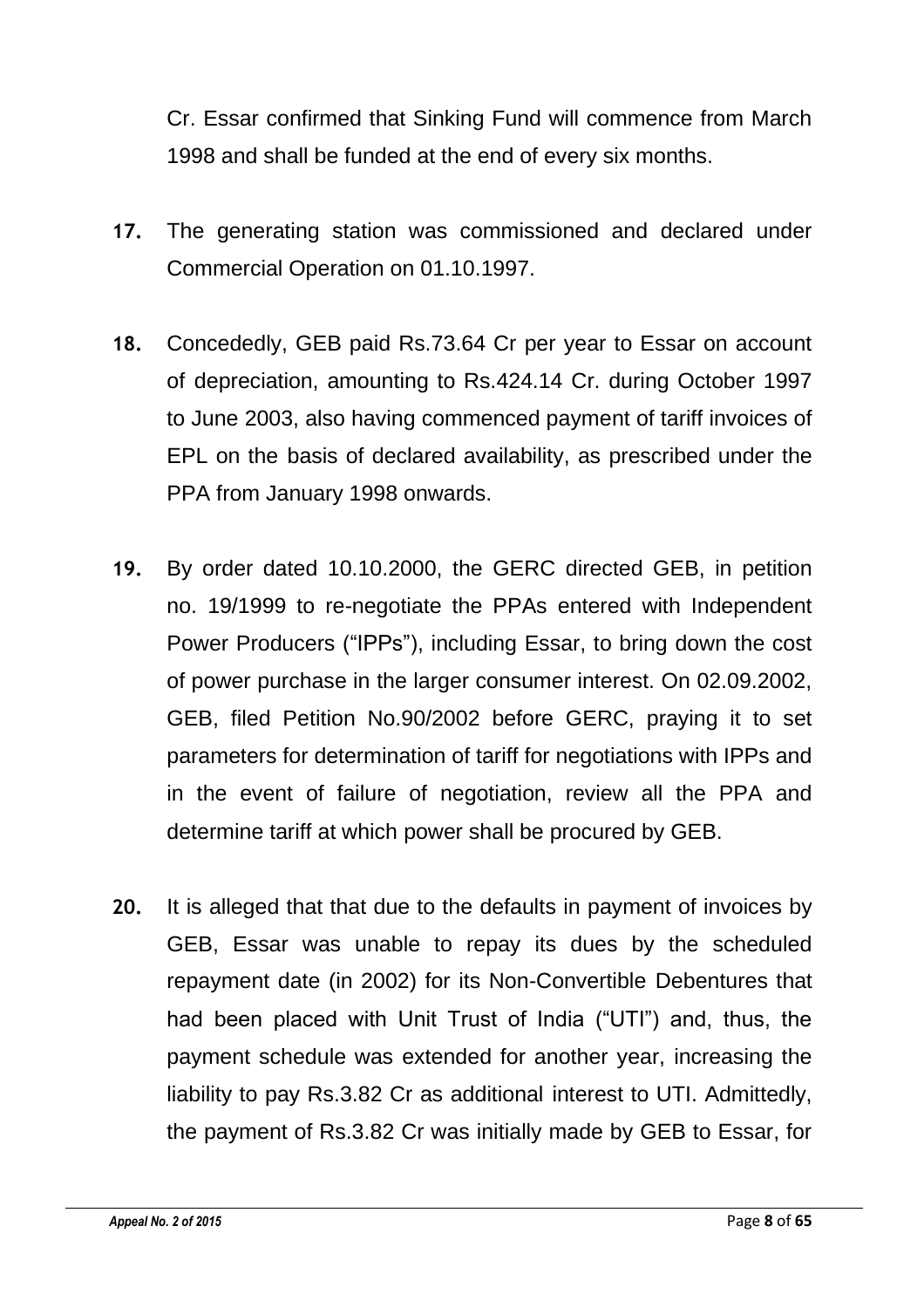Cr. Essar confirmed that Sinking Fund will commence from March 1998 and shall be funded at the end of every six months.

**17.** The generating station was commissioned and declared under Commercial Operation on 01.10.1997.

**18.** Concededly, GEB paid Rs.73.64 Cr per year to Essar on account of depreciation, amounting to Rs.424.14 Cr. during October 1997 to June 2003, also having commenced payment of tariff invoices of EPL on the basis of declared availability, as prescribed under the PPA from January 1998 onwards.

**19.** By order dated 10.10.2000, the GERC directed GEB, in petition no. 19/1999 to re-negotiate the PPAs entered with Independent Power Producers ("IPPs"), including Essar, to bring down the cost of power purchase in the larger consumer interest. On 02.09.2002, GEB, filed Petition No.90/2002 before GERC, praying it to set parameters for determination of tariff for negotiations with IPPs and in the event of failure of negotiation, review all the PPA and determine tariff at which power shall be procured by GEB.

**20.** It is alleged that that due to the defaults in payment of invoices by GEB, Essar was unable to repay its dues by the scheduled repayment date (in 2002) for its Non-Convertible Debentures that had been placed with Unit Trust of India ("UTI") and, thus, the payment schedule was extended for another year, increasing the liability to pay Rs.3.82 Cr as additional interest to UTI. Admittedly, the payment of Rs.3.82 Cr was initially made by GEB to Essar, for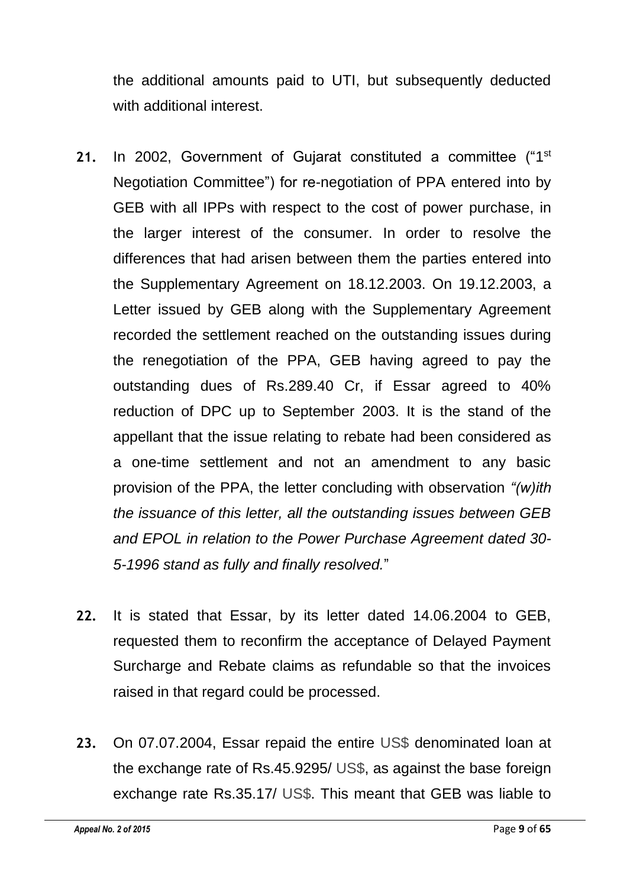the additional amounts paid to UTI, but subsequently deducted with additional interest.

**21.** In 2002, Government of Gujarat constituted a committee ("1st Negotiation Committee") for re-negotiation of PPA entered into by GEB with all IPPs with respect to the cost of power purchase, in the larger interest of the consumer. In order to resolve the differences that had arisen between them the parties entered into the Supplementary Agreement on 18.12.2003. On 19.12.2003, a Letter issued by GEB along with the Supplementary Agreement recorded the settlement reached on the outstanding issues during the renegotiation of the PPA, GEB having agreed to pay the outstanding dues of Rs.289.40 Cr, if Essar agreed to 40% reduction of DPC up to September 2003. It is the stand of the appellant that the issue relating to rebate had been considered as a one-time settlement and not an amendment to any basic provision of the PPA, the letter concluding with observation *"(w)ith the issuance of this letter, all the outstanding issues between GEB and EPOL in relation to the Power Purchase Agreement dated 30-5-1996 stand as fully and finally resolved.*"

**22.** It is stated that Essar, by its letter dated 14.06.2004 to GEB, requested them to reconfirm the acceptance of Delayed Payment Surcharge and Rebate claims as refundable so that the invoices raised in that regard could be processed.

**23.** On 07.07.2004, Essar repaid the entire US$ denominated loan at the exchange rate of Rs.45.9295/ US$, as against the base foreign exchange rate Rs.35.17/ US$. This meant that GEB was liable to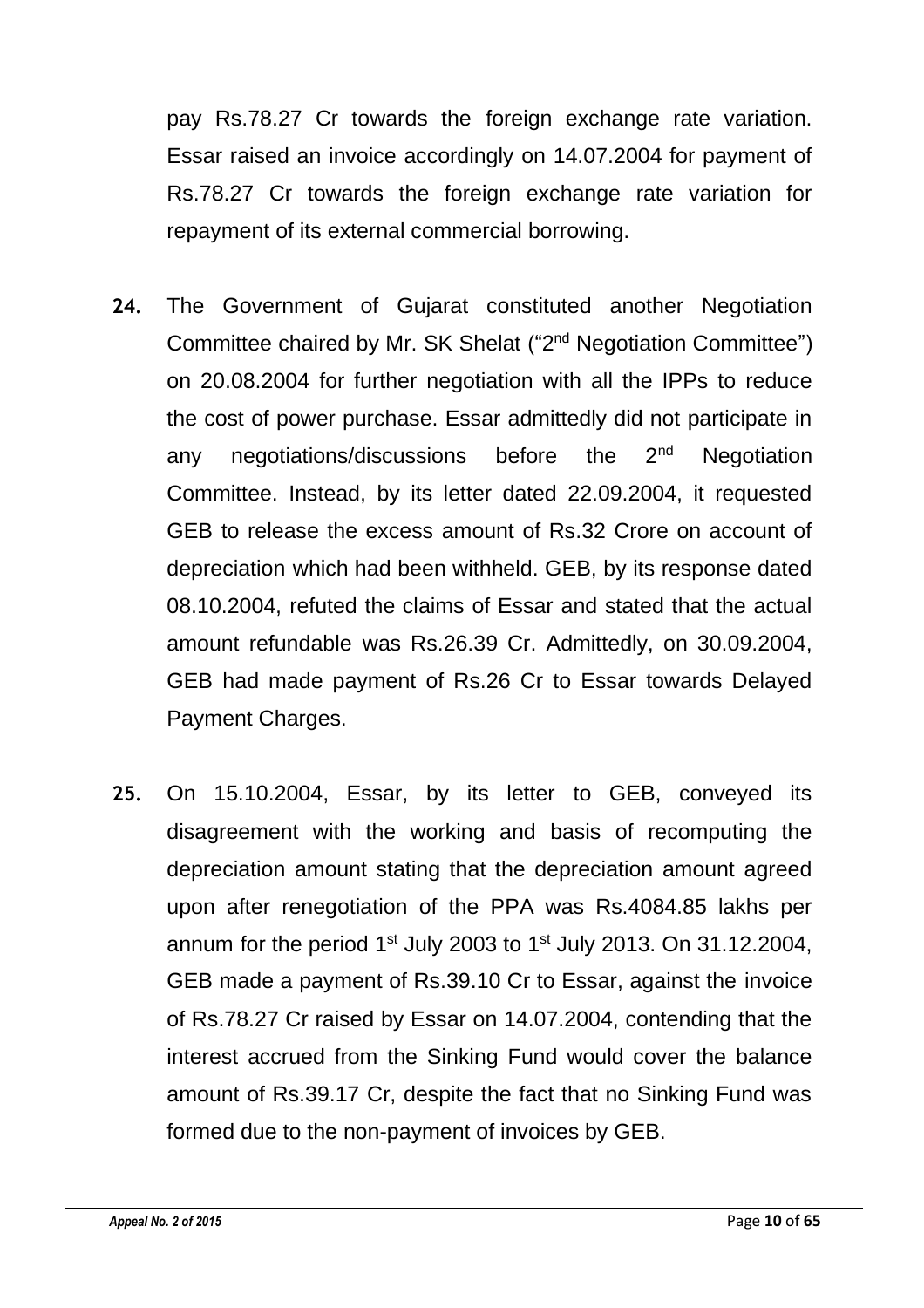pay Rs.78.27 Cr towards the foreign exchange rate variation. Essar raised an invoice accordingly on 14.07.2004 for payment of Rs.78.27 Cr towards the foreign exchange rate variation for repayment of its external commercial borrowing.

**24.** The Government of Gujarat constituted another Negotiation Committee chaired by Mr. SK Shelat ("2nd Negotiation Committee") on 20.08.2004 for further negotiation with all the IPPs to reduce the cost of power purchase. Essar admittedly did not participate in any negotiations/discussions before the 2nd Negotiation Committee. Instead, by its letter dated 22.09.2004, it requested GEB to release the excess amount of Rs.32 Crore on account of depreciation which had been withheld. GEB, by its response dated 08.10.2004, refuted the claims of Essar and stated that the actual amount refundable was Rs.26.39 Cr. Admittedly, on 30.09.2004, GEB had made payment of Rs.26 Cr to Essar towards Delayed Payment Charges.

**25.** On 15.10.2004, Essar, by its letter to GEB, conveyed its disagreement with the working and basis of recomputing the depreciation amount stating that the depreciation amount agreed upon after renegotiation of the PPA was Rs.4084.85 lakhs per annum for the period 1st July 2003 to 1st July 2013. On 31.12.2004, GEB made a payment of Rs.39.10 Cr to Essar, against the invoice of Rs.78.27 Cr raised by Essar on 14.07.2004, contending that the interest accrued from the Sinking Fund would cover the balance amount of Rs.39.17 Cr, despite the fact that no Sinking Fund was formed due to the non-payment of invoices by GEB.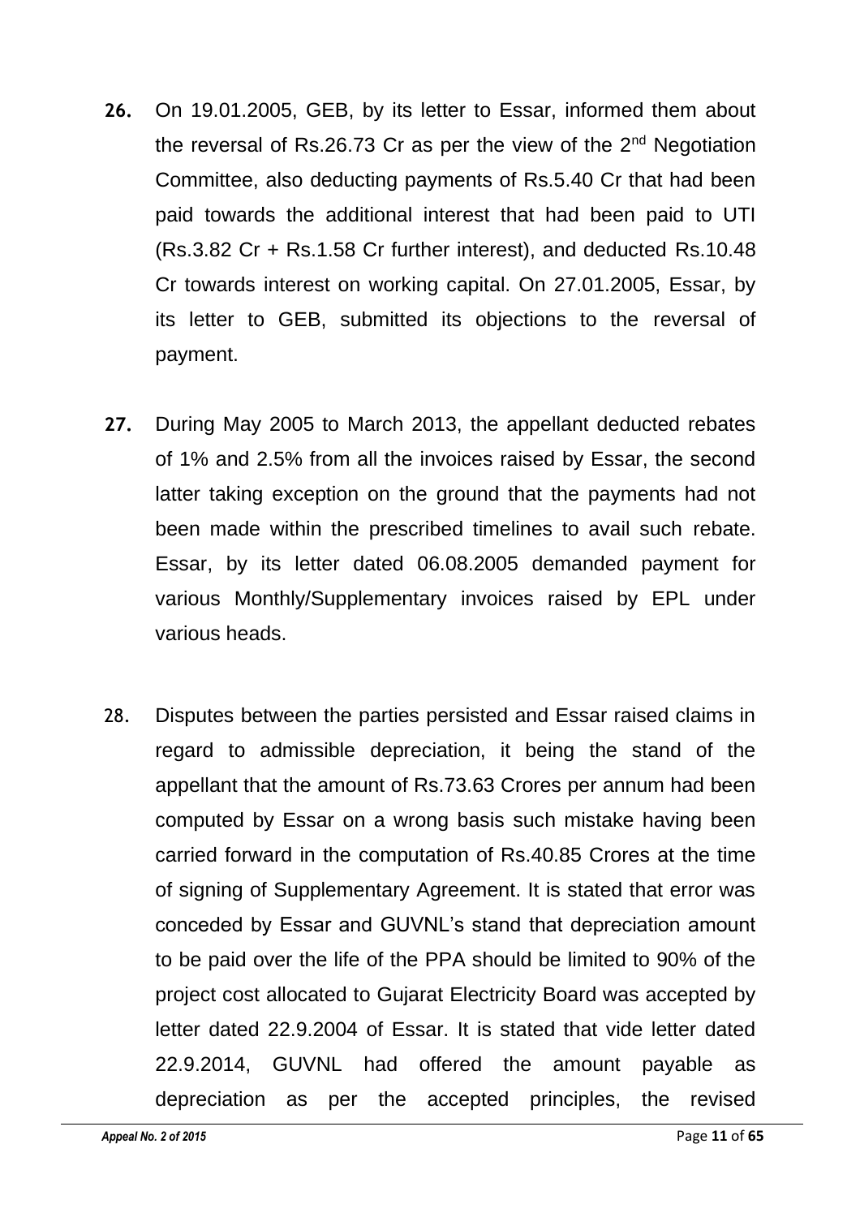**26.** On 19.01.2005, GEB, by its letter to Essar, informed them about the reversal of Rs.26.73 Cr as per the view of the 2nd Negotiation Committee, also deducting payments of Rs.5.40 Cr that had been paid towards the additional interest that had been paid to UTI (Rs.3.82 Cr + Rs.1.58 Cr further interest), and deducted Rs.10.48 Cr towards interest on working capital. On 27.01.2005, Essar, by its letter to GEB, submitted its objections to the reversal of payment.

**27.** During May 2005 to March 2013, the appellant deducted rebates of 1% and 2.5% from all the invoices raised by Essar, the second latter taking exception on the ground that the payments had not been made within the prescribed timelines to avail such rebate. Essar, by its letter dated 06.08.2005 demanded payment for various Monthly/Supplementary invoices raised by EPL under various heads.

28. Disputes between the parties persisted and Essar raised claims in regard to admissible depreciation, it being the stand of the appellant that the amount of Rs.73.63 Crores per annum had been computed by Essar on a wrong basis such mistake having been carried forward in the computation of Rs.40.85 Crores at the time of signing of Supplementary Agreement. It is stated that error was conceded by Essar and GUVNL's stand that depreciation amount to be paid over the life of the PPA should be limited to 90% of the project cost allocated to Gujarat Electricity Board was accepted by letter dated 22.9.2004 of Essar. It is stated that vide letter dated 22.9.2014, GUVNL had offered the amount payable as depreciation as per the accepted principles, the revised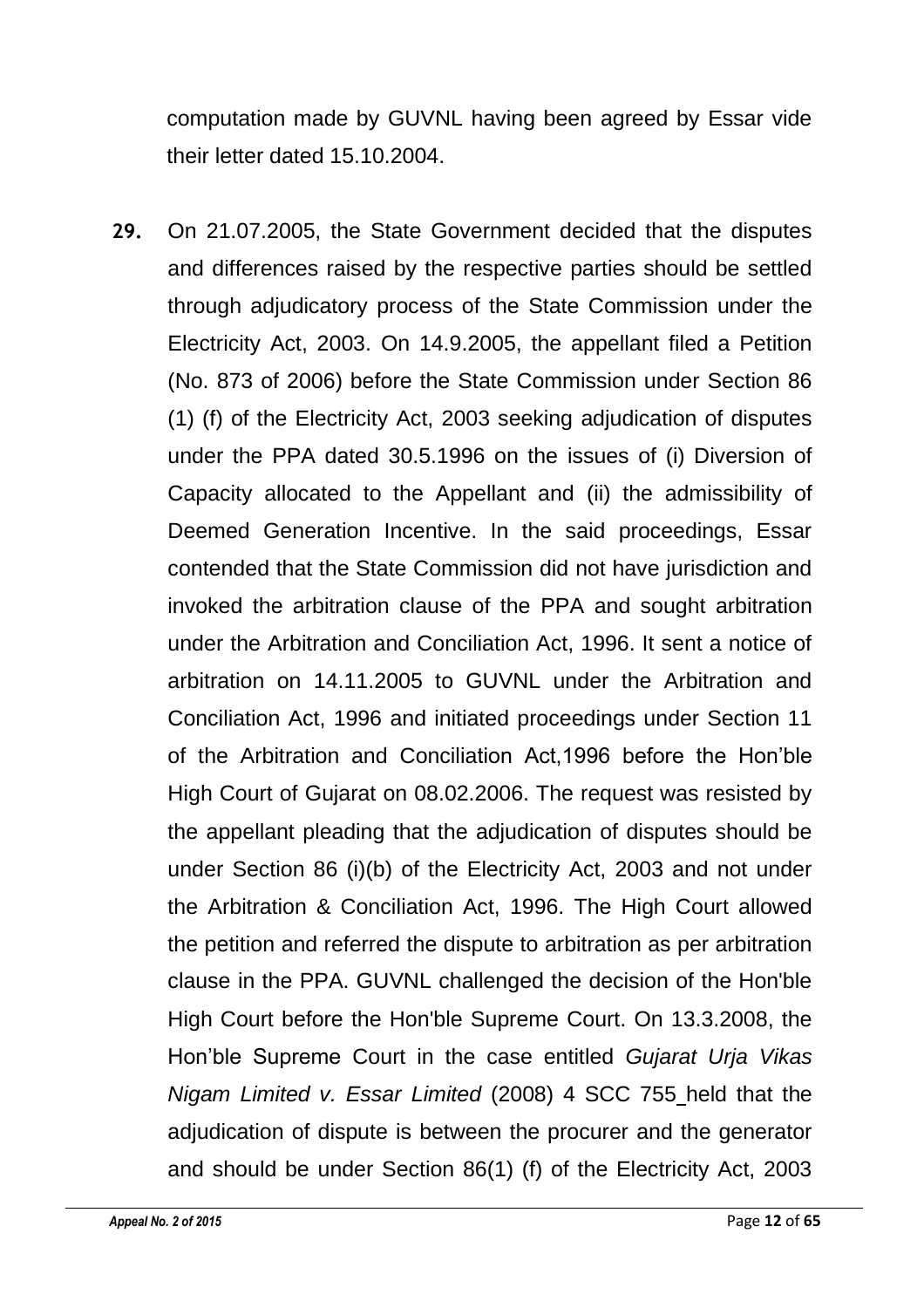computation made by GUVNL having been agreed by Essar vide their letter dated 15.10.2004.

**29.** On 21.07.2005, the State Government decided that the disputes and differences raised by the respective parties should be settled through adjudicatory process of the State Commission under the Electricity Act, 2003. On 14.9.2005, the appellant filed a Petition (No. 873 of 2006) before the State Commission under Section 86 (1) (f) of the Electricity Act, 2003 seeking adjudication of disputes under the PPA dated 30.5.1996 on the issues of (i) Diversion of Capacity allocated to the Appellant and (ii) the admissibility of Deemed Generation Incentive. In the said proceedings, Essar contended that the State Commission did not have jurisdiction and invoked the arbitration clause of the PPA and sought arbitration under the Arbitration and Conciliation Act, 1996. It sent a notice of arbitration on 14.11.2005 to GUVNL under the Arbitration and Conciliation Act, 1996 and initiated proceedings under Section 11 of the Arbitration and Conciliation Act,1996 before the Hon'ble High Court of Gujarat on 08.02.2006. The request was resisted by the appellant pleading that the adjudication of disputes should be under Section 86 (i)(b) of the Electricity Act, 2003 and not under the Arbitration & Conciliation Act, 1996. The High Court allowed the petition and referred the dispute to arbitration as per arbitration clause in the PPA. GUVNL challenged the decision of the Hon'ble High Court before the Hon'ble Supreme Court. On 13.3.2008, the Hon'ble Supreme Court in the case entitled *Gujarat Urja Vikas Nigam Limited v. Essar Limited* (2008) 4 SCC 755 held that the adjudication of dispute is between the procurer and the generator and should be under Section 86(1) (f) of the Electricity Act, 2003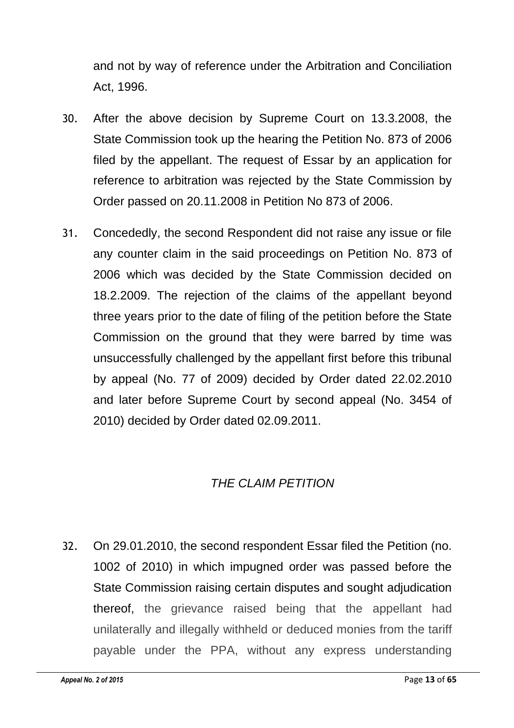and not by way of reference under the Arbitration and Conciliation Act, 1996.

30. After the above decision by Supreme Court on 13.3.2008, the State Commission took up the hearing the Petition No. 873 of 2006 filed by the appellant. The request of Essar by an application for reference to arbitration was rejected by the State Commission by Order passed on 20.11.2008 in Petition No 873 of 2006.

31. Concededly, the second Respondent did not raise any issue or file any counter claim in the said proceedings on Petition No. 873 of 2006 which was decided by the State Commission decided on 18.2.2009. The rejection of the claims of the appellant beyond three years prior to the date of filing of the petition before the State Commission on the ground that they were barred by time was unsuccessfully challenged by the appellant first before this tribunal by appeal (No. 77 of 2009) decided by Order dated 22.02.2010 and later before Supreme Court by second appeal (No. 3454 of 2010) decided by Order dated 02.09.2011.

*THE CLAIM PETITION*

32. On 29.01.2010, the second respondent Essar filed the Petition (no. 1002 of 2010) in which impugned order was passed before the State Commission raising certain disputes and sought adjudication thereof, the grievance raised being that the appellant had unilaterally and illegally withheld or deduced monies from the tariff payable under the PPA, without any express understanding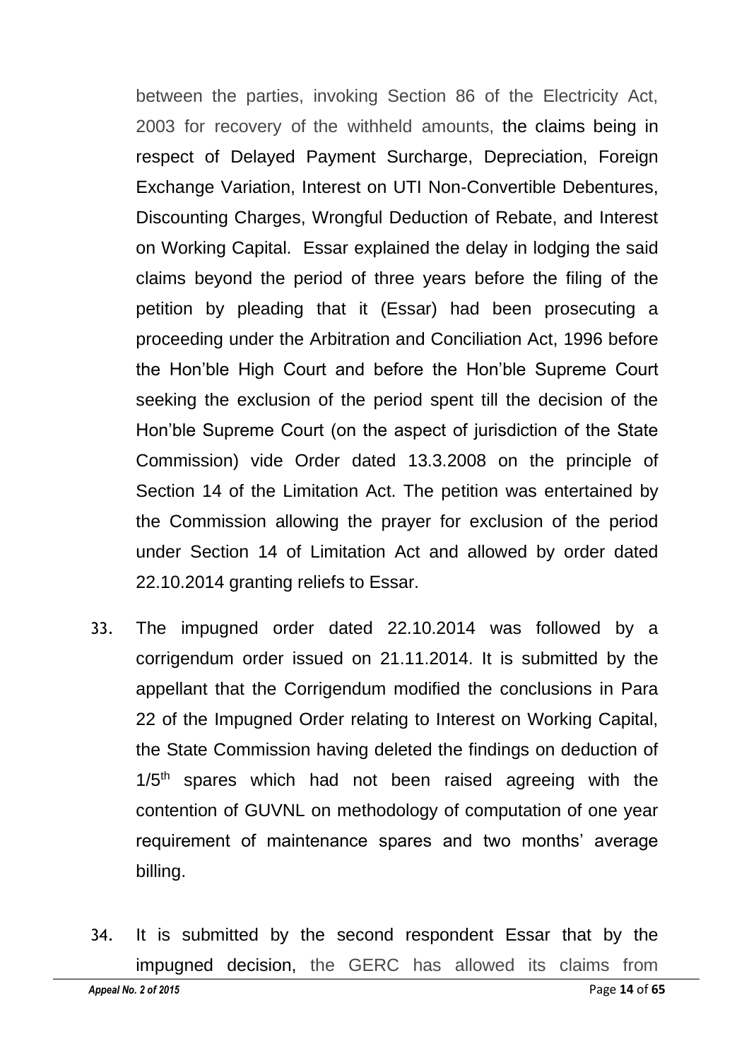between the parties, invoking Section 86 of the Electricity Act, 2003 for recovery of the withheld amounts, the claims being in respect of Delayed Payment Surcharge, Depreciation, Foreign Exchange Variation, Interest on UTI Non-Convertible Debentures, Discounting Charges, Wrongful Deduction of Rebate, and Interest on Working Capital. Essar explained the delay in lodging the said claims beyond the period of three years before the filing of the petition by pleading that it (Essar) had been prosecuting a proceeding under the Arbitration and Conciliation Act, 1996 before the Hon'ble High Court and before the Hon'ble Supreme Court seeking the exclusion of the period spent till the decision of the Hon'ble Supreme Court (on the aspect of jurisdiction of the State Commission) vide Order dated 13.3.2008 on the principle of Section 14 of the Limitation Act. The petition was entertained by the Commission allowing the prayer for exclusion of the period under Section 14 of Limitation Act and allowed by order dated 22.10.2014 granting reliefs to Essar.

33. The impugned order dated 22.10.2014 was followed by a corrigendum order issued on 21.11.2014. It is submitted by the appellant that the Corrigendum modified the conclusions in Para 22 of the Impugned Order relating to Interest on Working Capital, the State Commission having deleted the findings on deduction of 1/5$^{th}$ spares which had not been raised agreeing with the contention of GUVNL on methodology of computation of one year requirement of maintenance spares and two months' average billing.

34. It is submitted by the second respondent Essar that by the impugned decision, the GERC has allowed its claims from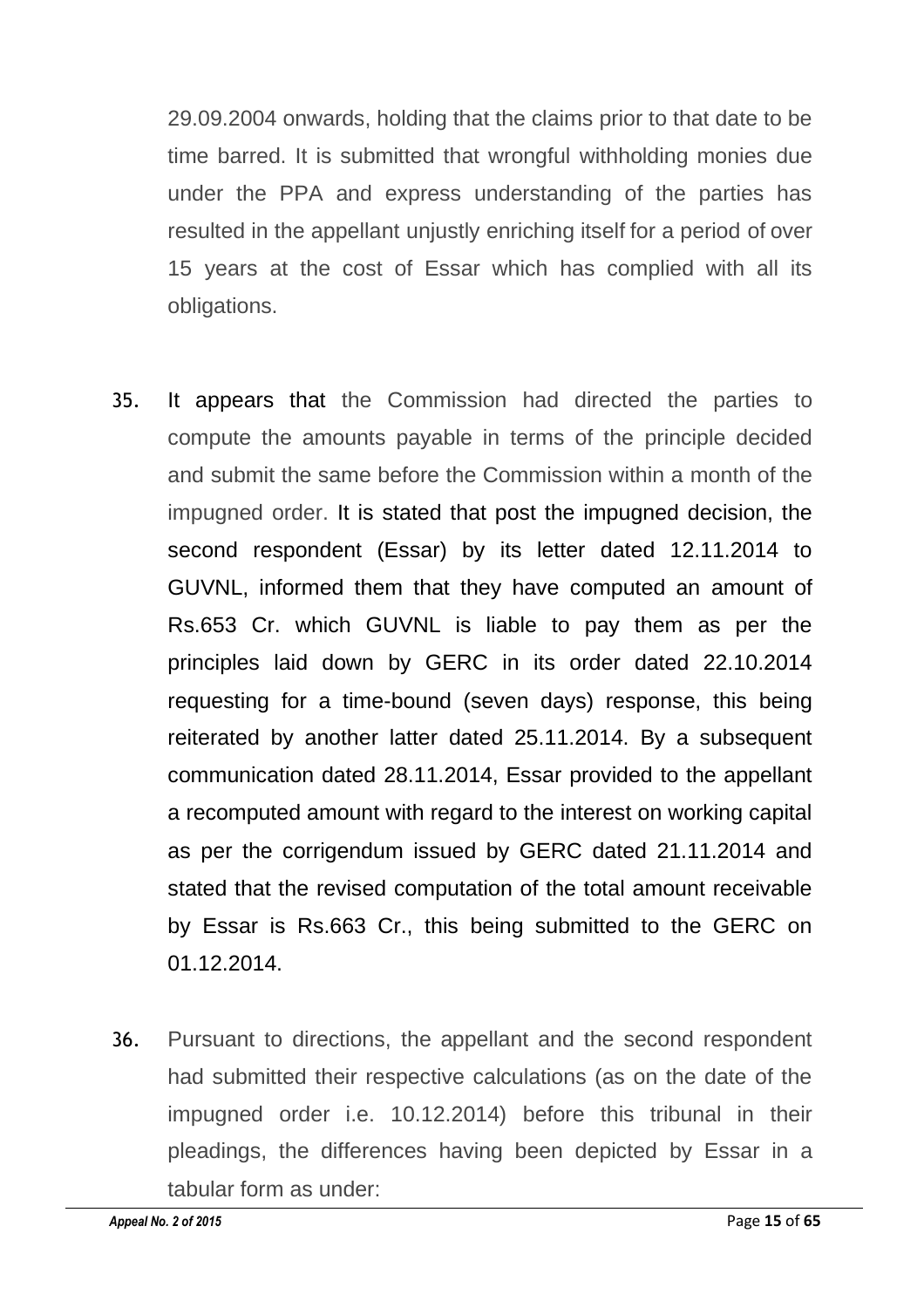29.09.2004 onwards, holding that the claims prior to that date to be time barred. It is submitted that wrongful withholding monies due under the PPA and express understanding of the parties has resulted in the appellant unjustly enriching itself for a period of over 15 years at the cost of Essar which has complied with all its obligations.

35. It appears that the Commission had directed the parties to compute the amounts payable in terms of the principle decided and submit the same before the Commission within a month of the impugned order. It is stated that post the impugned decision, the second respondent (Essar) by its letter dated 12.11.2014 to GUVNL, informed them that they have computed an amount of Rs.653 Cr. which GUVNL is liable to pay them as per the principles laid down by GERC in its order dated 22.10.2014 requesting for a time-bound (seven days) response, this being reiterated by another latter dated 25.11.2014. By a subsequent communication dated 28.11.2014, Essar provided to the appellant a recomputed amount with regard to the interest on working capital as per the corrigendum issued by GERC dated 21.11.2014 and stated that the revised computation of the total amount receivable by Essar is Rs.663 Cr., this being submitted to the GERC on 01.12.2014.

36. Pursuant to directions, the appellant and the second respondent had submitted their respective calculations (as on the date of the impugned order i.e. 10.12.2014) before this tribunal in their pleadings, the differences having been depicted by Essar in a tabular form as under: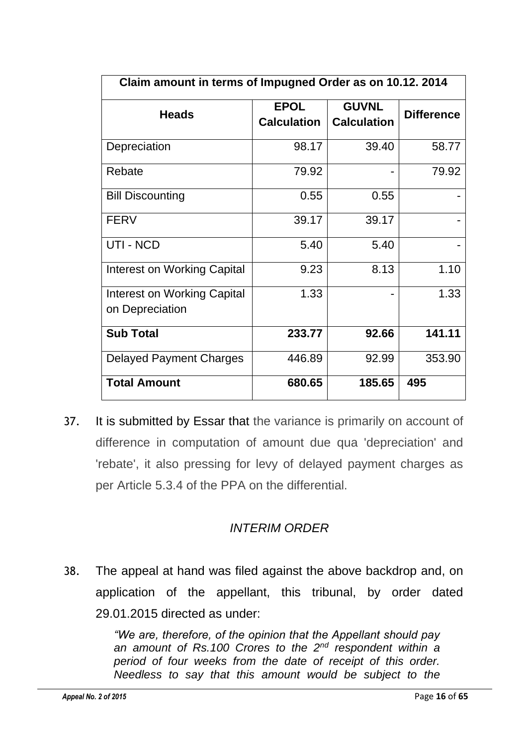| Claim amount in terms of Impugned Order as on 10.12. 2014 | | | |
|---|---|---|---|
| **Heads** | **EPOL Calculation** | **GUVNL Calculation** | **Difference** |
| Depreciation | 98.17 | 39.40 | 58.77 |
| Rebate | 79.92 | - | 79.92 |
| Bill Discounting | 0.55 | 0.55 | - |
| FERV | 39.17 | 39.17 | - |
| UTI - NCD | 5.40 | 5.40 | - |
| Interest on Working Capital | 9.23 | 8.13 | 1.10 |
| Interest on Working Capital on Depreciation | 1.33 | - | 1.33 |
| **Sub Total** | **233.77** | **92.66** | **141.11** |
| Delayed Payment Charges | 446.89 | 92.99 | 353.90 |
| **Total Amount** | **680.65** | **185.65** | **495** |

37. It is submitted by Essar that the variance is primarily on account of difference in computation of amount due qua 'depreciation' and 'rebate', it also pressing for levy of delayed payment charges as per Article 5.3.4 of the PPA on the differential.

*INTERIM ORDER*

38. The appeal at hand was filed against the above backdrop and, on application of the appellant, this tribunal, by order dated 29.01.2015 directed as under:

> *"We are, therefore, of the opinion that the Appellant should pay an amount of Rs.100 Crores to the 2nd respondent within a period of four weeks from the date of receipt of this order. Needless to say that this amount would be subject to the*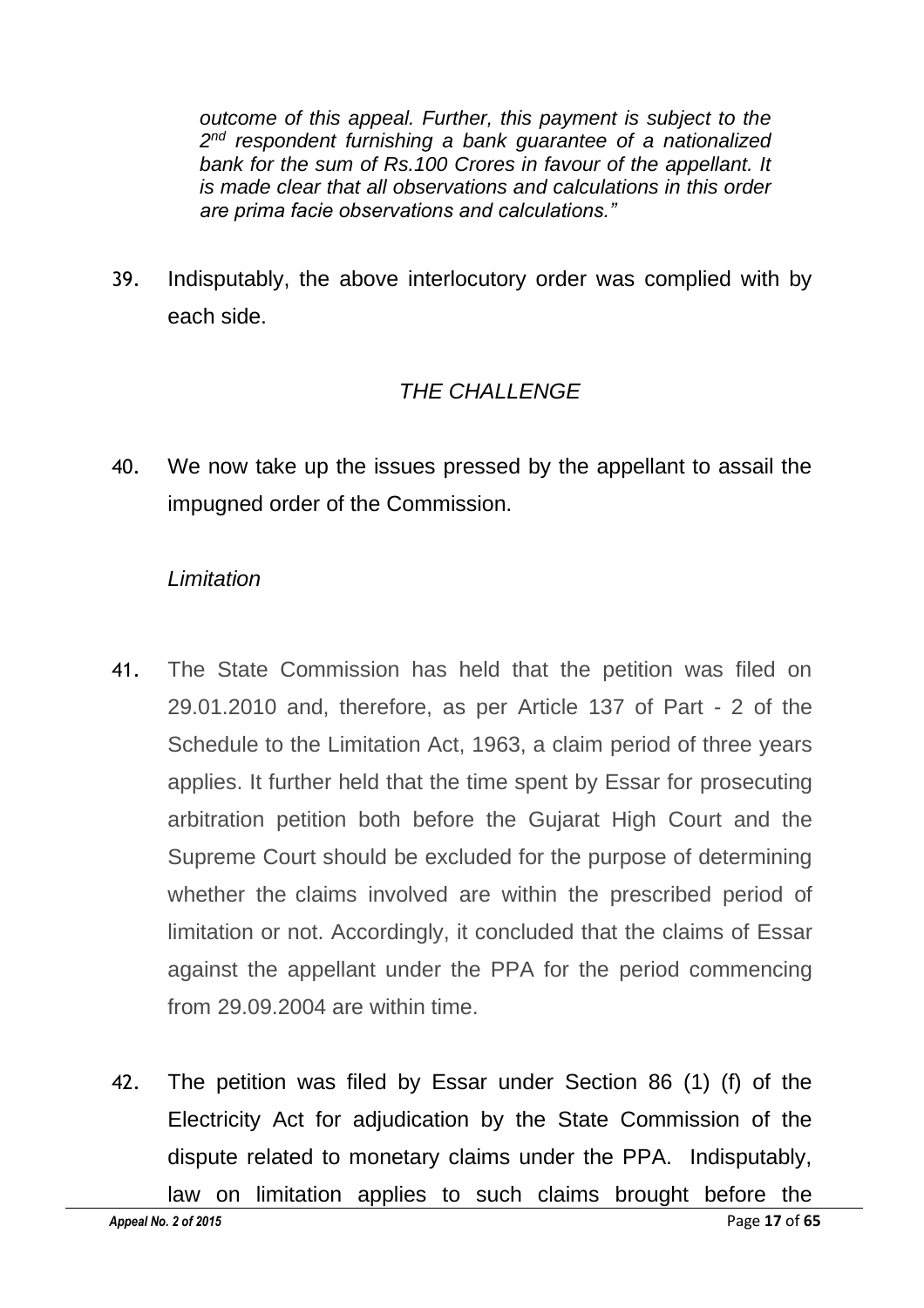*outcome of this appeal. Further, this payment is subject to the 2nd respondent furnishing a bank guarantee of a nationalized bank for the sum of Rs.100 Crores in favour of the appellant. It is made clear that all observations and calculations in this order are prima facie observations and calculations."*

39. Indisputably, the above interlocutory order was complied with by each side.

## *THE CHALLENGE*

40. We now take up the issues pressed by the appellant to assail the impugned order of the Commission.

### *Limitation*

41. The State Commission has held that the petition was filed on 29.01.2010 and, therefore, as per Article 137 of Part - 2 of the Schedule to the Limitation Act, 1963, a claim period of three years applies. It further held that the time spent by Essar for prosecuting arbitration petition both before the Gujarat High Court and the Supreme Court should be excluded for the purpose of determining whether the claims involved are within the prescribed period of limitation or not. Accordingly, it concluded that the claims of Essar against the appellant under the PPA for the period commencing from 29.09.2004 are within time.

42. The petition was filed by Essar under Section 86 (1) (f) of the Electricity Act for adjudication by the State Commission of the dispute related to monetary claims under the PPA. Indisputably, law on limitation applies to such claims brought before the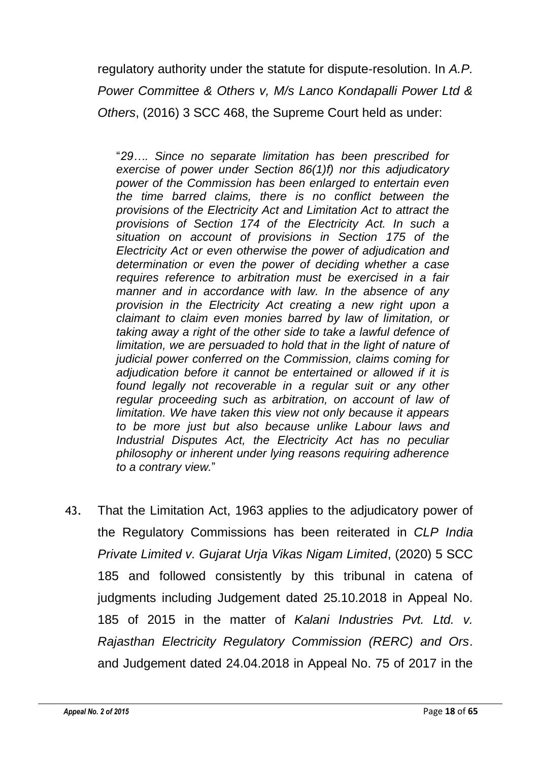regulatory authority under the statute for dispute-resolution. In *A.P. Power Committee & Others v, M/s Lanco Kondapalli Power Ltd & Others*, (2016) 3 SCC 468, the Supreme Court held as under:

> "*29…. Since no separate limitation has been prescribed for exercise of power under Section 86(1)f) nor this adjudicatory power of the Commission has been enlarged to entertain even the time barred claims, there is no conflict between the provisions of the Electricity Act and Limitation Act to attract the provisions of Section 174 of the Electricity Act. In such a situation on account of provisions in Section 175 of the Electricity Act or even otherwise the power of adjudication and determination or even the power of deciding whether a case requires reference to arbitration must be exercised in a fair manner and in accordance with law. In the absence of any provision in the Electricity Act creating a new right upon a claimant to claim even monies barred by law of limitation, or taking away a right of the other side to take a lawful defence of limitation, we are persuaded to hold that in the light of nature of judicial power conferred on the Commission, claims coming for adjudication before it cannot be entertained or allowed if it is found legally not recoverable in a regular suit or any other regular proceeding such as arbitration, on account of law of limitation. We have taken this view not only because it appears to be more just but also because unlike Labour laws and Industrial Disputes Act, the Electricity Act has no peculiar philosophy or inherent under lying reasons requiring adherence to a contrary view.*"

43. That the Limitation Act, 1963 applies to the adjudicatory power of the Regulatory Commissions has been reiterated in *CLP India Private Limited v. Gujarat Urja Vikas Nigam Limited*, (2020) 5 SCC 185 and followed consistently by this tribunal in catena of judgments including Judgement dated 25.10.2018 in Appeal No. 185 of 2015 in the matter of *Kalani Industries Pvt. Ltd. v. Rajasthan Electricity Regulatory Commission (RERC) and Ors*. and Judgement dated 24.04.2018 in Appeal No. 75 of 2017 in the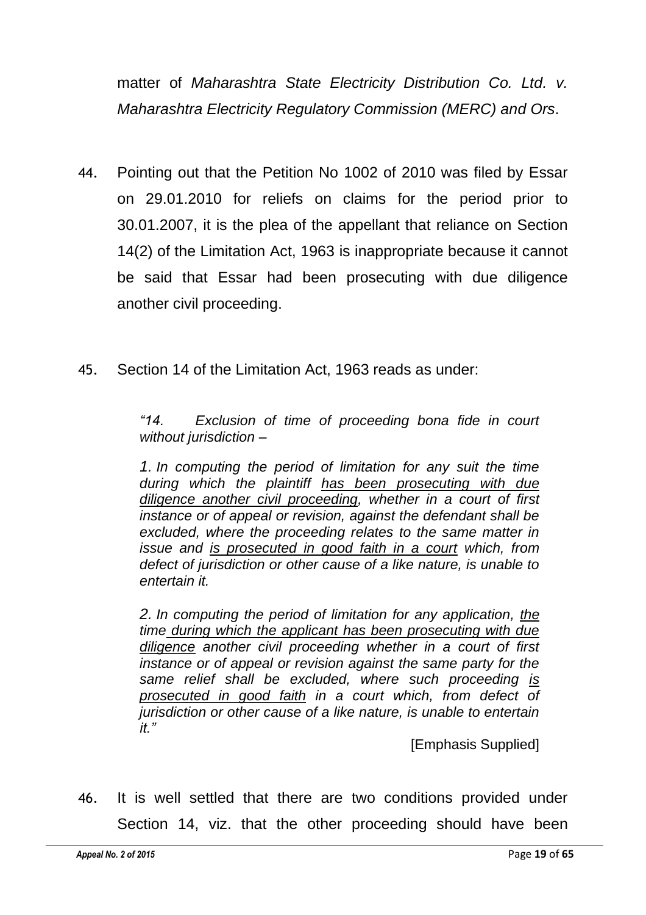matter of *Maharashtra State Electricity Distribution Co. Ltd. v. Maharashtra Electricity Regulatory Commission (MERC) and Ors*.

44. Pointing out that the Petition No 1002 of 2010 was filed by Essar on 29.01.2010 for reliefs on claims for the period prior to 30.01.2007, it is the plea of the appellant that reliance on Section 14(2) of the Limitation Act, 1963 is inappropriate because it cannot be said that Essar had been prosecuting with due diligence another civil proceeding.

45. Section 14 of the Limitation Act, 1963 reads as under:

> *"14. Exclusion of time of proceeding bona fide in court without jurisdiction –*
>
> *1. In computing the period of limitation for any suit the time during which the plaintiff <u>has been prosecuting with due diligence another civil proceeding</u>, whether in a court of first instance or of appeal or revision, against the defendant shall be excluded, where the proceeding relates to the same matter in issue and <u>is prosecuted in good faith in a court</u> which, from defect of jurisdiction or other cause of a like nature, is unable to entertain it.*
>
> *2. In computing the period of limitation for any application, <u>the time during which the applicant has been prosecuting with due diligence</u> another civil proceeding whether in a court of first instance or of appeal or revision against the same party for the same relief shall be excluded, where such proceeding <u>is prosecuted in good faith</u> in a court which, from defect of jurisdiction or other cause of a like nature, is unable to entertain it."*
>
> [Emphasis Supplied]

46. It is well settled that there are two conditions provided under Section 14, viz. that the other proceeding should have been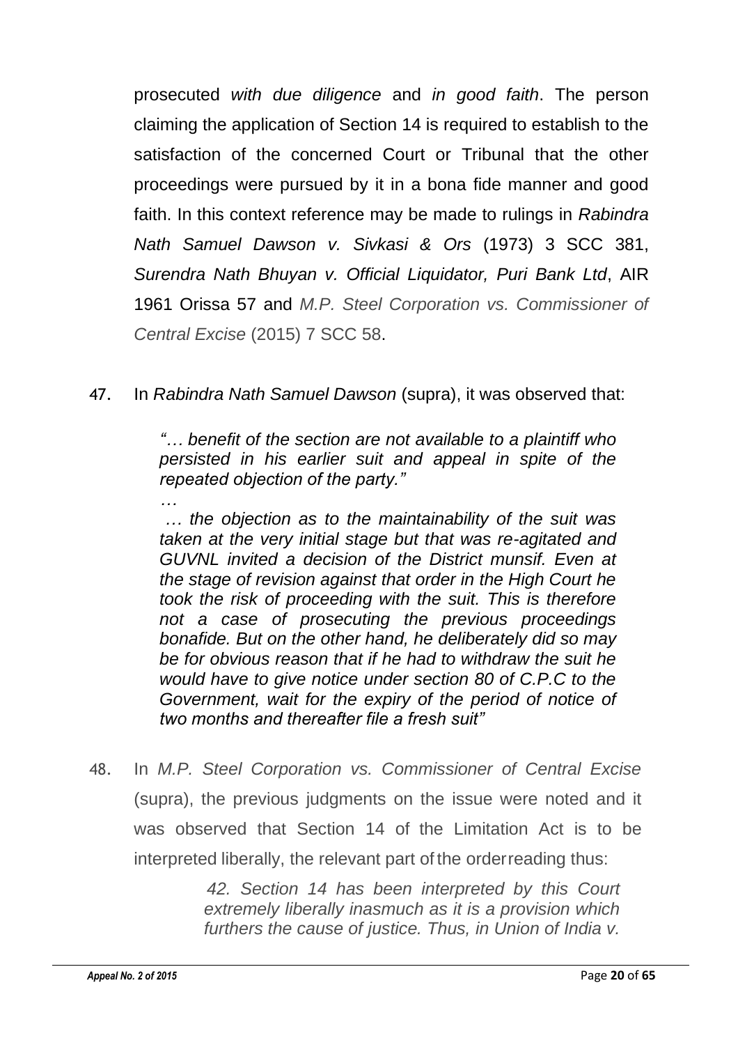prosecuted *with due diligence* and *in good faith*. The person claiming the application of Section 14 is required to establish to the satisfaction of the concerned Court or Tribunal that the other proceedings were pursued by it in a bona fide manner and good faith. In this context reference may be made to rulings in *Rabindra Nath Samuel Dawson v. Sivkasi & Ors* (1973) 3 SCC 381, *Surendra Nath Bhuyan v. Official Liquidator, Puri Bank Ltd*, AIR 1961 Orissa 57 and *M.P. Steel Corporation vs. Commissioner of Central Excise* (2015) 7 SCC 58.

47. In *Rabindra Nath Samuel Dawson* (supra), it was observed that:

> *"… benefit of the section are not available to a plaintiff who persisted in his earlier suit and appeal in spite of the repeated objection of the party."*
>
> *…*
>
> *… the objection as to the maintainability of the suit was taken at the very initial stage but that was re-agitated and GUVNL invited a decision of the District munsif. Even at the stage of revision against that order in the High Court he took the risk of proceeding with the suit. This is therefore not a case of prosecuting the previous proceedings bonafide. But on the other hand, he deliberately did so may be for obvious reason that if he had to withdraw the suit he would have to give notice under section 80 of C.P.C to the Government, wait for the expiry of the period of notice of two months and thereafter file a fresh suit"*

48. In *M.P. Steel Corporation vs. Commissioner of Central Excise* (supra), the previous judgments on the issue were noted and it was observed that Section 14 of the Limitation Act is to be interpreted liberally, the relevant part of the orderreading thus:

> *42. Section 14 has been interpreted by this Court extremely liberally inasmuch as it is a provision which furthers the cause of justice. Thus, in Union of India v.*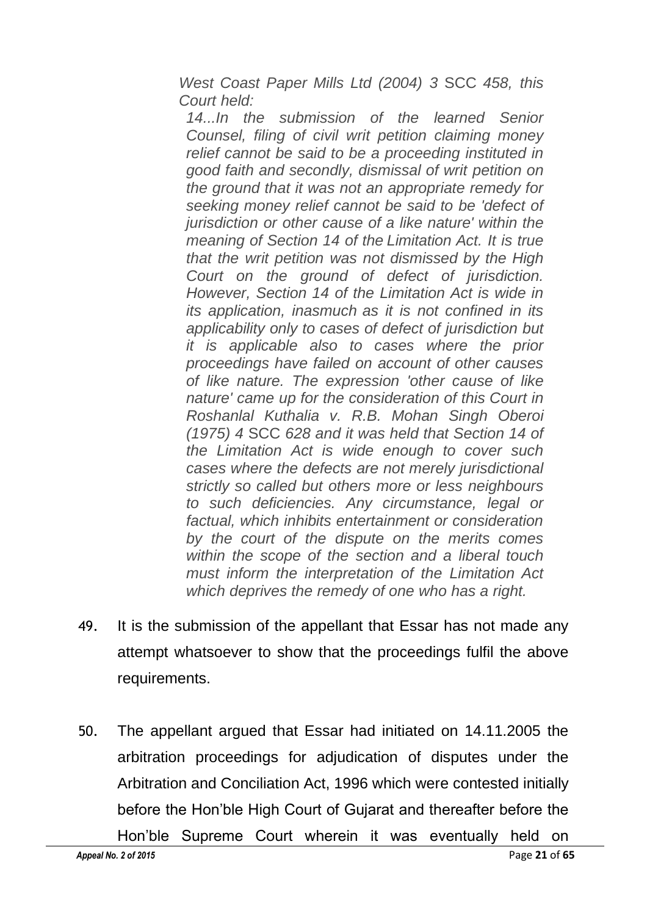*West Coast Paper Mills Ltd (2004) 3 SCC 458, this Court held:*

*14...In the submission of the learned Senior Counsel, filing of civil writ petition claiming money relief cannot be said to be a proceeding instituted in good faith and secondly, dismissal of writ petition on the ground that it was not an appropriate remedy for seeking money relief cannot be said to be 'defect of jurisdiction or other cause of a like nature' within the meaning of Section 14 of the Limitation Act. It is true that the writ petition was not dismissed by the High Court on the ground of defect of jurisdiction. However, Section 14 of the Limitation Act is wide in its application, inasmuch as it is not confined in its applicability only to cases of defect of jurisdiction but it is applicable also to cases where the prior proceedings have failed on account of other causes of like nature. The expression 'other cause of like nature' came up for the consideration of this Court in Roshanlal Kuthalia v. R.B. Mohan Singh Oberoi (1975) 4 SCC 628 and it was held that Section 14 of the Limitation Act is wide enough to cover such cases where the defects are not merely jurisdictional strictly so called but others more or less neighbours to such deficiencies. Any circumstance, legal or factual, which inhibits entertainment or consideration by the court of the dispute on the merits comes within the scope of the section and a liberal touch must inform the interpretation of the Limitation Act which deprives the remedy of one who has a right.*

49. It is the submission of the appellant that Essar has not made any attempt whatsoever to show that the proceedings fulfil the above requirements.

50. The appellant argued that Essar had initiated on 14.11.2005 the arbitration proceedings for adjudication of disputes under the Arbitration and Conciliation Act, 1996 which were contested initially before the Hon'ble High Court of Gujarat and thereafter before the Hon'ble Supreme Court wherein it was eventually held on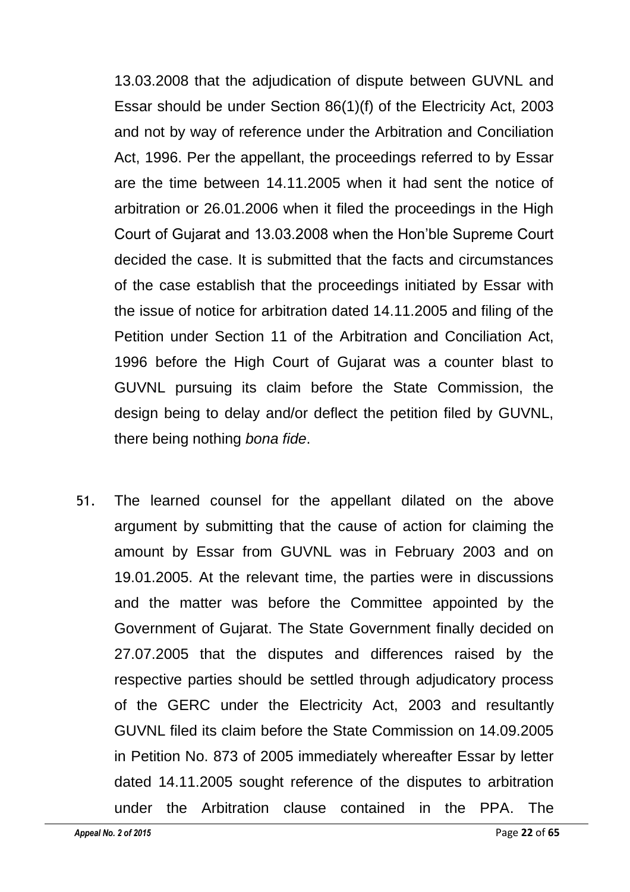13.03.2008 that the adjudication of dispute between GUVNL and Essar should be under Section 86(1)(f) of the Electricity Act, 2003 and not by way of reference under the Arbitration and Conciliation Act, 1996. Per the appellant, the proceedings referred to by Essar are the time between 14.11.2005 when it had sent the notice of arbitration or 26.01.2006 when it filed the proceedings in the High Court of Gujarat and 13.03.2008 when the Hon'ble Supreme Court decided the case. It is submitted that the facts and circumstances of the case establish that the proceedings initiated by Essar with the issue of notice for arbitration dated 14.11.2005 and filing of the Petition under Section 11 of the Arbitration and Conciliation Act, 1996 before the High Court of Gujarat was a counter blast to GUVNL pursuing its claim before the State Commission, the design being to delay and/or deflect the petition filed by GUVNL, there being nothing *bona fide*.

51. The learned counsel for the appellant dilated on the above argument by submitting that the cause of action for claiming the amount by Essar from GUVNL was in February 2003 and on 19.01.2005. At the relevant time, the parties were in discussions and the matter was before the Committee appointed by the Government of Gujarat. The State Government finally decided on 27.07.2005 that the disputes and differences raised by the respective parties should be settled through adjudicatory process of the GERC under the Electricity Act, 2003 and resultantly GUVNL filed its claim before the State Commission on 14.09.2005 in Petition No. 873 of 2005 immediately whereafter Essar by letter dated 14.11.2005 sought reference of the disputes to arbitration under the Arbitration clause contained in the PPA. The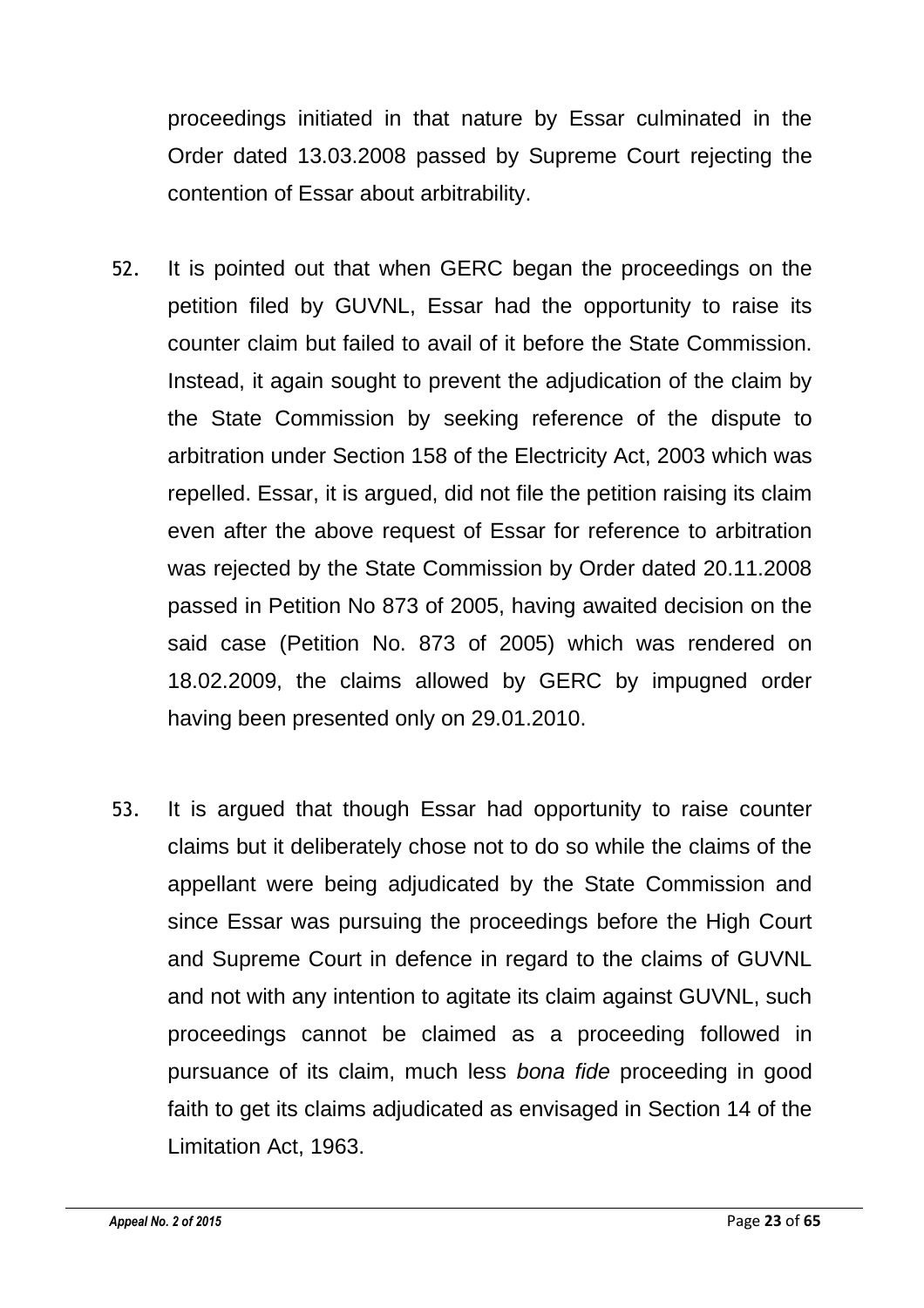proceedings initiated in that nature by Essar culminated in the Order dated 13.03.2008 passed by Supreme Court rejecting the contention of Essar about arbitrability.

52. It is pointed out that when GERC began the proceedings on the petition filed by GUVNL, Essar had the opportunity to raise its counter claim but failed to avail of it before the State Commission. Instead, it again sought to prevent the adjudication of the claim by the State Commission by seeking reference of the dispute to arbitration under Section 158 of the Electricity Act, 2003 which was repelled. Essar, it is argued, did not file the petition raising its claim even after the above request of Essar for reference to arbitration was rejected by the State Commission by Order dated 20.11.2008 passed in Petition No 873 of 2005, having awaited decision on the said case (Petition No. 873 of 2005) which was rendered on 18.02.2009, the claims allowed by GERC by impugned order having been presented only on 29.01.2010.

53. It is argued that though Essar had opportunity to raise counter claims but it deliberately chose not to do so while the claims of the appellant were being adjudicated by the State Commission and since Essar was pursuing the proceedings before the High Court and Supreme Court in defence in regard to the claims of GUVNL and not with any intention to agitate its claim against GUVNL, such proceedings cannot be claimed as a proceeding followed in pursuance of its claim, much less *bona fide* proceeding in good faith to get its claims adjudicated as envisaged in Section 14 of the Limitation Act, 1963.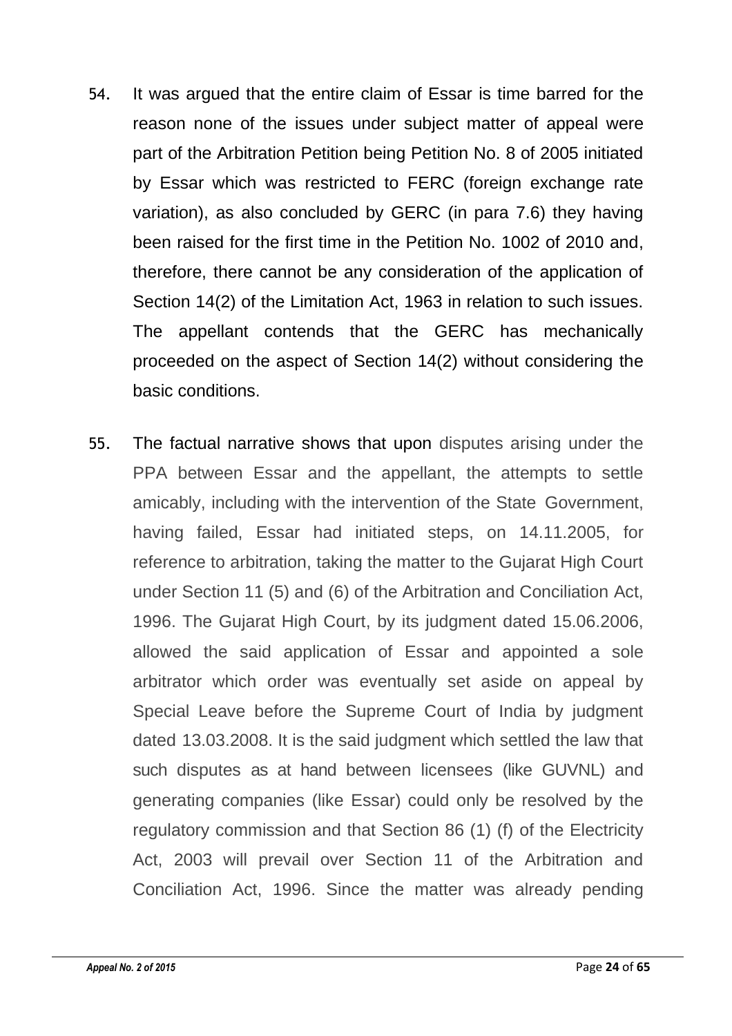54. It was argued that the entire claim of Essar is time barred for the reason none of the issues under subject matter of appeal were part of the Arbitration Petition being Petition No. 8 of 2005 initiated by Essar which was restricted to FERC (foreign exchange rate variation), as also concluded by GERC (in para 7.6) they having been raised for the first time in the Petition No. 1002 of 2010 and, therefore, there cannot be any consideration of the application of Section 14(2) of the Limitation Act, 1963 in relation to such issues. The appellant contends that the GERC has mechanically proceeded on the aspect of Section 14(2) without considering the basic conditions.

55. The factual narrative shows that upon disputes arising under the PPA between Essar and the appellant, the attempts to settle amicably, including with the intervention of the State Government, having failed, Essar had initiated steps, on 14.11.2005, for reference to arbitration, taking the matter to the Gujarat High Court under Section 11 (5) and (6) of the Arbitration and Conciliation Act, 1996. The Gujarat High Court, by its judgment dated 15.06.2006, allowed the said application of Essar and appointed a sole arbitrator which order was eventually set aside on appeal by Special Leave before the Supreme Court of India by judgment dated 13.03.2008. It is the said judgment which settled the law that such disputes as at hand between licensees (like GUVNL) and generating companies (like Essar) could only be resolved by the regulatory commission and that Section 86 (1) (f) of the Electricity Act, 2003 will prevail over Section 11 of the Arbitration and Conciliation Act, 1996. Since the matter was already pending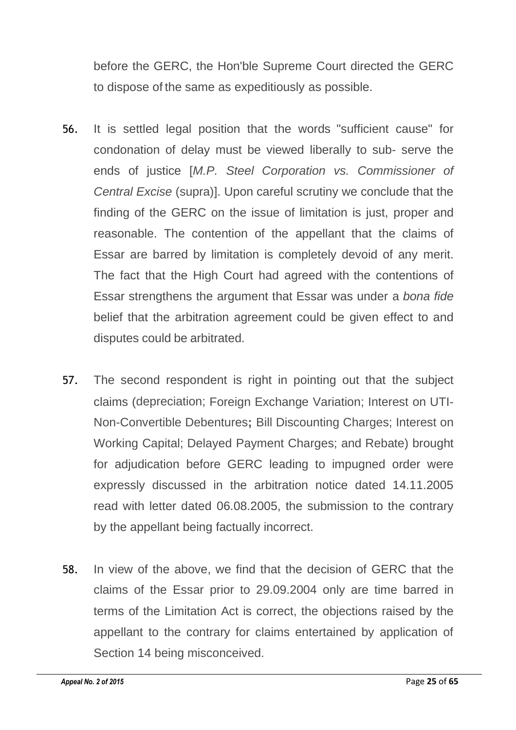before the GERC, the Hon'ble Supreme Court directed the GERC to dispose of the same as expeditiously as possible.

56. It is settled legal position that the words "sufficient cause" for condonation of delay must be viewed liberally to sub- serve the ends of justice [*M.P. Steel Corporation vs. Commissioner of Central Excise* (supra)]. Upon careful scrutiny we conclude that the finding of the GERC on the issue of limitation is just, proper and reasonable. The contention of the appellant that the claims of Essar are barred by limitation is completely devoid of any merit. The fact that the High Court had agreed with the contentions of Essar strengthens the argument that Essar was under a *bona fide* belief that the arbitration agreement could be given effect to and disputes could be arbitrated.

57. The second respondent is right in pointing out that the subject claims (depreciation; Foreign Exchange Variation; Interest on UTI-Non-Convertible Debentures**;** Bill Discounting Charges; Interest on Working Capital; Delayed Payment Charges; and Rebate) brought for adjudication before GERC leading to impugned order were expressly discussed in the arbitration notice dated 14.11.2005 read with letter dated 06.08.2005, the submission to the contrary by the appellant being factually incorrect.

58. In view of the above, we find that the decision of GERC that the claims of the Essar prior to 29.09.2004 only are time barred in terms of the Limitation Act is correct, the objections raised by the appellant to the contrary for claims entertained by application of Section 14 being misconceived.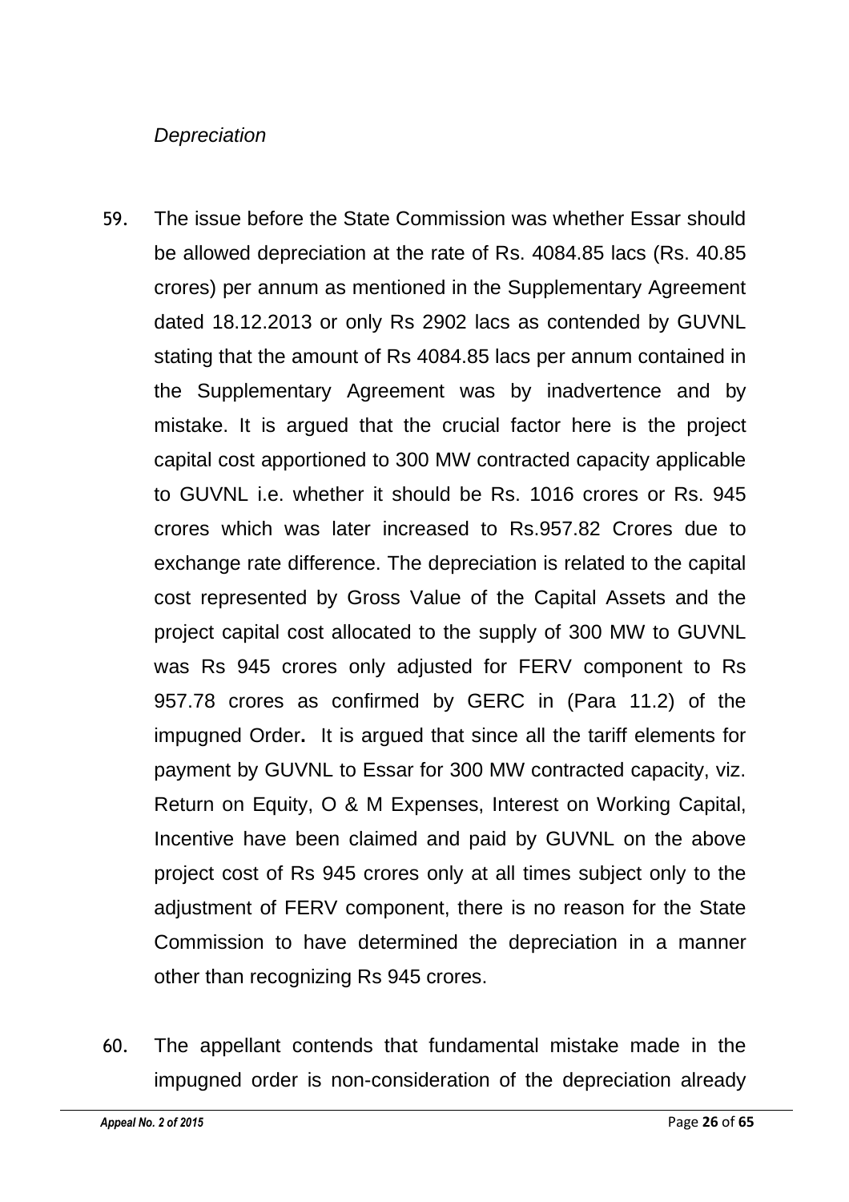*Depreciation*

59. The issue before the State Commission was whether Essar should be allowed depreciation at the rate of Rs. 4084.85 lacs (Rs. 40.85 crores) per annum as mentioned in the Supplementary Agreement dated 18.12.2013 or only Rs 2902 lacs as contended by GUVNL stating that the amount of Rs 4084.85 lacs per annum contained in the Supplementary Agreement was by inadvertence and by mistake. It is argued that the crucial factor here is the project capital cost apportioned to 300 MW contracted capacity applicable to GUVNL i.e. whether it should be Rs. 1016 crores or Rs. 945 crores which was later increased to Rs.957.82 Crores due to exchange rate difference. The depreciation is related to the capital cost represented by Gross Value of the Capital Assets and the project capital cost allocated to the supply of 300 MW to GUVNL was Rs 945 crores only adjusted for FERV component to Rs 957.78 crores as confirmed by GERC in (Para 11.2) of the impugned Order**.** It is argued that since all the tariff elements for payment by GUVNL to Essar for 300 MW contracted capacity, viz. Return on Equity, O & M Expenses, Interest on Working Capital, Incentive have been claimed and paid by GUVNL on the above project cost of Rs 945 crores only at all times subject only to the adjustment of FERV component, there is no reason for the State Commission to have determined the depreciation in a manner other than recognizing Rs 945 crores.

60. The appellant contends that fundamental mistake made in the impugned order is non-consideration of the depreciation already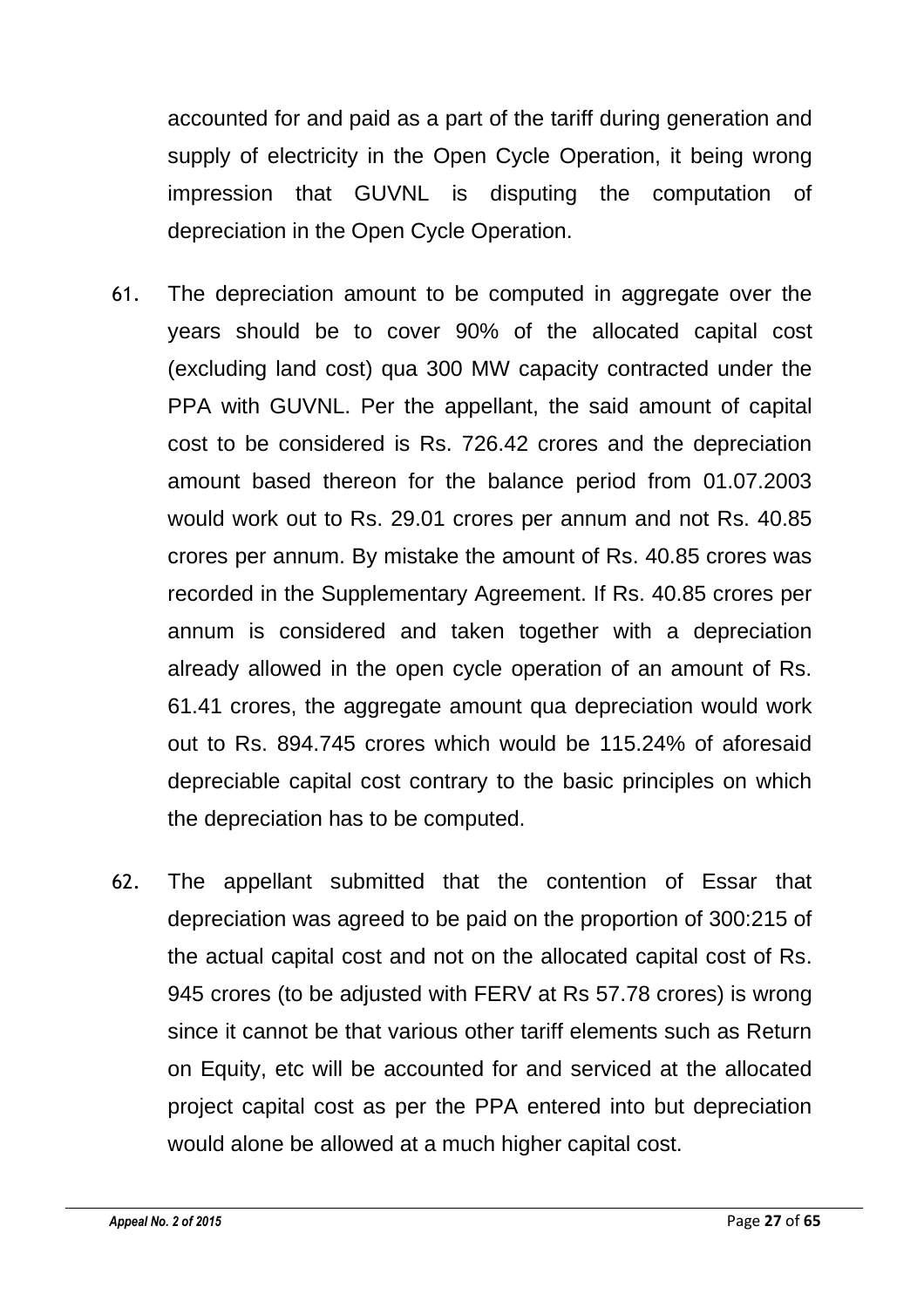accounted for and paid as a part of the tariff during generation and supply of electricity in the Open Cycle Operation, it being wrong impression that GUVNL is disputing the computation of depreciation in the Open Cycle Operation.

61. The depreciation amount to be computed in aggregate over the years should be to cover 90% of the allocated capital cost (excluding land cost) qua 300 MW capacity contracted under the PPA with GUVNL. Per the appellant, the said amount of capital cost to be considered is Rs. 726.42 crores and the depreciation amount based thereon for the balance period from 01.07.2003 would work out to Rs. 29.01 crores per annum and not Rs. 40.85 crores per annum. By mistake the amount of Rs. 40.85 crores was recorded in the Supplementary Agreement. If Rs. 40.85 crores per annum is considered and taken together with a depreciation already allowed in the open cycle operation of an amount of Rs. 61.41 crores, the aggregate amount qua depreciation would work out to Rs. 894.745 crores which would be 115.24% of aforesaid depreciable capital cost contrary to the basic principles on which the depreciation has to be computed.

62. The appellant submitted that the contention of Essar that depreciation was agreed to be paid on the proportion of 300:215 of the actual capital cost and not on the allocated capital cost of Rs. 945 crores (to be adjusted with FERV at Rs 57.78 crores) is wrong since it cannot be that various other tariff elements such as Return on Equity, etc will be accounted for and serviced at the allocated project capital cost as per the PPA entered into but depreciation would alone be allowed at a much higher capital cost.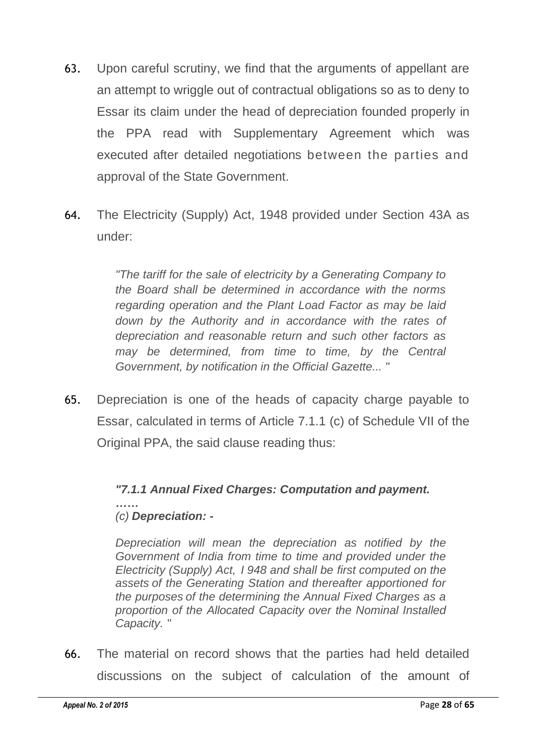63. Upon careful scrutiny, we find that the arguments of appellant are an attempt to wriggle out of contractual obligations so as to deny to Essar its claim under the head of depreciation founded properly in the PPA read with Supplementary Agreement which was executed after detailed negotiations between the parties and approval of the State Government.

64. The Electricity (Supply) Act, 1948 provided under Section 43A as under:

> *"The tariff for the sale of electricity by a Generating Company to the Board shall be determined in accordance with the norms regarding operation and the Plant Load Factor as may be laid down by the Authority and in accordance with the rates of depreciation and reasonable return and such other factors as may be determined, from time to time, by the Central Government, by notification in the Official Gazette... "*

65. Depreciation is one of the heads of capacity charge payable to Essar, calculated in terms of Article 7.1.1 (c) of Schedule VII of the Original PPA, the said clause reading thus:

> ***"7.1.1 Annual Fixed Charges: Computation and payment.***
> ***……***
> *(c)* ***Depreciation: -***
>
> *Depreciation will mean the depreciation as notified by the Government of India from time to time and provided under the Electricity (Supply) Act, I 948 and shall be first computed on the assets of the Generating Station and thereafter apportioned for the purposes of the determining the Annual Fixed Charges as a proportion of the Allocated Capacity over the Nominal Installed Capacity.* "

66. The material on record shows that the parties had held detailed discussions on the subject of calculation of the amount of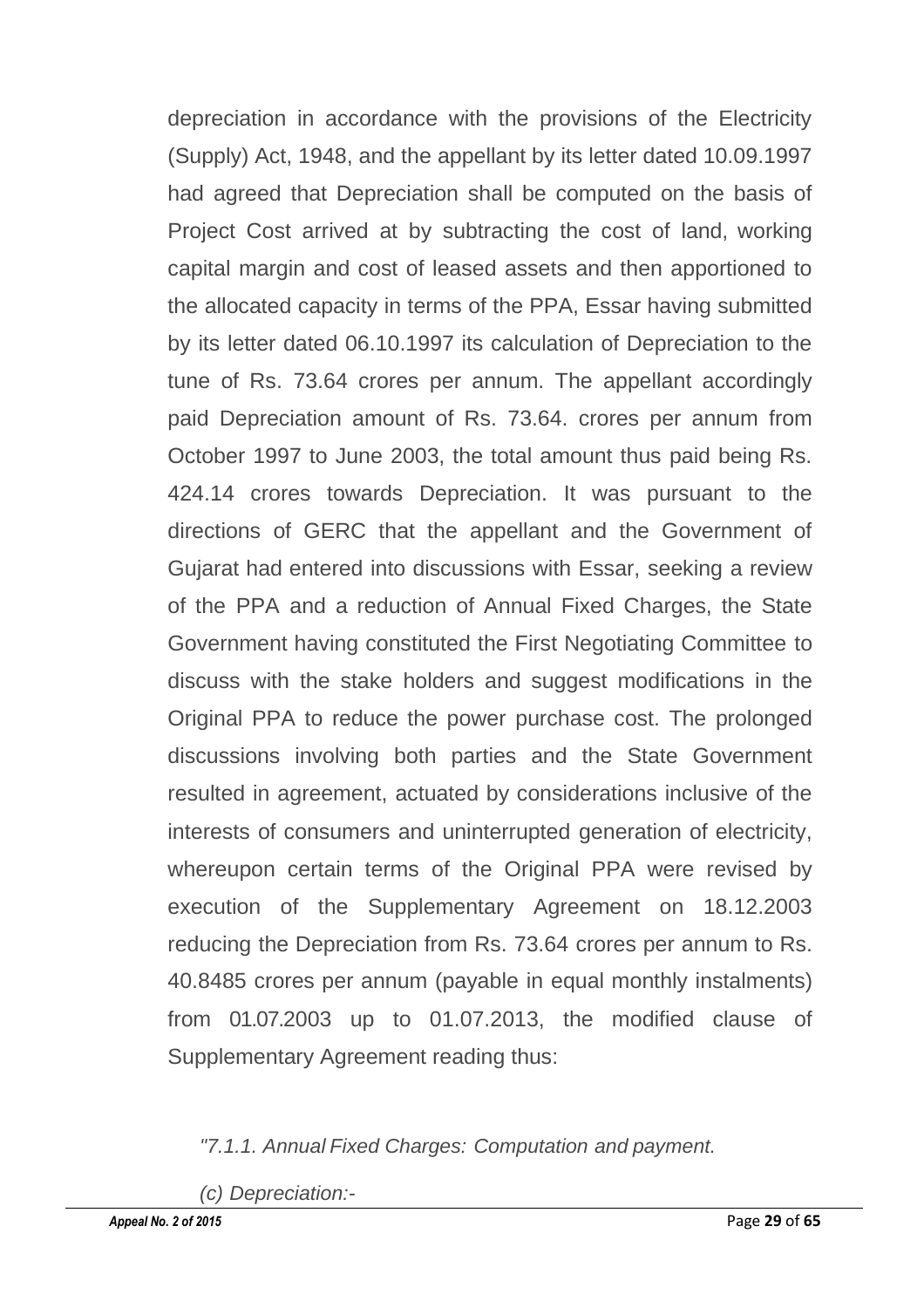depreciation in accordance with the provisions of the Electricity (Supply) Act, 1948, and the appellant by its letter dated 10.09.1997 had agreed that Depreciation shall be computed on the basis of Project Cost arrived at by subtracting the cost of land, working capital margin and cost of leased assets and then apportioned to the allocated capacity in terms of the PPA, Essar having submitted by its letter dated 06.10.1997 its calculation of Depreciation to the tune of Rs. 73.64 crores per annum. The appellant accordingly paid Depreciation amount of Rs. 73.64. crores per annum from October 1997 to June 2003, the total amount thus paid being Rs. 424.14 crores towards Depreciation. It was pursuant to the directions of GERC that the appellant and the Government of Gujarat had entered into discussions with Essar, seeking a review of the PPA and a reduction of Annual Fixed Charges, the State Government having constituted the First Negotiating Committee to discuss with the stake holders and suggest modifications in the Original PPA to reduce the power purchase cost. The prolonged discussions involving both parties and the State Government resulted in agreement, actuated by considerations inclusive of the interests of consumers and uninterrupted generation of electricity, whereupon certain terms of the Original PPA were revised by execution of the Supplementary Agreement on 18.12.2003 reducing the Depreciation from Rs. 73.64 crores per annum to Rs. 40.8485 crores per annum (payable in equal monthly instalments) from 01.07.2003 up to 01.07.2013, the modified clause of Supplementary Agreement reading thus:

*"7.1.1. Annual Fixed Charges: Computation and payment.*

*(c) Depreciation:-*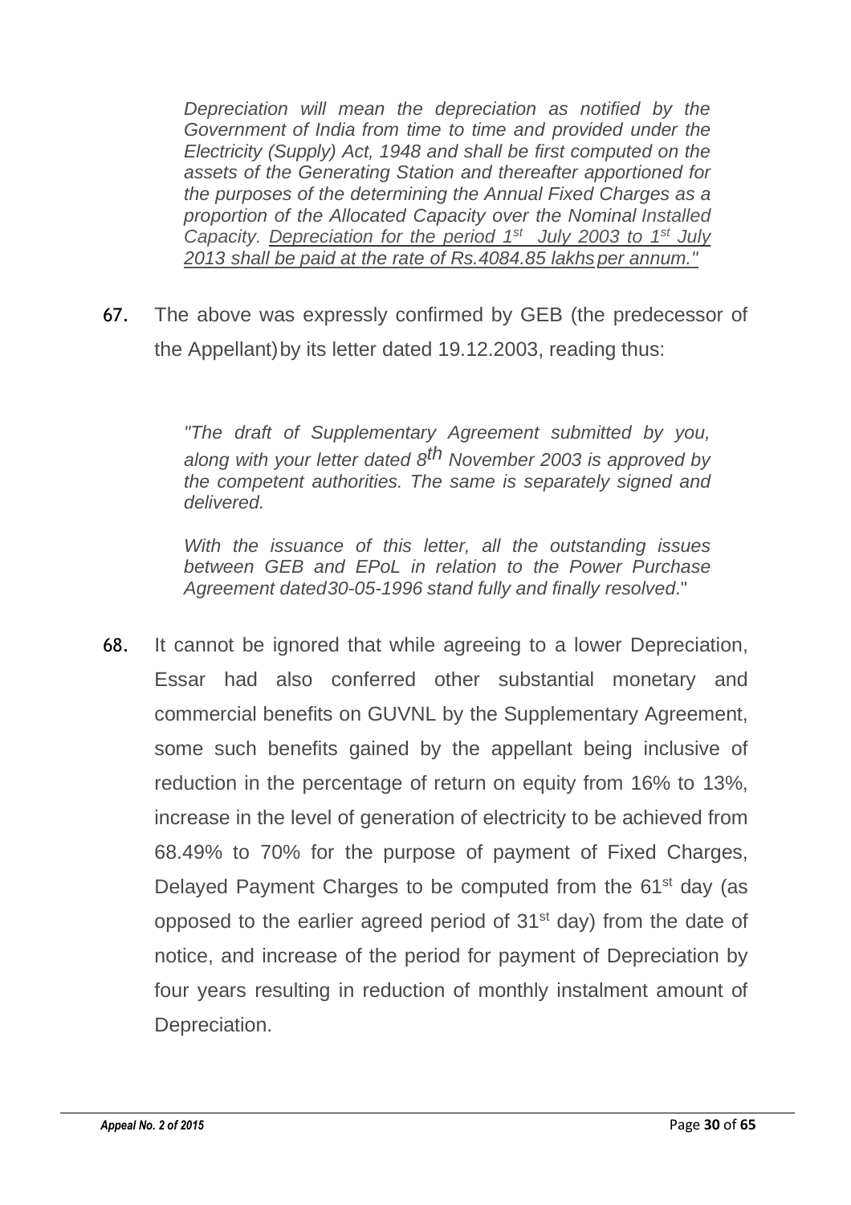*Depreciation will mean the depreciation as notified by the Government of India from time to time and provided under the Electricity (Supply) Act, 1948 and shall be first computed on the assets of the Generating Station and thereafter apportioned for the purposes of the determining the Annual Fixed Charges as a proportion of the Allocated Capacity over the Nominal Installed Capacity. <u>Depreciation for the period 1st July 2003 to 1st July 2013 shall be paid at the rate of Rs.4084.85 lakhs per annum."</u>*

67. The above was expressly confirmed by GEB (the predecessor of the Appellant) by its letter dated 19.12.2003, reading thus:

> *"The draft of Supplementary Agreement submitted by you, along with your letter dated 8th November 2003 is approved by the competent authorities. The same is separately signed and delivered.*
>
> *With the issuance of this letter, all the outstanding issues between GEB and EPoL in relation to the Power Purchase Agreement dated 30-05-1996 stand fully and finally resolved."*

68. It cannot be ignored that while agreeing to a lower Depreciation, Essar had also conferred other substantial monetary and commercial benefits on GUVNL by the Supplementary Agreement, some such benefits gained by the appellant being inclusive of reduction in the percentage of return on equity from 16% to 13%, increase in the level of generation of electricity to be achieved from 68.49% to 70% for the purpose of payment of Fixed Charges, Delayed Payment Charges to be computed from the 61st day (as opposed to the earlier agreed period of 31st day) from the date of notice, and increase of the period for payment of Depreciation by four years resulting in reduction of monthly instalment amount of Depreciation.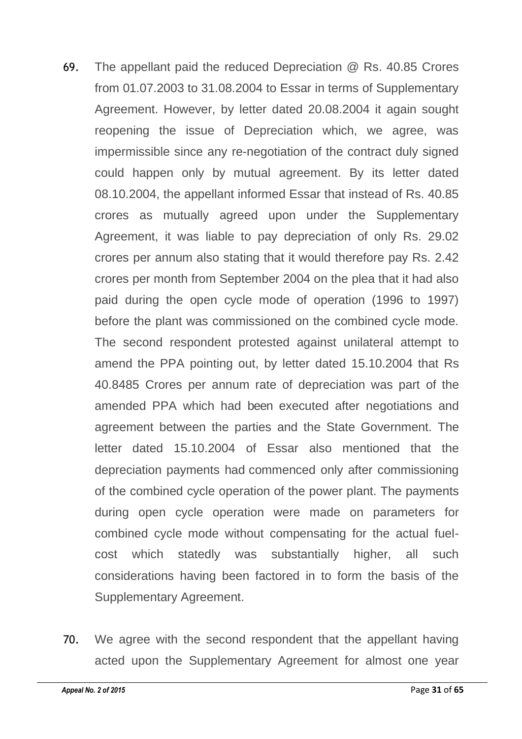69. The appellant paid the reduced Depreciation @ Rs. 40.85 Crores from 01.07.2003 to 31.08.2004 to Essar in terms of Supplementary Agreement. However, by letter dated 20.08.2004 it again sought reopening the issue of Depreciation which, we agree, was impermissible since any re-negotiation of the contract duly signed could happen only by mutual agreement. By its letter dated 08.10.2004, the appellant informed Essar that instead of Rs. 40.85 crores as mutually agreed upon under the Supplementary Agreement, it was liable to pay depreciation of only Rs. 29.02 crores per annum also stating that it would therefore pay Rs. 2.42 crores per month from September 2004 on the plea that it had also paid during the open cycle mode of operation (1996 to 1997) before the plant was commissioned on the combined cycle mode. The second respondent protested against unilateral attempt to amend the PPA pointing out, by letter dated 15.10.2004 that Rs 40.8485 Crores per annum rate of depreciation was part of the amended PPA which had been executed after negotiations and agreement between the parties and the State Government. The letter dated 15.10.2004 of Essar also mentioned that the depreciation payments had commenced only after commissioning of the combined cycle operation of the power plant. The payments during open cycle operation were made on parameters for combined cycle mode without compensating for the actual fuel-cost which statedly was substantially higher, all such considerations having been factored in to form the basis of the Supplementary Agreement.

70. We agree with the second respondent that the appellant having acted upon the Supplementary Agreement for almost one year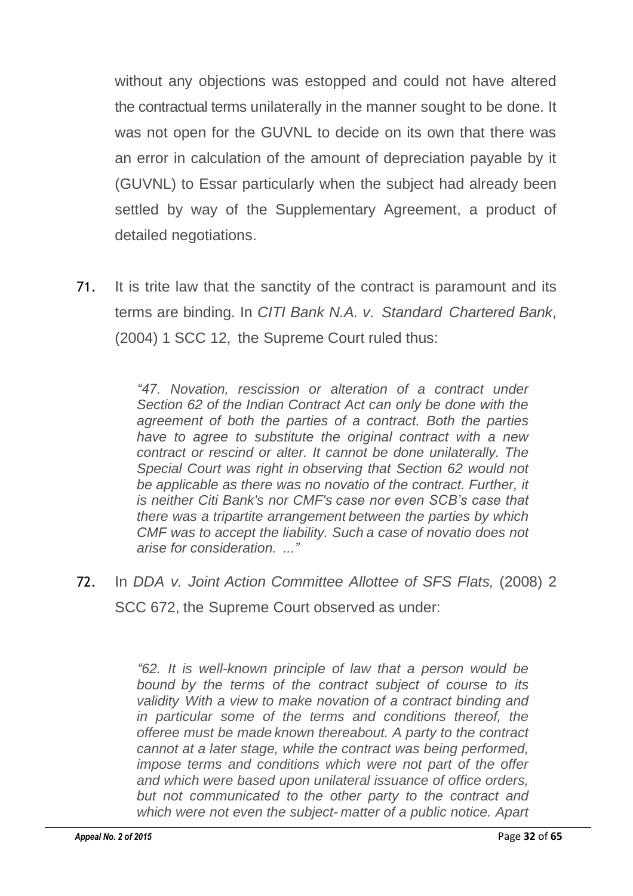without any objections was estopped and could not have altered the contractual terms unilaterally in the manner sought to be done. It was not open for the GUVNL to decide on its own that there was an error in calculation of the amount of depreciation payable by it (GUVNL) to Essar particularly when the subject had already been settled by way of the Supplementary Agreement, a product of detailed negotiations.

71. It is trite law that the sanctity of the contract is paramount and its terms are binding. In *CITI Bank N.A. v. Standard Chartered Bank*, (2004) 1 SCC 12, the Supreme Court ruled thus:

> *"47. Novation, rescission or alteration of a contract under Section 62 of the Indian Contract Act can only be done with the agreement of both the parties of a contract. Both the parties have to agree to substitute the original contract with a new contract or rescind or alter. It cannot be done unilaterally. The Special Court was right in observing that Section 62 would not be applicable as there was no novatio of the contract. Further, it is neither Citi Bank's nor CMF's case nor even SCB's case that there was a tripartite arrangement between the parties by which CMF was to accept the liability. Such a case of novatio does not arise for consideration. ..."*

72. In *DDA v. Joint Action Committee Allottee of SFS Flats,* (2008) 2 SCC 672, the Supreme Court observed as under:

> *"62. It is well-known principle of law that a person would be bound by the terms of the contract subject of course to its validity With a view to make novation of a contract binding and in particular some of the terms and conditions thereof, the offeree must be made known thereabout. A party to the contract cannot at a later stage, while the contract was being performed, impose terms and conditions which were not part of the offer and which were based upon unilateral issuance of office orders, but not communicated to the other party to the contract and which were not even the subject- matter of a public notice. Apart*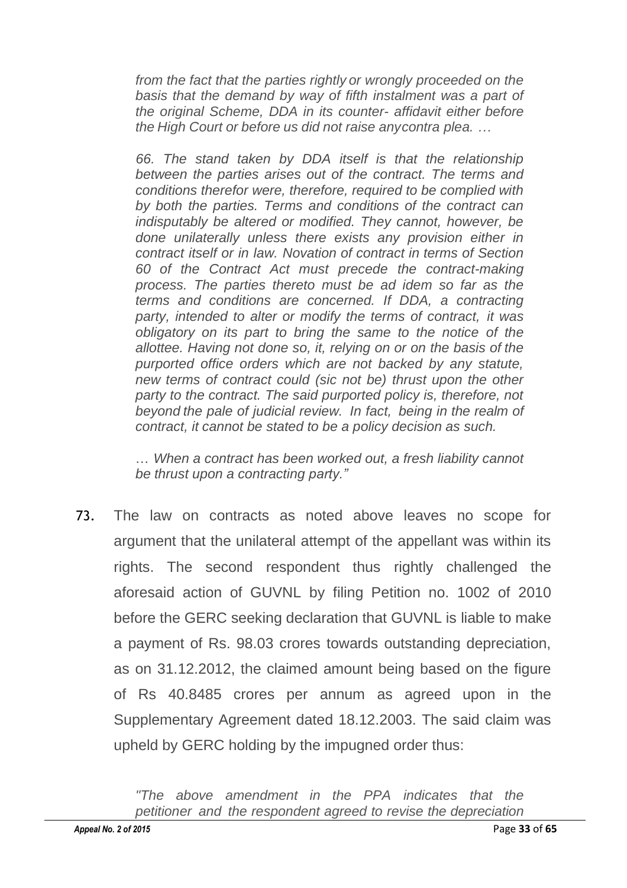*from the fact that the parties rightly or wrongly proceeded on the basis that the demand by way of fifth instalment was a part of the original Scheme, DDA in its counter- affidavit either before the High Court or before us did not raise anycontra plea. …*

*66. The stand taken by DDA itself is that the relationship between the parties arises out of the contract. The terms and conditions therefor were, therefore, required to be complied with by both the parties. Terms and conditions of the contract can indisputably be altered or modified. They cannot, however, be done unilaterally unless there exists any provision either in contract itself or in law. Novation of contract in terms of Section 60 of the Contract Act must precede the contract-making process. The parties thereto must be ad idem so far as the terms and conditions are concerned. If DDA, a contracting party, intended to alter or modify the terms of contract, it was obligatory on its part to bring the same to the notice of the allottee. Having not done so, it, relying on or on the basis of the purported office orders which are not backed by any statute, new terms of contract could (sic not be) thrust upon the other party to the contract. The said purported policy is, therefore, not beyond the pale of judicial review. In fact, being in the realm of contract, it cannot be stated to be a policy decision as such.*

*… When a contract has been worked out, a fresh liability cannot be thrust upon a contracting party."*

73. The law on contracts as noted above leaves no scope for argument that the unilateral attempt of the appellant was within its rights. The second respondent thus rightly challenged the aforesaid action of GUVNL by filing Petition no. 1002 of 2010 before the GERC seeking declaration that GUVNL is liable to make a payment of Rs. 98.03 crores towards outstanding depreciation, as on 31.12.2012, the claimed amount being based on the figure of Rs 40.8485 crores per annum as agreed upon in the Supplementary Agreement dated 18.12.2003. The said claim was upheld by GERC holding by the impugned order thus:

*"The above amendment in the PPA indicates that the petitioner and the respondent agreed to revise the depreciation*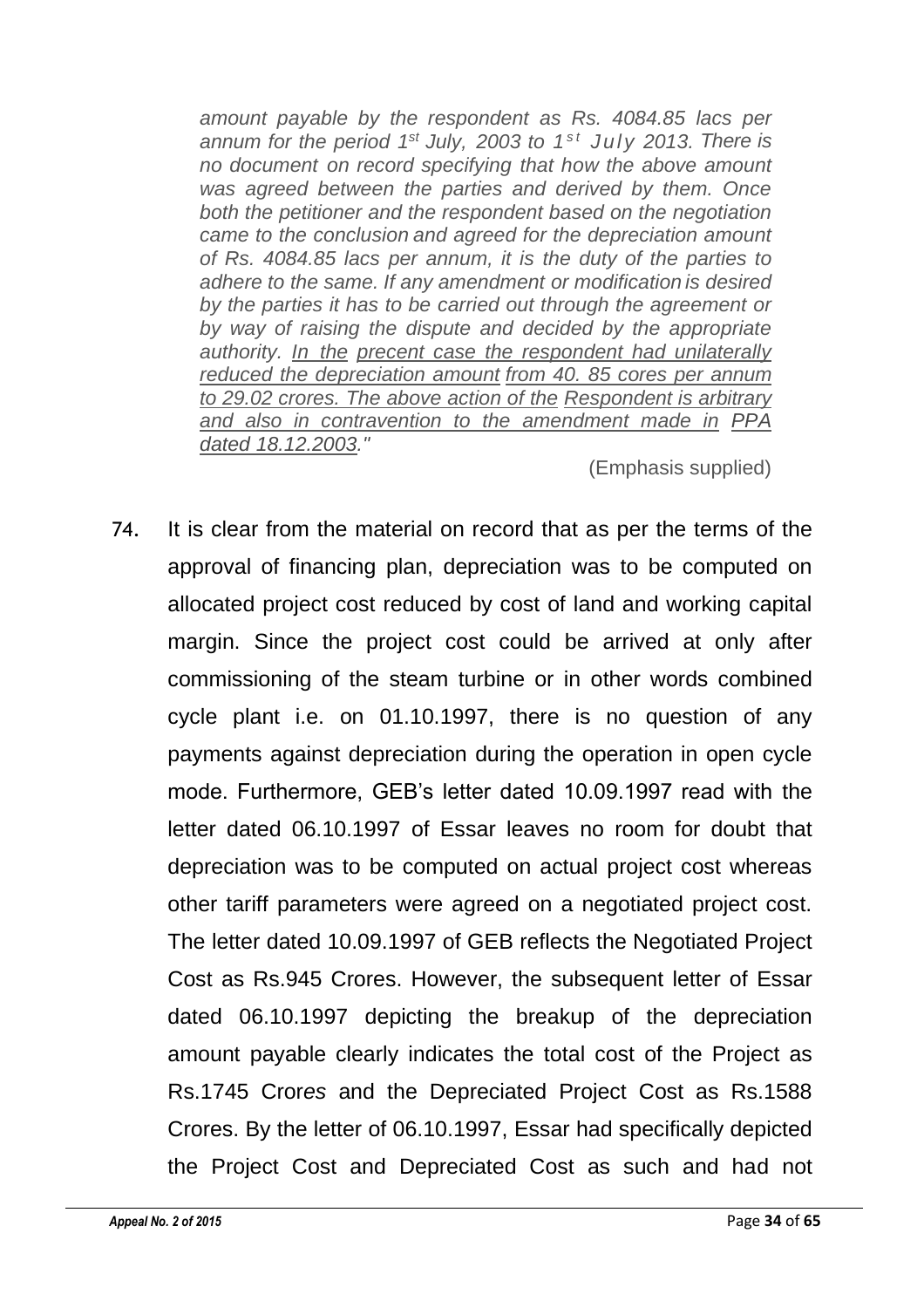*amount payable by the respondent as Rs. 4084.85 lacs per annum for the period 1st July, 2003 to 1st July 2013. There is no document on record specifying that how the above amount was agreed between the parties and derived by them. Once both the petitioner and the respondent based on the negotiation came to the conclusion and agreed for the depreciation amount of Rs. 4084.85 lacs per annum, it is the duty of the parties to adhere to the same. If any amendment or modification is desired by the parties it has to be carried out through the agreement or by way of raising the dispute and decided by the appropriate authority. <u>In the precent case the respondent had unilaterally reduced the depreciation amount from 40. 85 cores per annum to 29.02 crores. The above action of the Respondent is arbitrary and also in contravention to the amendment made in PPA dated 18.12.2003</u>."*

(Emphasis supplied)

74. It is clear from the material on record that as per the terms of the approval of financing plan, depreciation was to be computed on allocated project cost reduced by cost of land and working capital margin. Since the project cost could be arrived at only after commissioning of the steam turbine or in other words combined cycle plant i.e. on 01.10.1997, there is no question of any payments against depreciation during the operation in open cycle mode. Furthermore, GEB's letter dated 10.09.1997 read with the letter dated 06.10.1997 of Essar leaves no room for doubt that depreciation was to be computed on actual project cost whereas other tariff parameters were agreed on a negotiated project cost. The letter dated 10.09.1997 of GEB reflects the Negotiated Project Cost as Rs.945 Crores. However, the subsequent letter of Essar dated 06.10.1997 depicting the breakup of the depreciation amount payable clearly indicates the total cost of the Project as Rs.1745 Crores and the Depreciated Project Cost as Rs.1588 Crores. By the letter of 06.10.1997, Essar had specifically depicted the Project Cost and Depreciated Cost as such and had not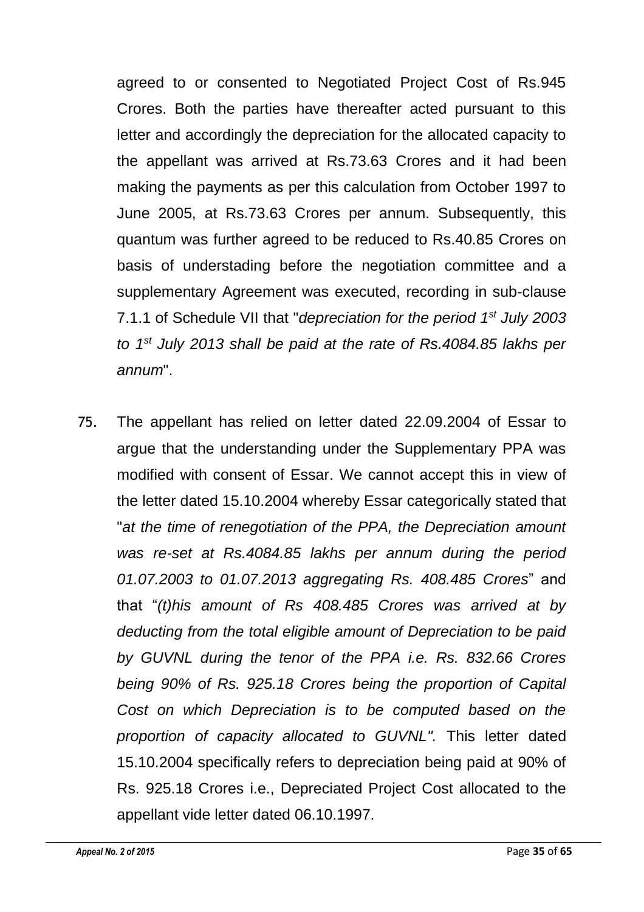agreed to or consented to Negotiated Project Cost of Rs.945 Crores. Both the parties have thereafter acted pursuant to this letter and accordingly the depreciation for the allocated capacity to the appellant was arrived at Rs.73.63 Crores and it had been making the payments as per this calculation from October 1997 to June 2005, at Rs.73.63 Crores per annum. Subsequently, this quantum was further agreed to be reduced to Rs.40.85 Crores on basis of understading before the negotiation committee and a supplementary Agreement was executed, recording in sub-clause 7.1.1 of Schedule VII that "*depreciation for the period 1st July 2003 to 1st July 2013 shall be paid at the rate of Rs.4084.85 lakhs per annum*".

75. The appellant has relied on letter dated 22.09.2004 of Essar to argue that the understanding under the Supplementary PPA was modified with consent of Essar. We cannot accept this in view of the letter dated 15.10.2004 whereby Essar categorically stated that "*at the time of renegotiation of the PPA, the Depreciation amount was re-set at Rs.4084.85 lakhs per annum during the period 01.07.2003 to 01.07.2013 aggregating Rs. 408.485 Crores*" and that "*(t)his amount of Rs 408.485 Crores was arrived at by deducting from the total eligible amount of Depreciation to be paid by GUVNL during the tenor of the PPA i.e. Rs. 832.66 Crores being 90% of Rs. 925.18 Crores being the proportion of Capital Cost on which Depreciation is to be computed based on the proportion of capacity allocated to GUVNL".* This letter dated 15.10.2004 specifically refers to depreciation being paid at 90% of Rs. 925.18 Crores i.e., Depreciated Project Cost allocated to the appellant vide letter dated 06.10.1997.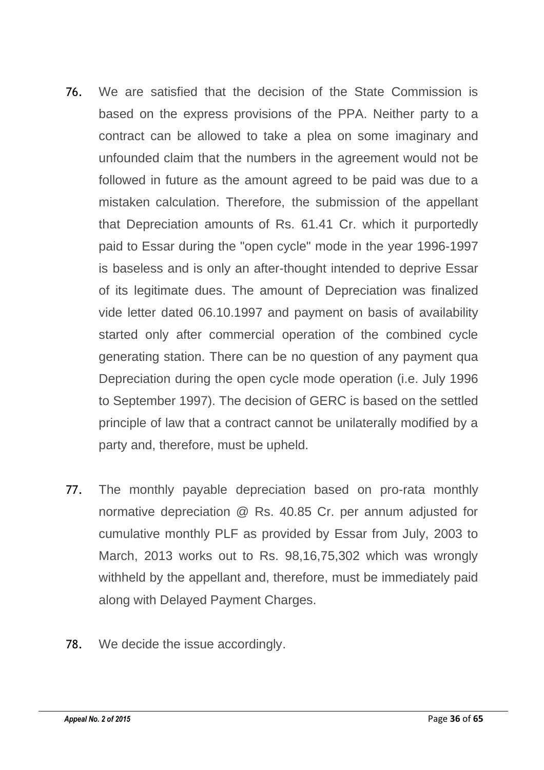76. We are satisfied that the decision of the State Commission is based on the express provisions of the PPA. Neither party to a contract can be allowed to take a plea on some imaginary and unfounded claim that the numbers in the agreement would not be followed in future as the amount agreed to be paid was due to a mistaken calculation. Therefore, the submission of the appellant that Depreciation amounts of Rs. 61.41 Cr. which it purportedly paid to Essar during the "open cycle" mode in the year 1996-1997 is baseless and is only an after-thought intended to deprive Essar of its legitimate dues. The amount of Depreciation was finalized vide letter dated 06.10.1997 and payment on basis of availability started only after commercial operation of the combined cycle generating station. There can be no question of any payment qua Depreciation during the open cycle mode operation (i.e. July 1996 to September 1997). The decision of GERC is based on the settled principle of law that a contract cannot be unilaterally modified by a party and, therefore, must be upheld.

77. The monthly payable depreciation based on pro-rata monthly normative depreciation @ Rs. 40.85 Cr. per annum adjusted for cumulative monthly PLF as provided by Essar from July, 2003 to March, 2013 works out to Rs. 98,16,75,302 which was wrongly withheld by the appellant and, therefore, must be immediately paid along with Delayed Payment Charges.

78. We decide the issue accordingly.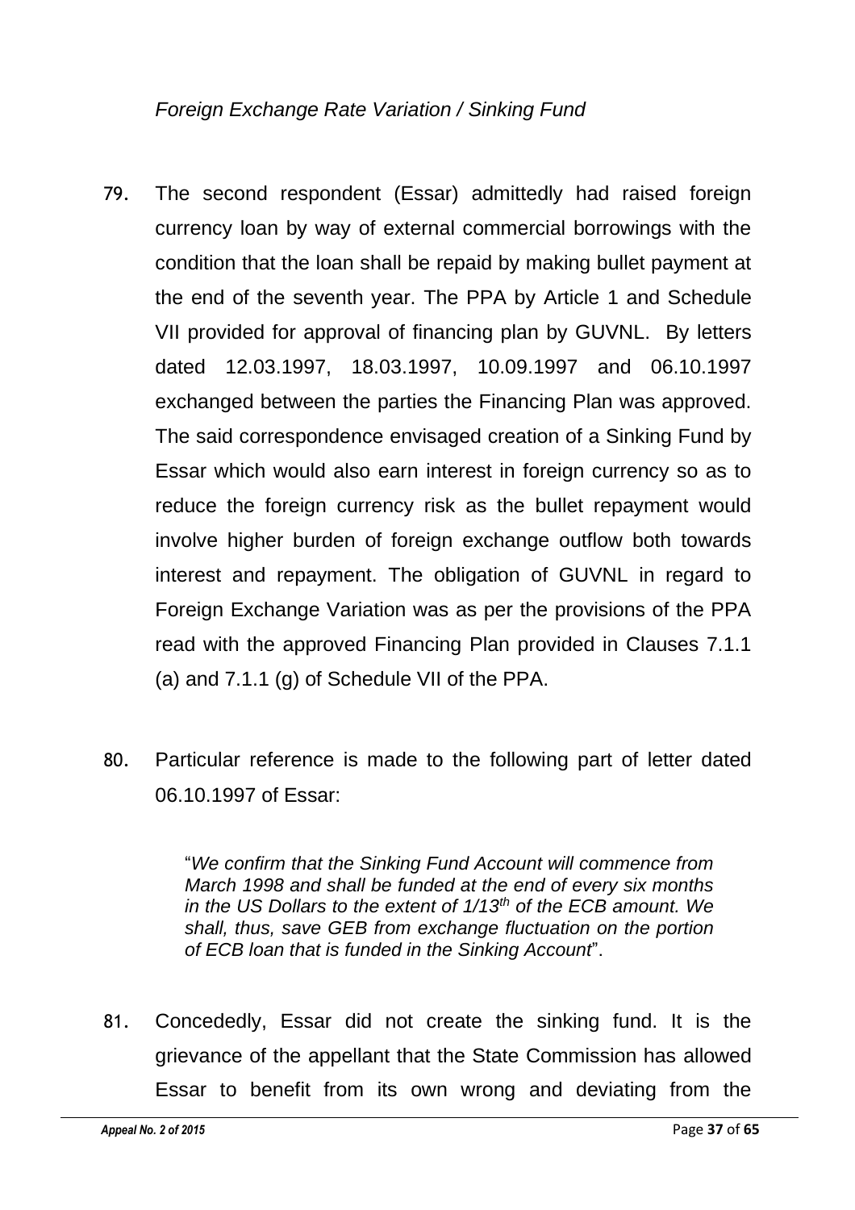*Foreign Exchange Rate Variation / Sinking Fund*

79. The second respondent (Essar) admittedly had raised foreign currency loan by way of external commercial borrowings with the condition that the loan shall be repaid by making bullet payment at the end of the seventh year. The PPA by Article 1 and Schedule VII provided for approval of financing plan by GUVNL. By letters dated 12.03.1997, 18.03.1997, 10.09.1997 and 06.10.1997 exchanged between the parties the Financing Plan was approved. The said correspondence envisaged creation of a Sinking Fund by Essar which would also earn interest in foreign currency so as to reduce the foreign currency risk as the bullet repayment would involve higher burden of foreign exchange outflow both towards interest and repayment. The obligation of GUVNL in regard to Foreign Exchange Variation was as per the provisions of the PPA read with the approved Financing Plan provided in Clauses 7.1.1 (a) and 7.1.1 (g) of Schedule VII of the PPA.

80. Particular reference is made to the following part of letter dated 06.10.1997 of Essar:

> "*We confirm that the Sinking Fund Account will commence from March 1998 and shall be funded at the end of every six months in the US Dollars to the extent of 1/13th of the ECB amount. We shall, thus, save GEB from exchange fluctuation on the portion of ECB loan that is funded in the Sinking Account*".

81. Concededly, Essar did not create the sinking fund. It is the grievance of the appellant that the State Commission has allowed Essar to benefit from its own wrong and deviating from the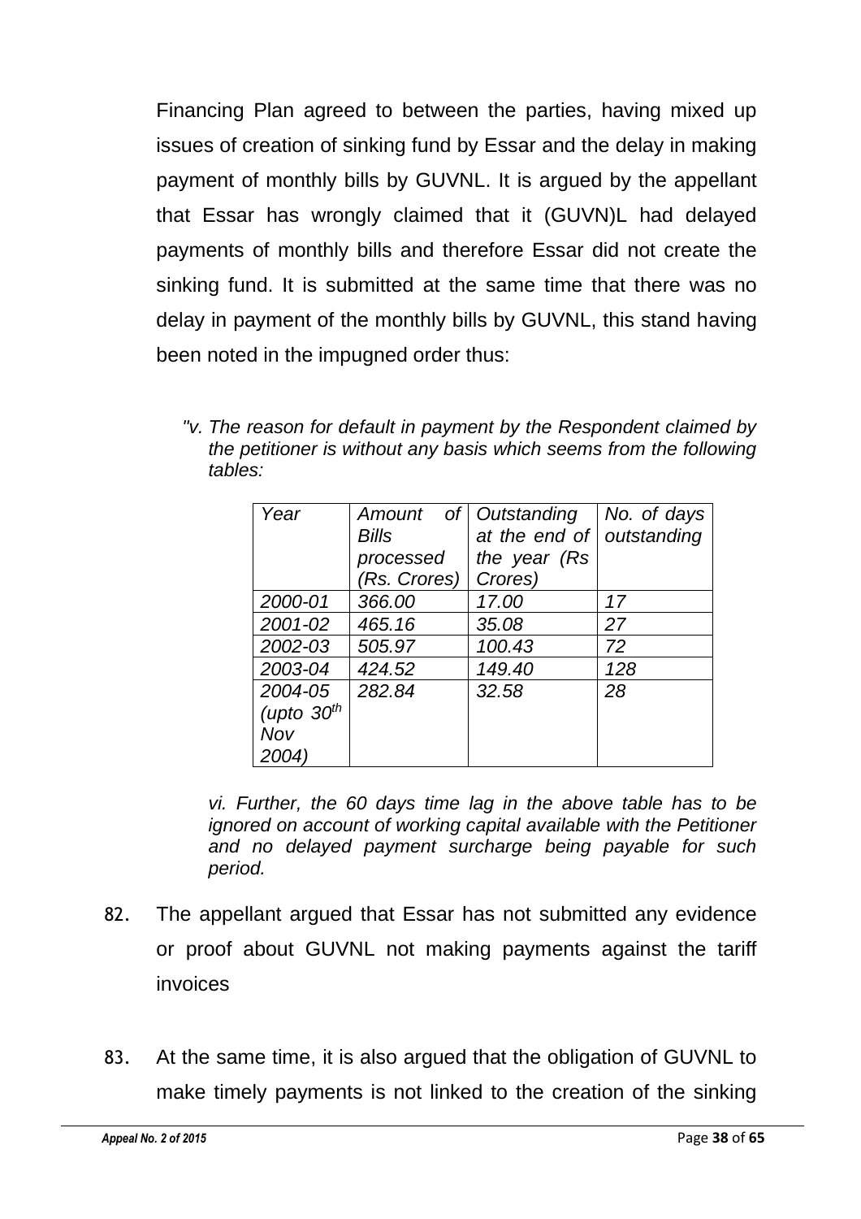Financing Plan agreed to between the parties, having mixed up issues of creation of sinking fund by Essar and the delay in making payment of monthly bills by GUVNL. It is argued by the appellant that Essar has wrongly claimed that it (GUVN)L had delayed payments of monthly bills and therefore Essar did not create the sinking fund. It is submitted at the same time that there was no delay in payment of the monthly bills by GUVNL, this stand having been noted in the impugned order thus:

> *"v. The reason for default in payment by the Respondent claimed by the petitioner is without any basis which seems from the following tables:*
>
> | *Year* | *Amount of Bills processed (Rs. Crores)* | *Outstanding at the end of the year (Rs Crores)* | *No. of days outstanding* |
> |---|---|---|---|
> | *2000-01* | *366.00* | *17.00* | *17* |
> | *2001-02* | *465.16* | *35.08* | *27* |
> | *2002-03* | *505.97* | *100.43* | *72* |
> | *2003-04* | *424.52* | *149.40* | *128* |
> | *2004-05 (upto 30th Nov 2004)* | *282.84* | *32.58* | *28* |
>
> *vi. Further, the 60 days time lag in the above table has to be ignored on account of working capital available with the Petitioner and no delayed payment surcharge being payable for such period.*

82. The appellant argued that Essar has not submitted any evidence or proof about GUVNL not making payments against the tariff invoices

83. At the same time, it is also argued that the obligation of GUVNL to make timely payments is not linked to the creation of the sinking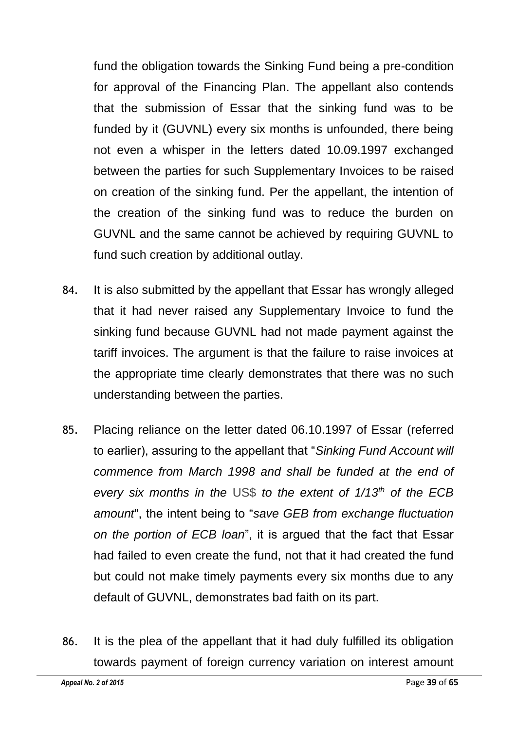fund the obligation towards the Sinking Fund being a pre-condition for approval of the Financing Plan. The appellant also contends that the submission of Essar that the sinking fund was to be funded by it (GUVNL) every six months is unfounded, there being not even a whisper in the letters dated 10.09.1997 exchanged between the parties for such Supplementary Invoices to be raised on creation of the sinking fund. Per the appellant, the intention of the creation of the sinking fund was to reduce the burden on GUVNL and the same cannot be achieved by requiring GUVNL to fund such creation by additional outlay.

84. It is also submitted by the appellant that Essar has wrongly alleged that it had never raised any Supplementary Invoice to fund the sinking fund because GUVNL had not made payment against the tariff invoices. The argument is that the failure to raise invoices at the appropriate time clearly demonstrates that there was no such understanding between the parties.

85. Placing reliance on the letter dated 06.10.1997 of Essar (referred to earlier), assuring to the appellant that "*Sinking Fund Account will commence from March 1998 and shall be funded at the end of every six months in the* US$ *to the extent of 1/13th of the ECB amount*", the intent being to "*save GEB from exchange fluctuation on the portion of ECB loan*", it is argued that the fact that Essar had failed to even create the fund, not that it had created the fund but could not make timely payments every six months due to any default of GUVNL, demonstrates bad faith on its part.

86. It is the plea of the appellant that it had duly fulfilled its obligation towards payment of foreign currency variation on interest amount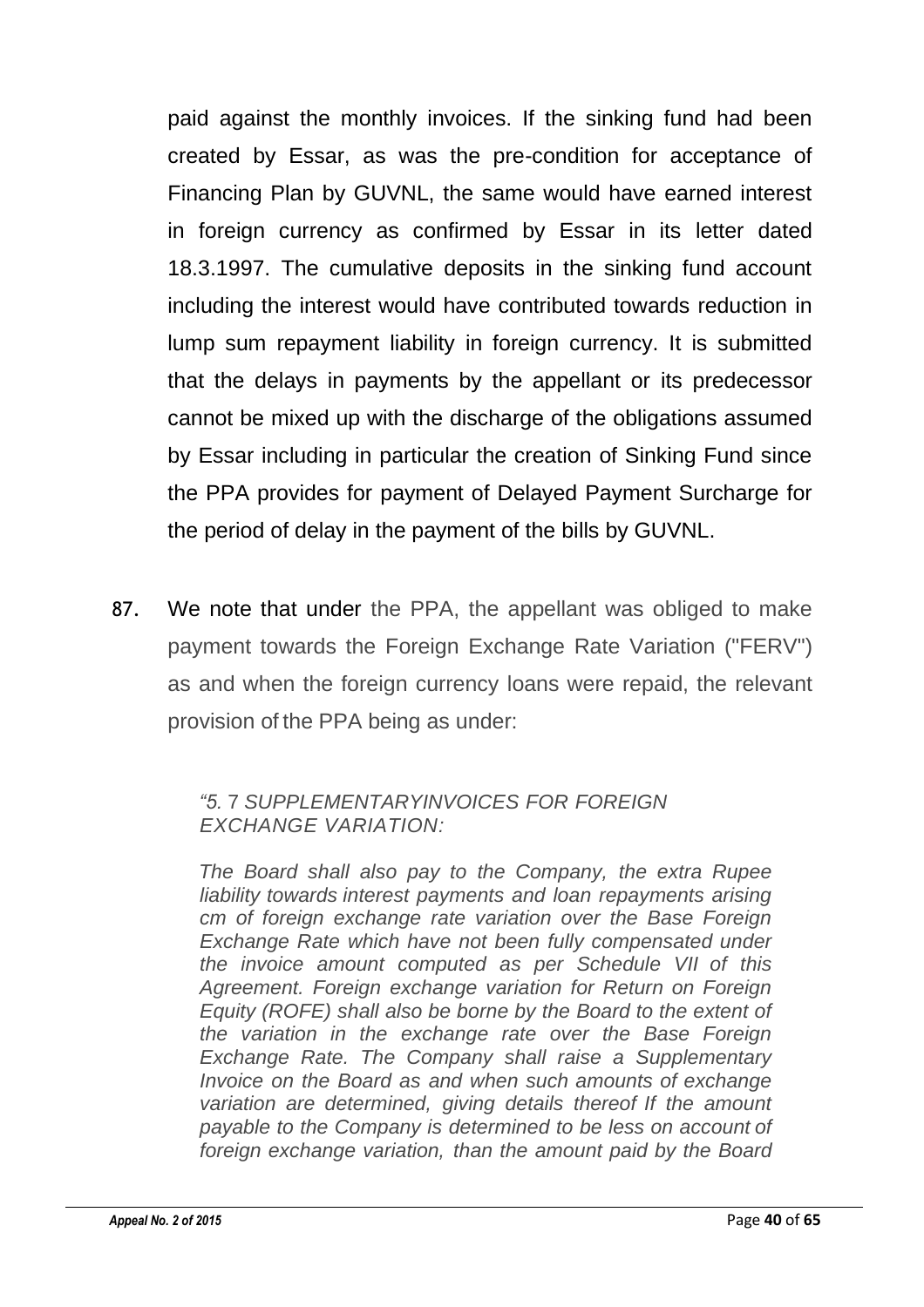paid against the monthly invoices. If the sinking fund had been created by Essar, as was the pre-condition for acceptance of Financing Plan by GUVNL, the same would have earned interest in foreign currency as confirmed by Essar in its letter dated 18.3.1997. The cumulative deposits in the sinking fund account including the interest would have contributed towards reduction in lump sum repayment liability in foreign currency. It is submitted that the delays in payments by the appellant or its predecessor cannot be mixed up with the discharge of the obligations assumed by Essar including in particular the creation of Sinking Fund since the PPA provides for payment of Delayed Payment Surcharge for the period of delay in the payment of the bills by GUVNL.

87. We note that under the PPA, the appellant was obliged to make payment towards the Foreign Exchange Rate Variation ("FERV") as and when the foreign currency loans were repaid, the relevant provision of the PPA being as under:

> *"5. 7 SUPPLEMENTARYINVOICES FOR FOREIGN EXCHANGE VARIATION:*
>
> *The Board shall also pay to the Company, the extra Rupee liability towards interest payments and loan repayments arising cm of foreign exchange rate variation over the Base Foreign Exchange Rate which have not been fully compensated under the invoice amount computed as per Schedule VII of this Agreement. Foreign exchange variation for Return on Foreign Equity (ROFE) shall also be borne by the Board to the extent of the variation in the exchange rate over the Base Foreign Exchange Rate. The Company shall raise a Supplementary Invoice on the Board as and when such amounts of exchange variation are determined, giving details thereof If the amount payable to the Company is determined to be less on account of foreign exchange variation, than the amount paid by the Board*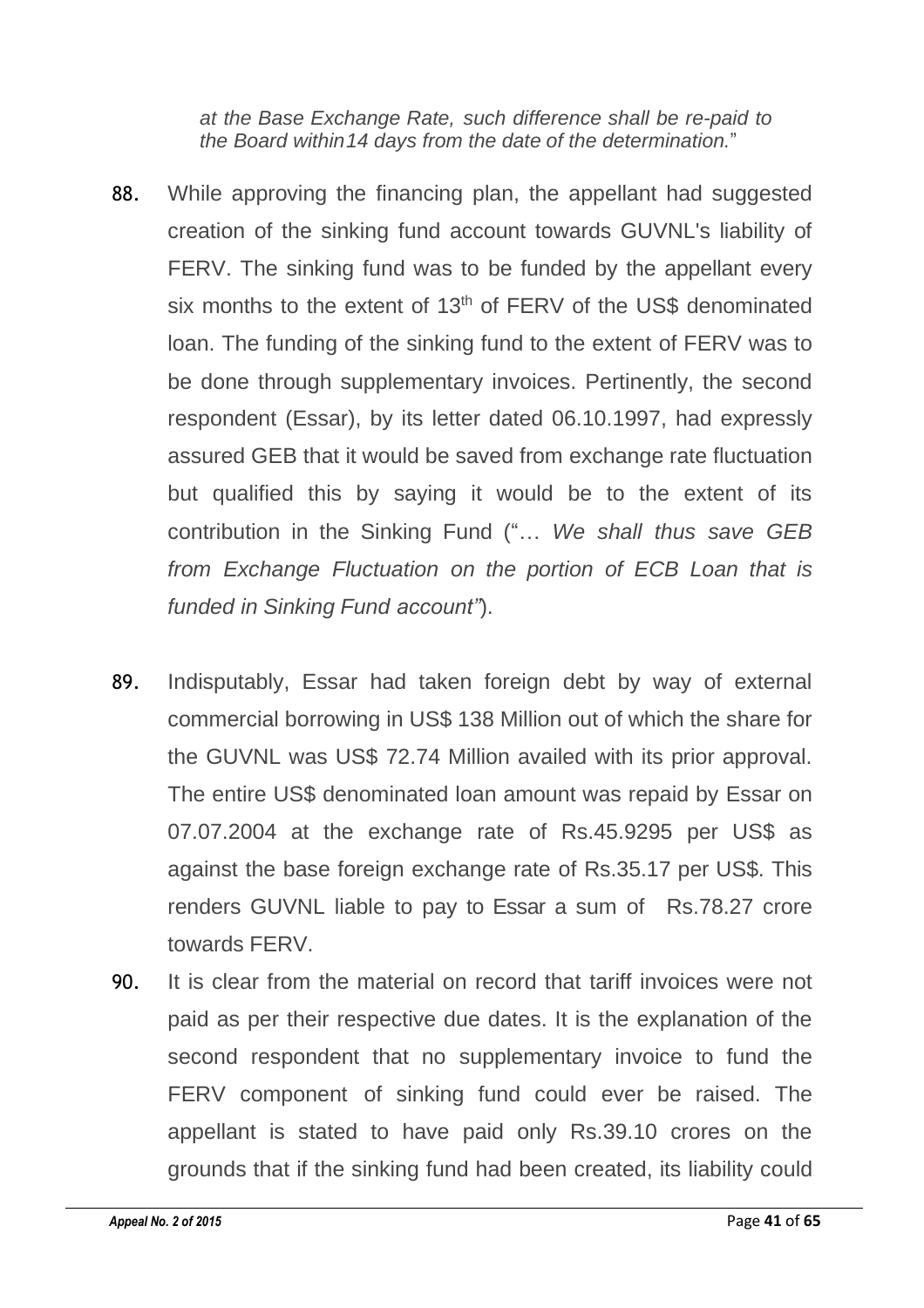*at the Base Exchange Rate, such difference shall be re-paid to the Board within14 days from the date of the determination.*"

88. While approving the financing plan, the appellant had suggested creation of the sinking fund account towards GUVNL's liability of FERV. The sinking fund was to be funded by the appellant every six months to the extent of $13^{th}$ of FERV of the US$ denominated loan. The funding of the sinking fund to the extent of FERV was to be done through supplementary invoices. Pertinently, the second respondent (Essar), by its letter dated 06.10.1997, had expressly assured GEB that it would be saved from exchange rate fluctuation but qualified this by saying it would be to the extent of its contribution in the Sinking Fund ("… *We shall thus save GEB from Exchange Fluctuation on the portion of ECB Loan that is funded in Sinking Fund account"*).

89. Indisputably, Essar had taken foreign debt by way of external commercial borrowing in US$ 138 Million out of which the share for the GUVNL was US$ 72.74 Million availed with its prior approval. The entire US$ denominated loan amount was repaid by Essar on 07.07.2004 at the exchange rate of Rs.45.9295 per US$ as against the base foreign exchange rate of Rs.35.17 per US$. This renders GUVNL liable to pay to Essar a sum of Rs.78.27 crore towards FERV.

90. It is clear from the material on record that tariff invoices were not paid as per their respective due dates. It is the explanation of the second respondent that no supplementary invoice to fund the FERV component of sinking fund could ever be raised. The appellant is stated to have paid only Rs.39.10 crores on the grounds that if the sinking fund had been created, its liability could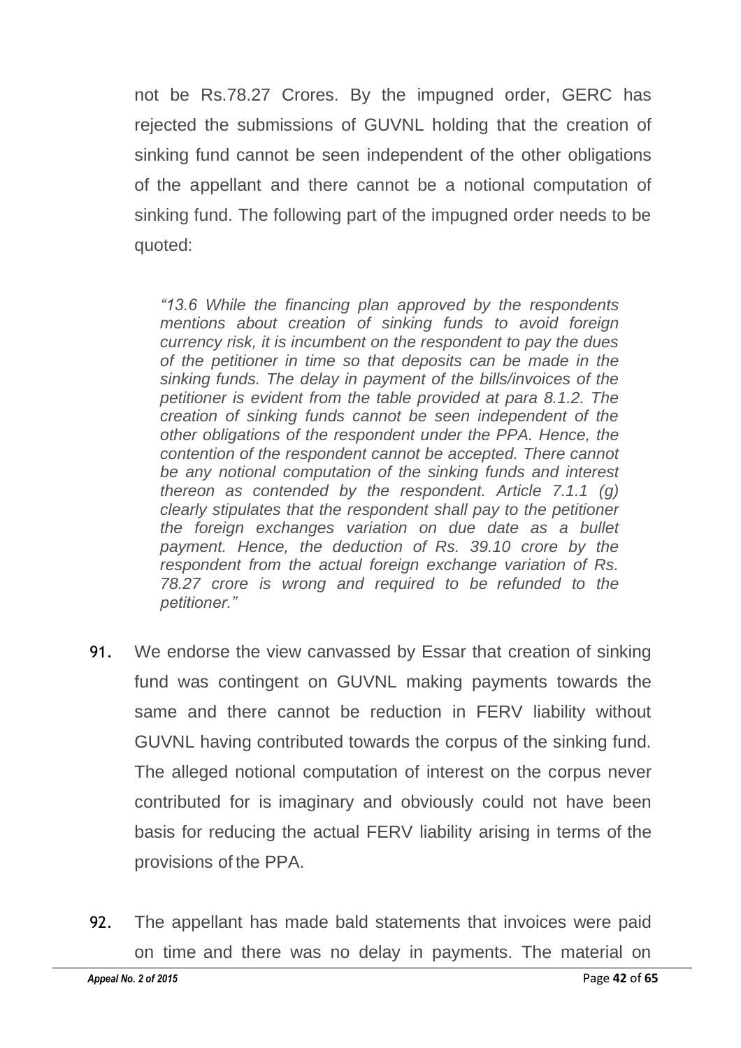not be Rs.78.27 Crores. By the impugned order, GERC has rejected the submissions of GUVNL holding that the creation of sinking fund cannot be seen independent of the other obligations of the appellant and there cannot be a notional computation of sinking fund. The following part of the impugned order needs to be quoted:

> *"13.6 While the financing plan approved by the respondents mentions about creation of sinking funds to avoid foreign currency risk, it is incumbent on the respondent to pay the dues of the petitioner in time so that deposits can be made in the sinking funds. The delay in payment of the bills/invoices of the petitioner is evident from the table provided at para 8.1.2. The creation of sinking funds cannot be seen independent of the other obligations of the respondent under the PPA. Hence, the contention of the respondent cannot be accepted. There cannot be any notional computation of the sinking funds and interest thereon as contended by the respondent. Article 7.1.1 (g) clearly stipulates that the respondent shall pay to the petitioner the foreign exchanges variation on due date as a bullet payment. Hence, the deduction of Rs. 39.10 crore by the respondent from the actual foreign exchange variation of Rs. 78.27 crore is wrong and required to be refunded to the petitioner."*

91. We endorse the view canvassed by Essar that creation of sinking fund was contingent on GUVNL making payments towards the same and there cannot be reduction in FERV liability without GUVNL having contributed towards the corpus of the sinking fund. The alleged notional computation of interest on the corpus never contributed for is imaginary and obviously could not have been basis for reducing the actual FERV liability arising in terms of the provisions of the PPA.

92. The appellant has made bald statements that invoices were paid on time and there was no delay in payments. The material on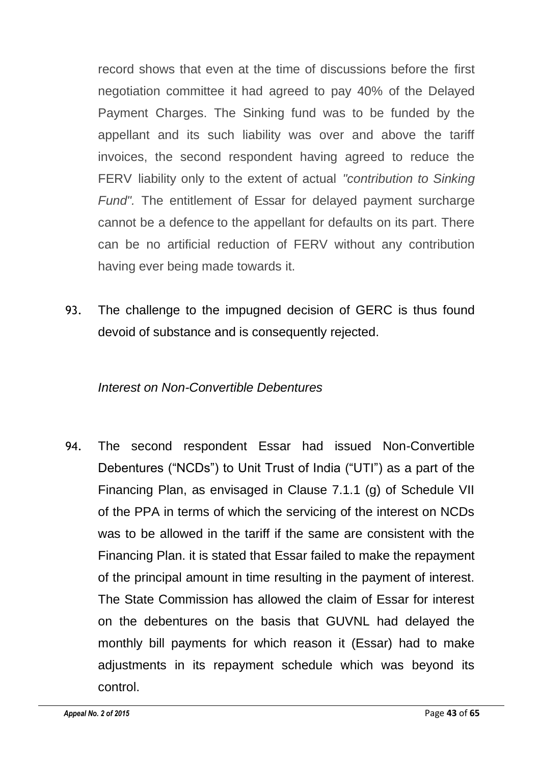record shows that even at the time of discussions before the first negotiation committee it had agreed to pay 40% of the Delayed Payment Charges. The Sinking fund was to be funded by the appellant and its such liability was over and above the tariff invoices, the second respondent having agreed to reduce the FERV liability only to the extent of actual *"contribution to Sinking Fund".* The entitlement of Essar for delayed payment surcharge cannot be a defence to the appellant for defaults on its part. There can be no artificial reduction of FERV without any contribution having ever being made towards it.

93. The challenge to the impugned decision of GERC is thus found devoid of substance and is consequently rejected.

*Interest on Non-Convertible Debentures*

94. The second respondent Essar had issued Non-Convertible Debentures ("NCDs") to Unit Trust of India ("UTI") as a part of the Financing Plan, as envisaged in Clause 7.1.1 (g) of Schedule VII of the PPA in terms of which the servicing of the interest on NCDs was to be allowed in the tariff if the same are consistent with the Financing Plan. it is stated that Essar failed to make the repayment of the principal amount in time resulting in the payment of interest. The State Commission has allowed the claim of Essar for interest on the debentures on the basis that GUVNL had delayed the monthly bill payments for which reason it (Essar) had to make adjustments in its repayment schedule which was beyond its control.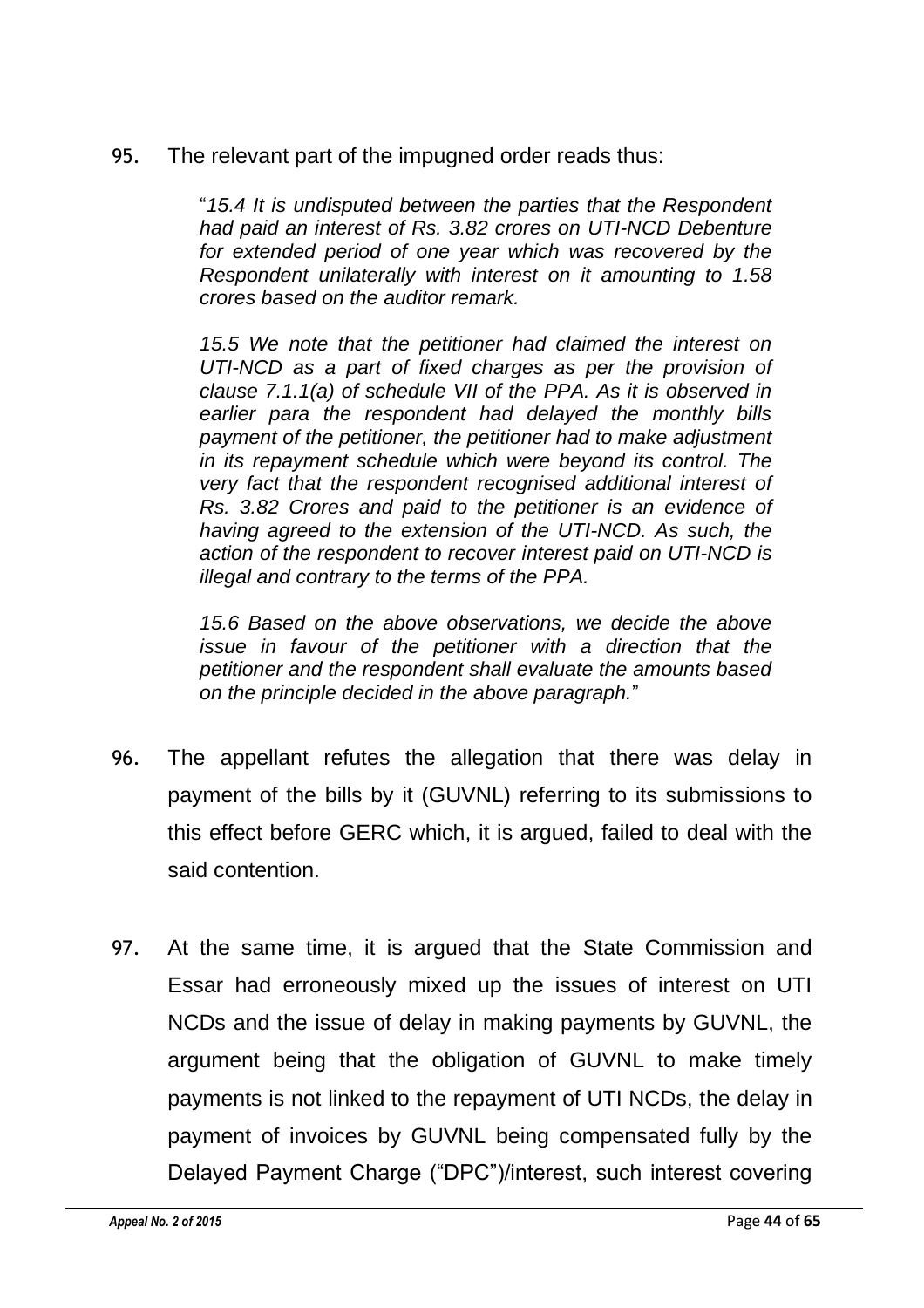95. The relevant part of the impugned order reads thus:

> "*15.4 It is undisputed between the parties that the Respondent had paid an interest of Rs. 3.82 crores on UTI-NCD Debenture for extended period of one year which was recovered by the Respondent unilaterally with interest on it amounting to 1.58 crores based on the auditor remark.*
>
> *15.5 We note that the petitioner had claimed the interest on UTI-NCD as a part of fixed charges as per the provision of clause 7.1.1(a) of schedule VII of the PPA. As it is observed in earlier para the respondent had delayed the monthly bills payment of the petitioner, the petitioner had to make adjustment in its repayment schedule which were beyond its control. The very fact that the respondent recognised additional interest of Rs. 3.82 Crores and paid to the petitioner is an evidence of having agreed to the extension of the UTI-NCD. As such, the action of the respondent to recover interest paid on UTI-NCD is illegal and contrary to the terms of the PPA.*
>
> *15.6 Based on the above observations, we decide the above issue in favour of the petitioner with a direction that the petitioner and the respondent shall evaluate the amounts based on the principle decided in the above paragraph.*"

96. The appellant refutes the allegation that there was delay in payment of the bills by it (GUVNL) referring to its submissions to this effect before GERC which, it is argued, failed to deal with the said contention.

97. At the same time, it is argued that the State Commission and Essar had erroneously mixed up the issues of interest on UTI NCDs and the issue of delay in making payments by GUVNL, the argument being that the obligation of GUVNL to make timely payments is not linked to the repayment of UTI NCDs, the delay in payment of invoices by GUVNL being compensated fully by the Delayed Payment Charge ("DPC")/interest, such interest covering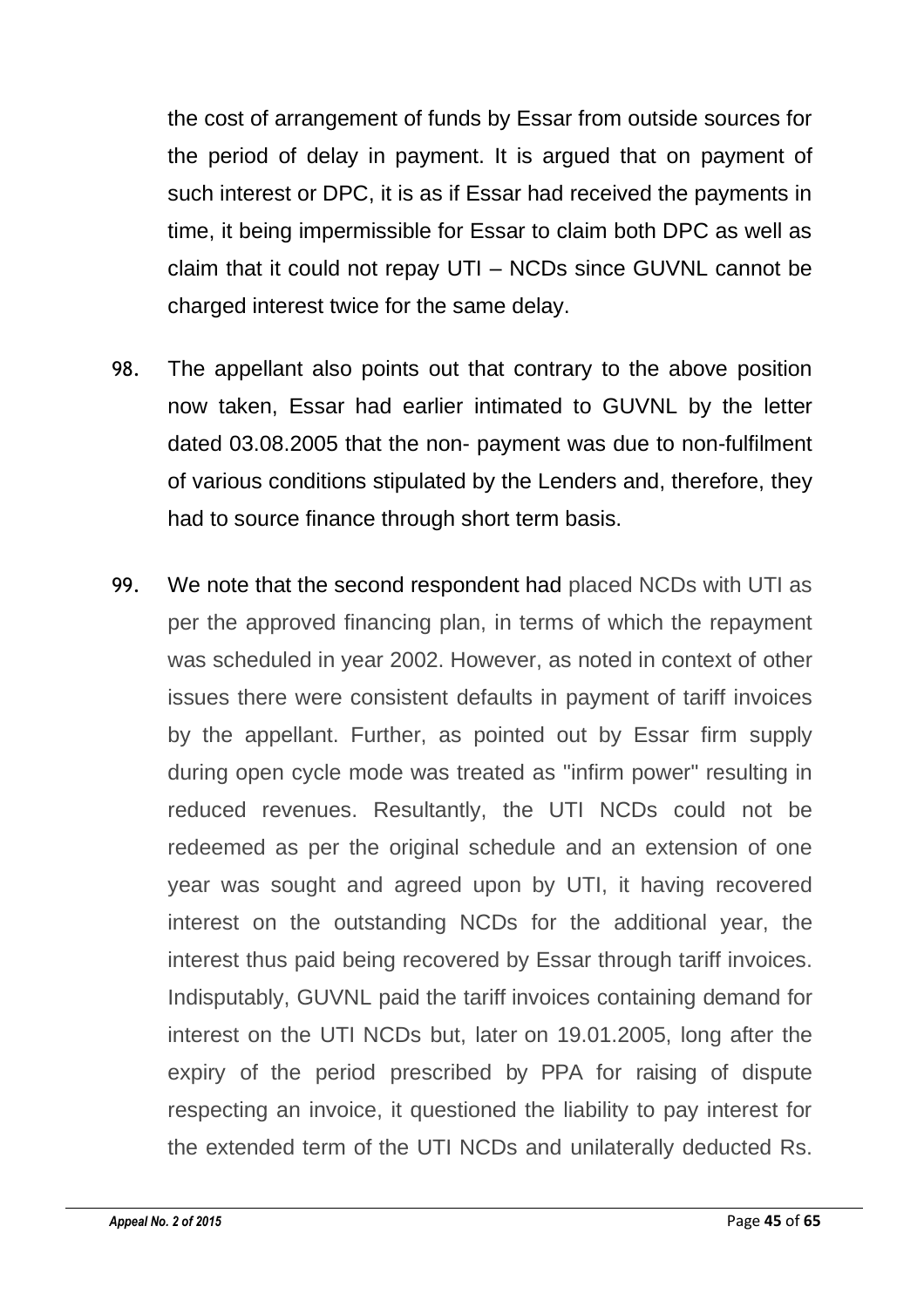the cost of arrangement of funds by Essar from outside sources for the period of delay in payment. It is argued that on payment of such interest or DPC, it is as if Essar had received the payments in time, it being impermissible for Essar to claim both DPC as well as claim that it could not repay UTI – NCDs since GUVNL cannot be charged interest twice for the same delay.

98. The appellant also points out that contrary to the above position now taken, Essar had earlier intimated to GUVNL by the letter dated 03.08.2005 that the non- payment was due to non-fulfilment of various conditions stipulated by the Lenders and, therefore, they had to source finance through short term basis.

99. We note that the second respondent had placed NCDs with UTI as per the approved financing plan, in terms of which the repayment was scheduled in year 2002. However, as noted in context of other issues there were consistent defaults in payment of tariff invoices by the appellant. Further, as pointed out by Essar firm supply during open cycle mode was treated as "infirm power" resulting in reduced revenues. Resultantly, the UTI NCDs could not be redeemed as per the original schedule and an extension of one year was sought and agreed upon by UTI, it having recovered interest on the outstanding NCDs for the additional year, the interest thus paid being recovered by Essar through tariff invoices. Indisputably, GUVNL paid the tariff invoices containing demand for interest on the UTI NCDs but, later on 19.01.2005, long after the expiry of the period prescribed by PPA for raising of dispute respecting an invoice, it questioned the liability to pay interest for the extended term of the UTI NCDs and unilaterally deducted Rs.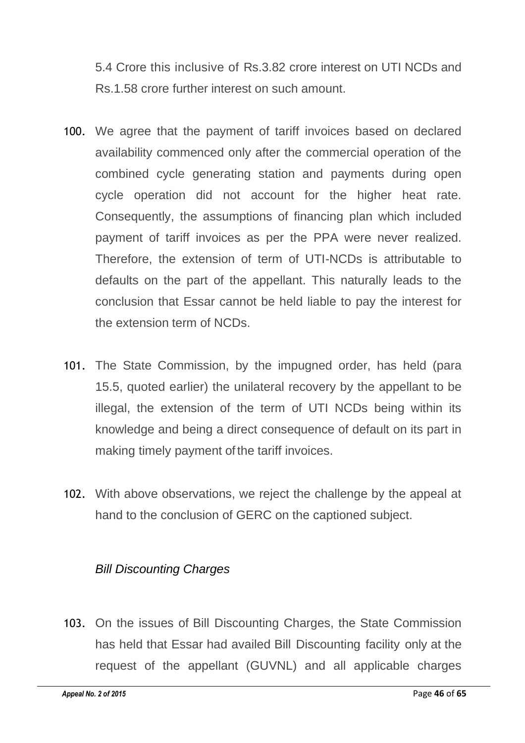5.4 Crore this inclusive of Rs.3.82 crore interest on UTI NCDs and Rs.1.58 crore further interest on such amount.

100. We agree that the payment of tariff invoices based on declared availability commenced only after the commercial operation of the combined cycle generating station and payments during open cycle operation did not account for the higher heat rate. Consequently, the assumptions of financing plan which included payment of tariff invoices as per the PPA were never realized. Therefore, the extension of term of UTI-NCDs is attributable to defaults on the part of the appellant. This naturally leads to the conclusion that Essar cannot be held liable to pay the interest for the extension term of NCDs.

101. The State Commission, by the impugned order, has held (para 15.5, quoted earlier) the unilateral recovery by the appellant to be illegal, the extension of the term of UTI NCDs being within its knowledge and being a direct consequence of default on its part in making timely payment of the tariff invoices.

102. With above observations, we reject the challenge by the appeal at hand to the conclusion of GERC on the captioned subject.

*Bill Discounting Charges*

103. On the issues of Bill Discounting Charges, the State Commission has held that Essar had availed Bill Discounting facility only at the request of the appellant (GUVNL) and all applicable charges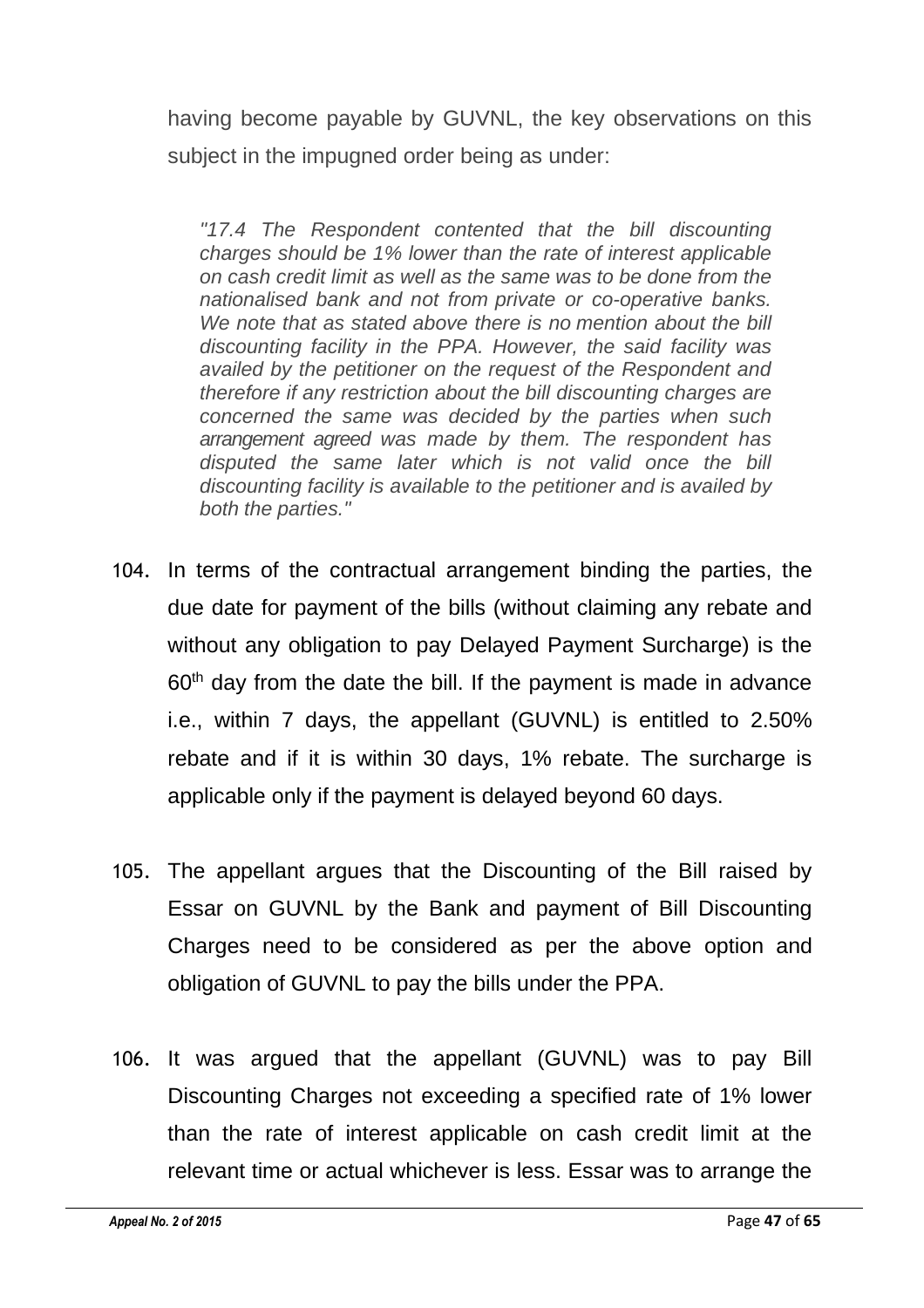having become payable by GUVNL, the key observations on this subject in the impugned order being as under:

> *"17.4 The Respondent contented that the bill discounting charges should be 1% lower than the rate of interest applicable on cash credit limit as well as the same was to be done from the nationalised bank and not from private or co-operative banks. We note that as stated above there is no mention about the bill discounting facility in the PPA. However, the said facility was availed by the petitioner on the request of the Respondent and therefore if any restriction about the bill discounting charges are concerned the same was decided by the parties when such arrangement agreed was made by them. The respondent has disputed the same later which is not valid once the bill discounting facility is available to the petitioner and is availed by both the parties."*

104. In terms of the contractual arrangement binding the parties, the due date for payment of the bills (without claiming any rebate and without any obligation to pay Delayed Payment Surcharge) is the 60th day from the date the bill. If the payment is made in advance i.e., within 7 days, the appellant (GUVNL) is entitled to 2.50% rebate and if it is within 30 days, 1% rebate. The surcharge is applicable only if the payment is delayed beyond 60 days.

105. The appellant argues that the Discounting of the Bill raised by Essar on GUVNL by the Bank and payment of Bill Discounting Charges need to be considered as per the above option and obligation of GUVNL to pay the bills under the PPA.

106. It was argued that the appellant (GUVNL) was to pay Bill Discounting Charges not exceeding a specified rate of 1% lower than the rate of interest applicable on cash credit limit at the relevant time or actual whichever is less. Essar was to arrange the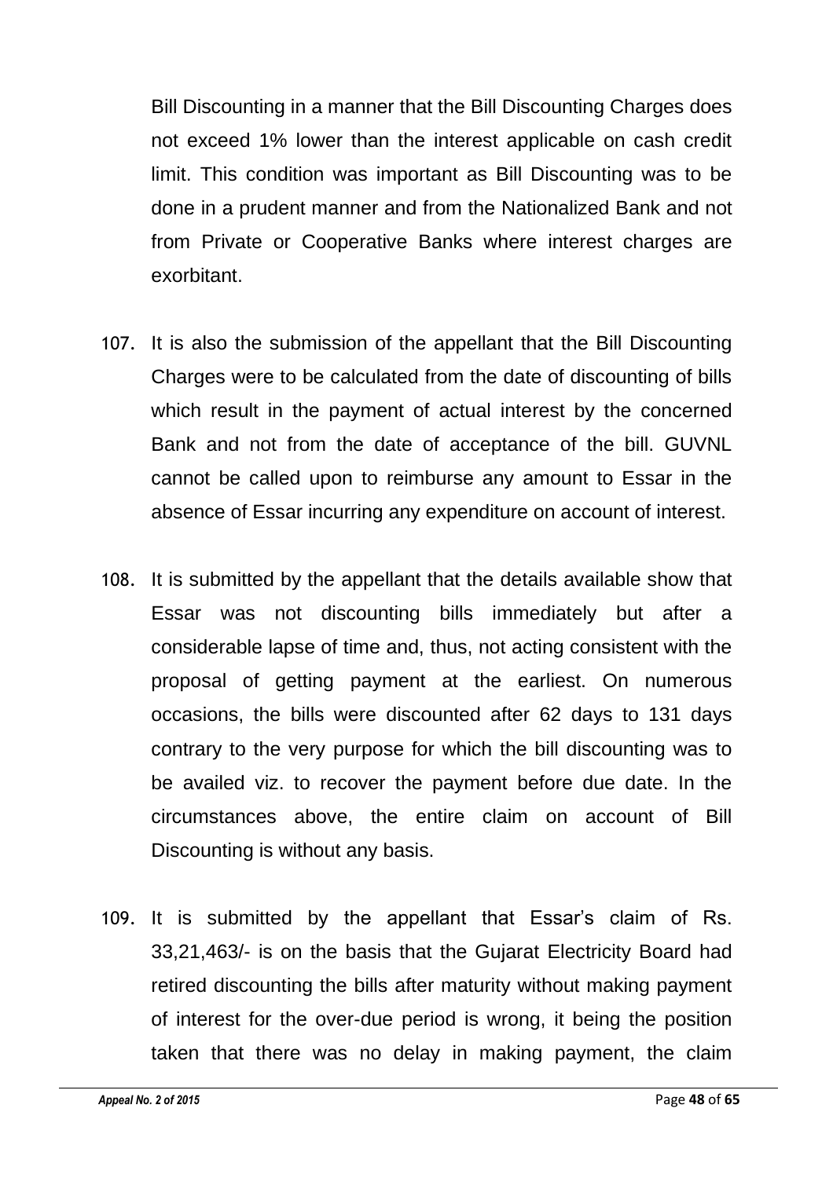Bill Discounting in a manner that the Bill Discounting Charges does not exceed 1% lower than the interest applicable on cash credit limit. This condition was important as Bill Discounting was to be done in a prudent manner and from the Nationalized Bank and not from Private or Cooperative Banks where interest charges are exorbitant.

107. It is also the submission of the appellant that the Bill Discounting Charges were to be calculated from the date of discounting of bills which result in the payment of actual interest by the concerned Bank and not from the date of acceptance of the bill. GUVNL cannot be called upon to reimburse any amount to Essar in the absence of Essar incurring any expenditure on account of interest.

108. It is submitted by the appellant that the details available show that Essar was not discounting bills immediately but after a considerable lapse of time and, thus, not acting consistent with the proposal of getting payment at the earliest. On numerous occasions, the bills were discounted after 62 days to 131 days contrary to the very purpose for which the bill discounting was to be availed viz. to recover the payment before due date. In the circumstances above, the entire claim on account of Bill Discounting is without any basis.

109. It is submitted by the appellant that Essar's claim of Rs. 33,21,463/- is on the basis that the Gujarat Electricity Board had retired discounting the bills after maturity without making payment of interest for the over-due period is wrong, it being the position taken that there was no delay in making payment, the claim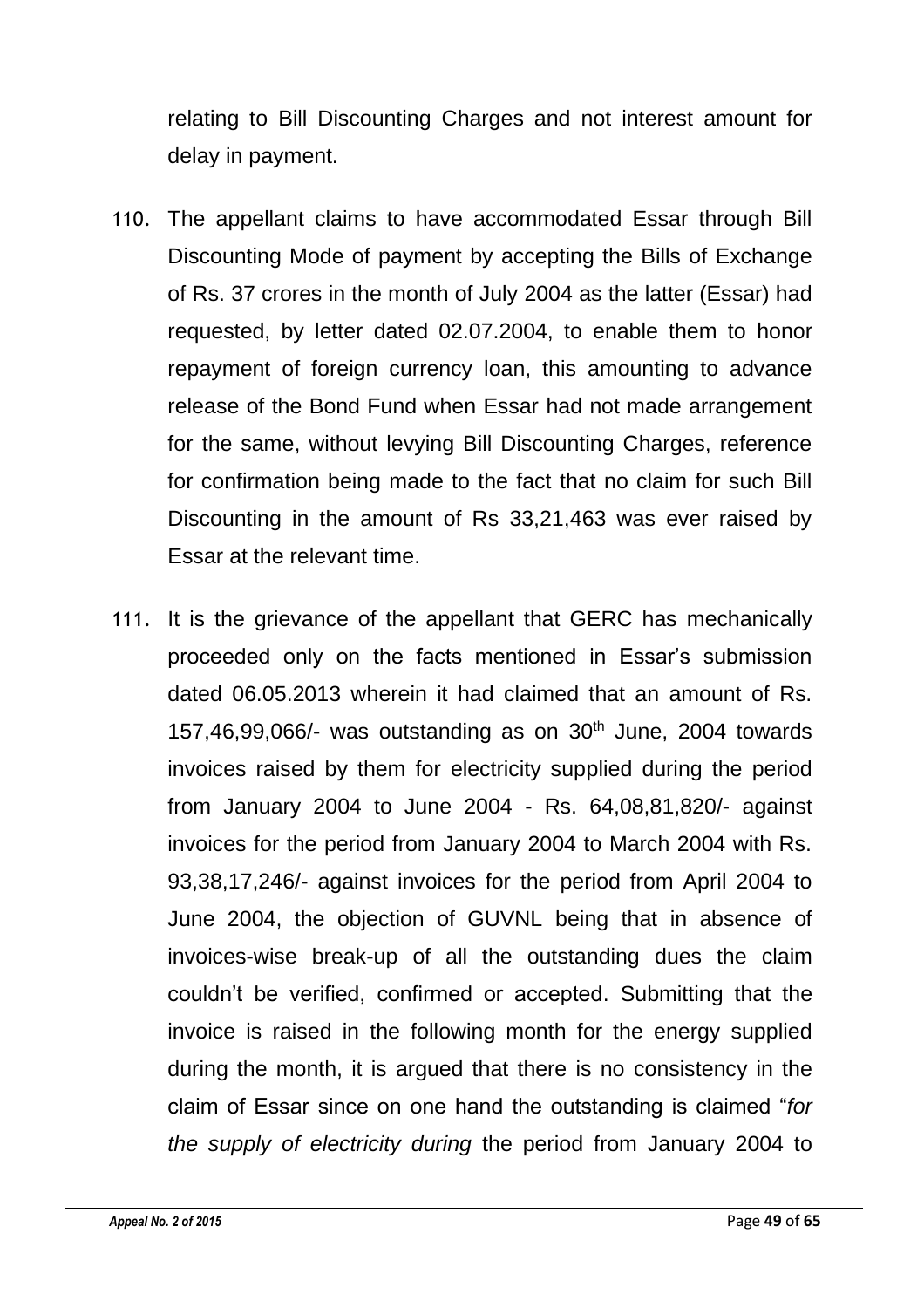relating to Bill Discounting Charges and not interest amount for delay in payment.

110. The appellant claims to have accommodated Essar through Bill Discounting Mode of payment by accepting the Bills of Exchange of Rs. 37 crores in the month of July 2004 as the latter (Essar) had requested, by letter dated 02.07.2004, to enable them to honor repayment of foreign currency loan, this amounting to advance release of the Bond Fund when Essar had not made arrangement for the same, without levying Bill Discounting Charges, reference for confirmation being made to the fact that no claim for such Bill Discounting in the amount of Rs 33,21,463 was ever raised by Essar at the relevant time.

111. It is the grievance of the appellant that GERC has mechanically proceeded only on the facts mentioned in Essar's submission dated 06.05.2013 wherein it had claimed that an amount of Rs. 157,46,99,066/- was outstanding as on 30th June, 2004 towards invoices raised by them for electricity supplied during the period from January 2004 to June 2004 - Rs. 64,08,81,820/- against invoices for the period from January 2004 to March 2004 with Rs. 93,38,17,246/- against invoices for the period from April 2004 to June 2004, the objection of GUVNL being that in absence of invoices-wise break-up of all the outstanding dues the claim couldn't be verified, confirmed or accepted. Submitting that the invoice is raised in the following month for the energy supplied during the month, it is argued that there is no consistency in the claim of Essar since on one hand the outstanding is claimed "*for the supply of electricity during* the period from January 2004 to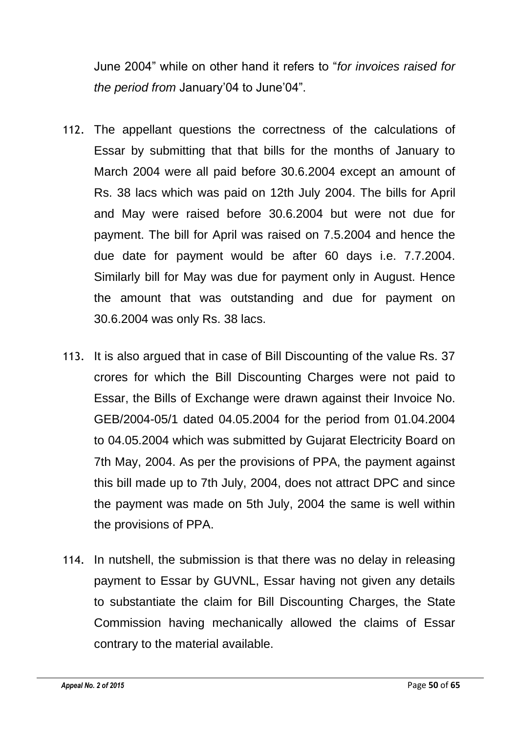June 2004" while on other hand it refers to "*for invoices raised for the period from* January'04 to June'04".

112. The appellant questions the correctness of the calculations of Essar by submitting that that bills for the months of January to March 2004 were all paid before 30.6.2004 except an amount of Rs. 38 lacs which was paid on 12th July 2004. The bills for April and May were raised before 30.6.2004 but were not due for payment. The bill for April was raised on 7.5.2004 and hence the due date for payment would be after 60 days i.e. 7.7.2004. Similarly bill for May was due for payment only in August. Hence the amount that was outstanding and due for payment on 30.6.2004 was only Rs. 38 lacs.

113. It is also argued that in case of Bill Discounting of the value Rs. 37 crores for which the Bill Discounting Charges were not paid to Essar, the Bills of Exchange were drawn against their Invoice No. GEB/2004-05/1 dated 04.05.2004 for the period from 01.04.2004 to 04.05.2004 which was submitted by Gujarat Electricity Board on 7th May, 2004. As per the provisions of PPA, the payment against this bill made up to 7th July, 2004, does not attract DPC and since the payment was made on 5th July, 2004 the same is well within the provisions of PPA.

114. In nutshell, the submission is that there was no delay in releasing payment to Essar by GUVNL, Essar having not given any details to substantiate the claim for Bill Discounting Charges, the State Commission having mechanically allowed the claims of Essar contrary to the material available.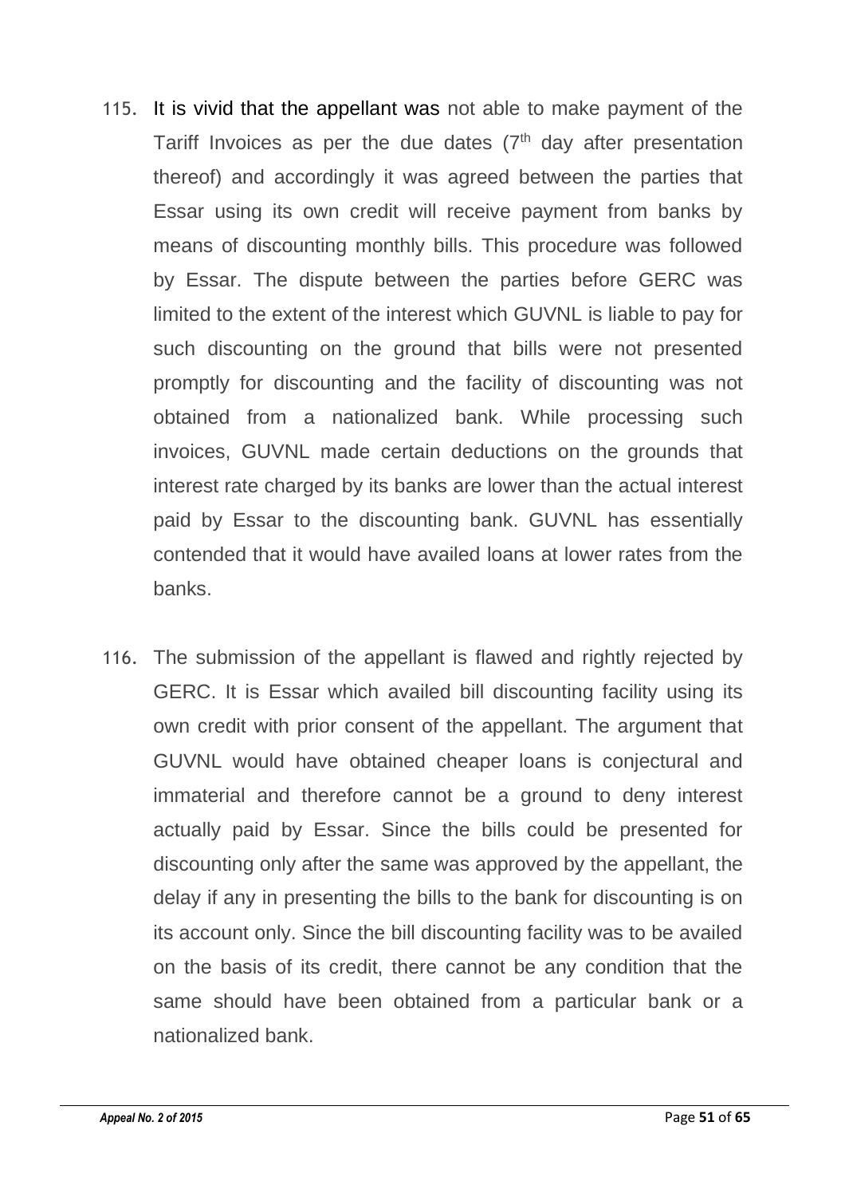115. It is vivid that the appellant was not able to make payment of the Tariff Invoices as per the due dates (7th day after presentation thereof) and accordingly it was agreed between the parties that Essar using its own credit will receive payment from banks by means of discounting monthly bills. This procedure was followed by Essar. The dispute between the parties before GERC was limited to the extent of the interest which GUVNL is liable to pay for such discounting on the ground that bills were not presented promptly for discounting and the facility of discounting was not obtained from a nationalized bank. While processing such invoices, GUVNL made certain deductions on the grounds that interest rate charged by its banks are lower than the actual interest paid by Essar to the discounting bank. GUVNL has essentially contended that it would have availed loans at lower rates from the banks.

116. The submission of the appellant is flawed and rightly rejected by GERC. It is Essar which availed bill discounting facility using its own credit with prior consent of the appellant. The argument that GUVNL would have obtained cheaper loans is conjectural and immaterial and therefore cannot be a ground to deny interest actually paid by Essar. Since the bills could be presented for discounting only after the same was approved by the appellant, the delay if any in presenting the bills to the bank for discounting is on its account only. Since the bill discounting facility was to be availed on the basis of its credit, there cannot be any condition that the same should have been obtained from a particular bank or a nationalized bank.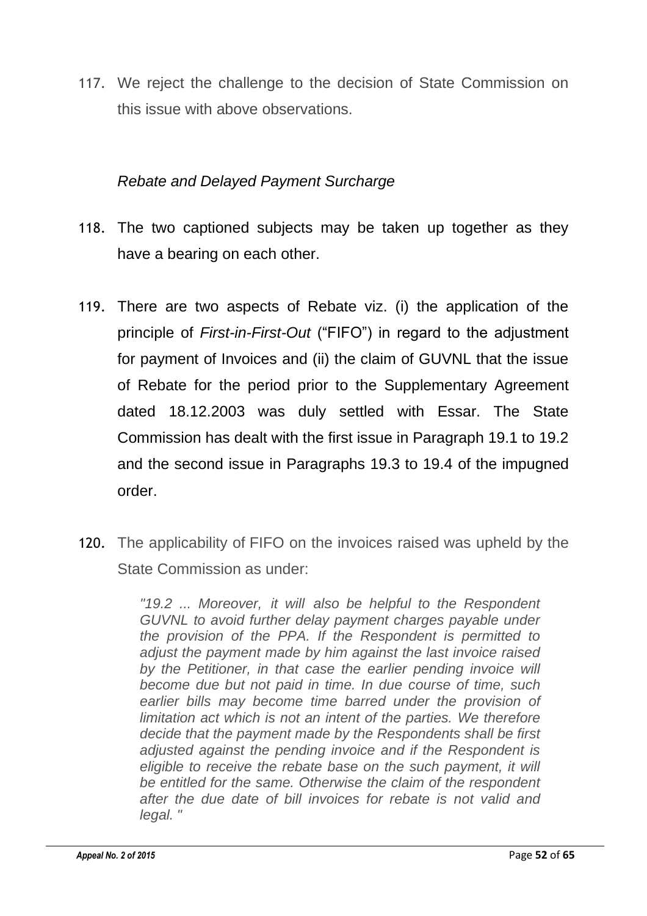117. We reject the challenge to the decision of State Commission on this issue with above observations.

*Rebate and Delayed Payment Surcharge*

118. The two captioned subjects may be taken up together as they have a bearing on each other.

119. There are two aspects of Rebate viz. (i) the application of the principle of *First-in-First-Out* ("FIFO") in regard to the adjustment for payment of Invoices and (ii) the claim of GUVNL that the issue of Rebate for the period prior to the Supplementary Agreement dated 18.12.2003 was duly settled with Essar. The State Commission has dealt with the first issue in Paragraph 19.1 to 19.2 and the second issue in Paragraphs 19.3 to 19.4 of the impugned order.

120. The applicability of FIFO on the invoices raised was upheld by the State Commission as under:

> *"19.2 ... Moreover, it will also be helpful to the Respondent GUVNL to avoid further delay payment charges payable under the provision of the PPA. If the Respondent is permitted to adjust the payment made by him against the last invoice raised by the Petitioner, in that case the earlier pending invoice will become due but not paid in time. In due course of time, such earlier bills may become time barred under the provision of limitation act which is not an intent of the parties. We therefore decide that the payment made by the Respondents shall be first adjusted against the pending invoice and if the Respondent is eligible to receive the rebate base on the such payment, it will be entitled for the same. Otherwise the claim of the respondent after the due date of bill invoices for rebate is not valid and legal. "*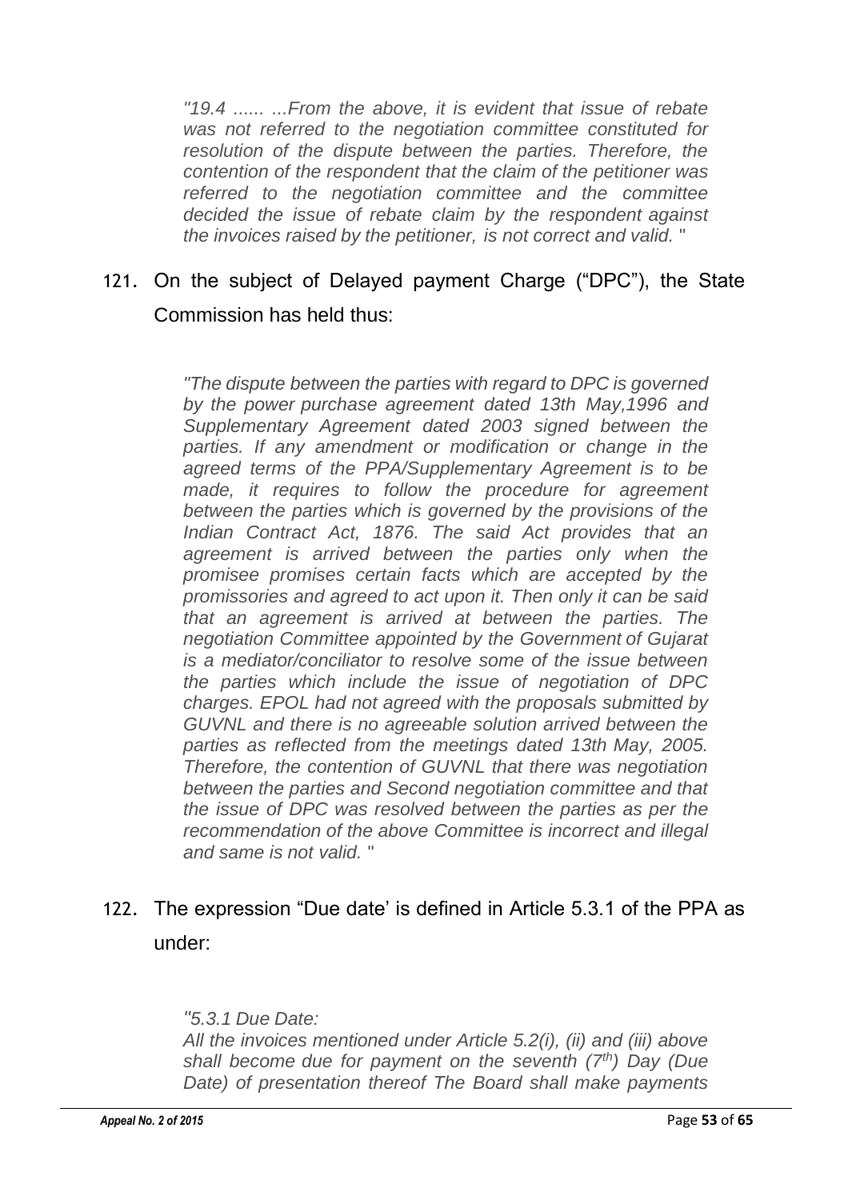*"19.4 ...... ...From the above, it is evident that issue of rebate was not referred to the negotiation committee constituted for resolution of the dispute between the parties. Therefore, the contention of the respondent that the claim of the petitioner was referred to the negotiation committee and the committee decided the issue of rebate claim by the respondent against the invoices raised by the petitioner, is not correct and valid.* "

121. On the subject of Delayed payment Charge ("DPC"), the State Commission has held thus:

> *"The dispute between the parties with regard to DPC is governed by the power purchase agreement dated 13th May,1996 and Supplementary Agreement dated 2003 signed between the parties. If any amendment or modification or change in the agreed terms of the PPA/Supplementary Agreement is to be made, it requires to follow the procedure for agreement between the parties which is governed by the provisions of the Indian Contract Act, 1876. The said Act provides that an agreement is arrived between the parties only when the promisee promises certain facts which are accepted by the promissories and agreed to act upon it. Then only it can be said that an agreement is arrived at between the parties. The negotiation Committee appointed by the Government of Gujarat is a mediator/conciliator to resolve some of the issue between the parties which include the issue of negotiation of DPC charges. EPOL had not agreed with the proposals submitted by GUVNL and there is no agreeable solution arrived between the parties as reflected from the meetings dated 13th May, 2005. Therefore, the contention of GUVNL that there was negotiation between the parties and Second negotiation committee and that the issue of DPC was resolved between the parties as per the recommendation of the above Committee is incorrect and illegal and same is not valid.* "

122. The expression "Due date' is defined in Article 5.3.1 of the PPA as under:

> *"5.3.1 Due Date:*
> *All the invoices mentioned under Article 5.2(i), (ii) and (iii) above shall become due for payment on the seventh (7th) Day (Due Date) of presentation thereof The Board shall make payments*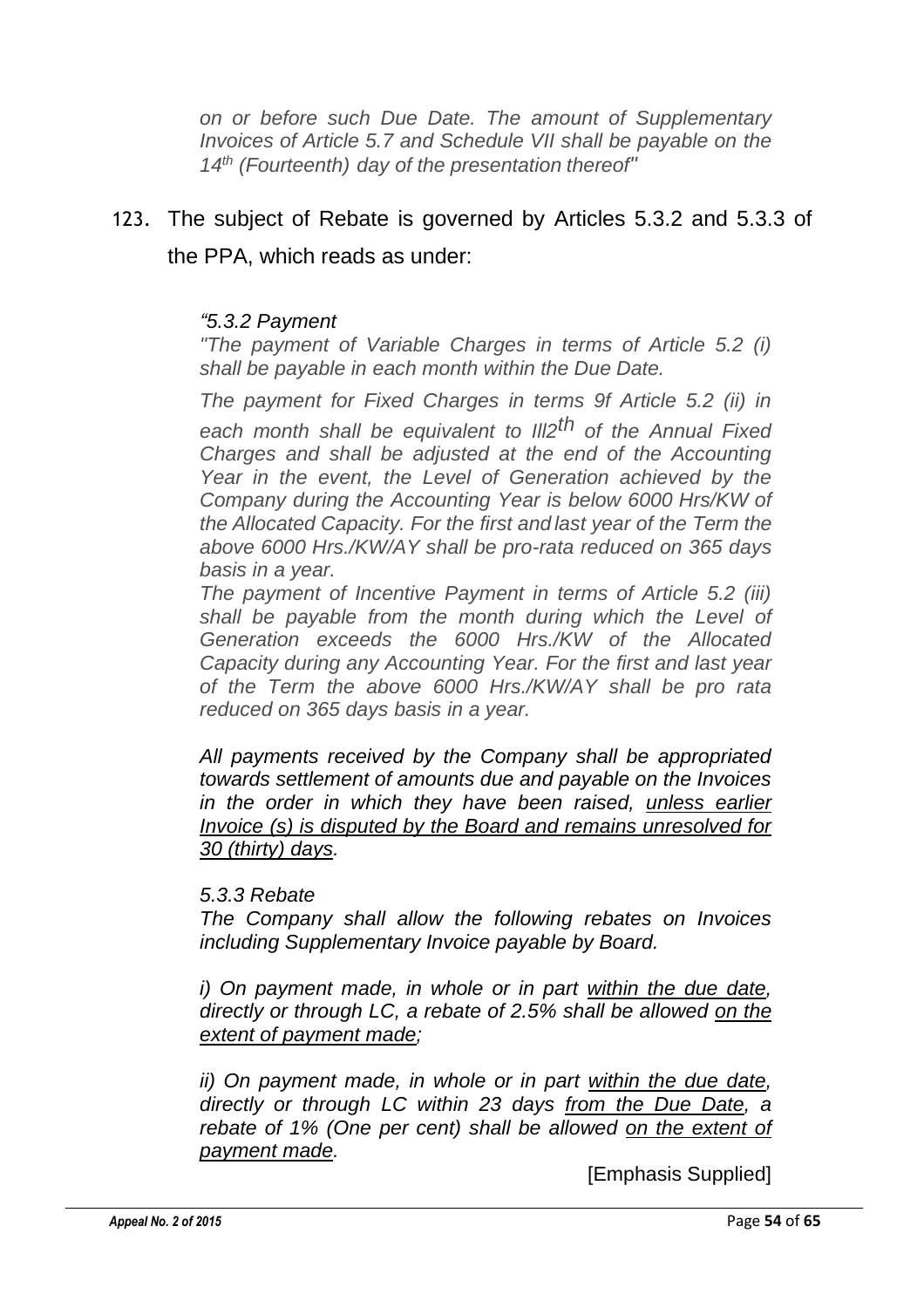*on or before such Due Date. The amount of Supplementary Invoices of Article 5.7 and Schedule VII shall be payable on the 14th (Fourteenth) day of the presentation thereof"*

123. The subject of Rebate is governed by Articles 5.3.2 and 5.3.3 of the PPA, which reads as under:

*"5.3.2 Payment*

*"The payment of Variable Charges in terms of Article 5.2 (i) shall be payable in each month within the Due Date.*

*The payment for Fixed Charges in terms 9f Article 5.2 (ii) in each month shall be equivalent to Ill2th of the Annual Fixed Charges and shall be adjusted at the end of the Accounting Year in the event, the Level of Generation achieved by the Company during the Accounting Year is below 6000 Hrs/KW of the Allocated Capacity. For the first and last year of the Term the above 6000 Hrs./KW/AY shall be pro-rata reduced on 365 days basis in a year.*

*The payment of Incentive Payment in terms of Article 5.2 (iii) shall be payable from the month during which the Level of Generation exceeds the 6000 Hrs./KW of the Allocated Capacity during any Accounting Year. For the first and last year of the Term the above 6000 Hrs./KW/AY shall be pro rata reduced on 365 days basis in a year.*

*All payments received by the Company shall be appropriated towards settlement of amounts due and payable on the Invoices in the order in which they have been raised, <u>unless earlier Invoice (s) is disputed by the Board and remains unresolved for 30 (thirty) days</u>.*

*5.3.3 Rebate*

*The Company shall allow the following rebates on Invoices including Supplementary Invoice payable by Board.*

*i) On payment made, in whole or in part <u>within the due date</u>, directly or through LC, a rebate of 2.5% shall be allowed <u>on the extent of payment made</u>;*

*ii) On payment made, in whole or in part <u>within the due date</u>, directly or through LC within 23 days <u>from the Due Date</u>, a rebate of 1% (One per cent) shall be allowed <u>on the extent of payment made</u>.*

[Emphasis Supplied]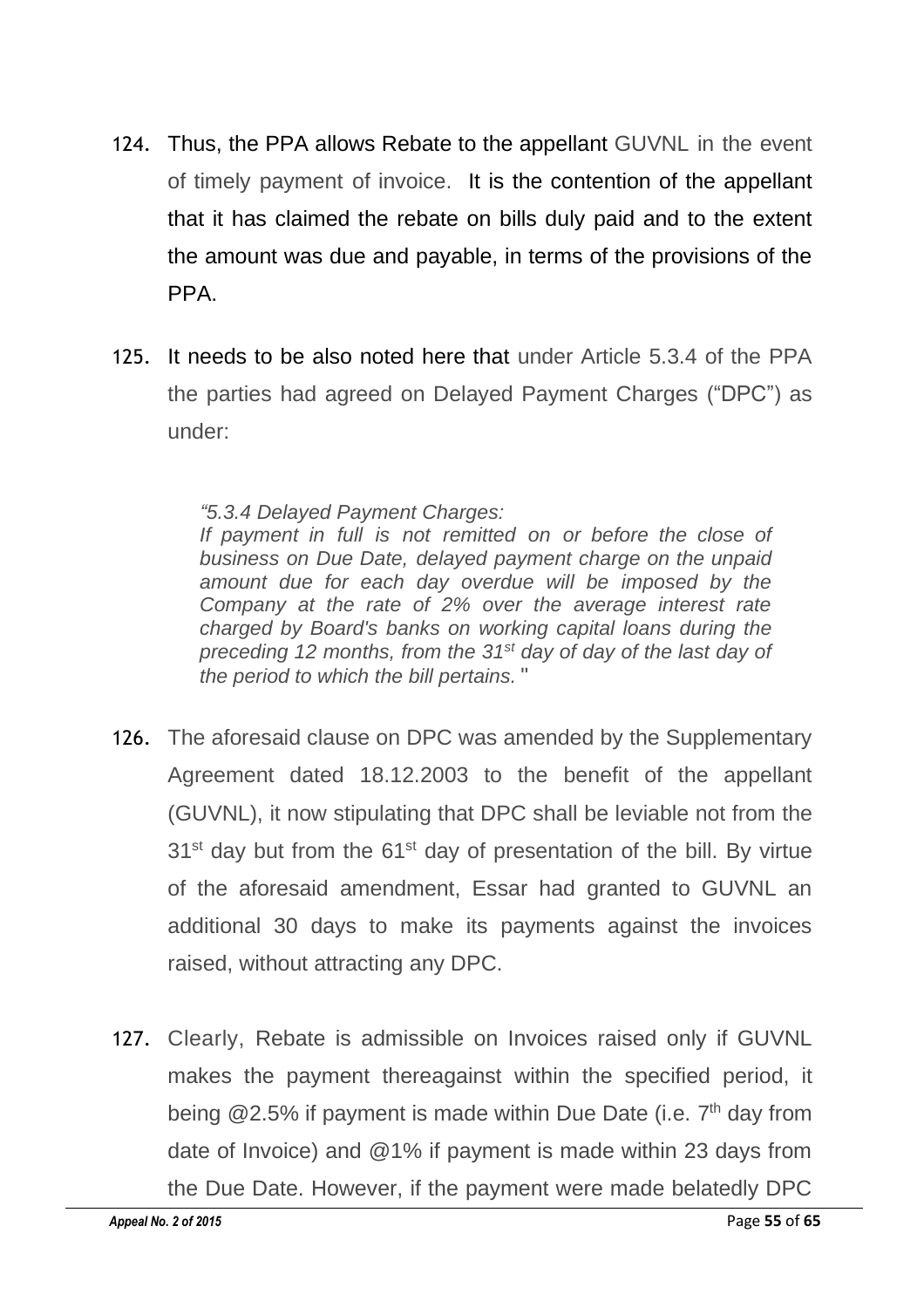124. Thus, the PPA allows Rebate to the appellant GUVNL in the event of timely payment of invoice. It is the contention of the appellant that it has claimed the rebate on bills duly paid and to the extent the amount was due and payable, in terms of the provisions of the PPA.

125. It needs to be also noted here that under Article 5.3.4 of the PPA the parties had agreed on Delayed Payment Charges ("DPC") as under:

> *"5.3.4 Delayed Payment Charges:*
> *If payment in full is not remitted on or before the close of business on Due Date, delayed payment charge on the unpaid amount due for each day overdue will be imposed by the Company at the rate of 2% over the average interest rate charged by Board's banks on working capital loans during the preceding 12 months, from the 31st day of day of the last day of the period to which the bill pertains.* "

126. The aforesaid clause on DPC was amended by the Supplementary Agreement dated 18.12.2003 to the benefit of the appellant (GUVNL), it now stipulating that DPC shall be leviable not from the 31st day but from the 61st day of presentation of the bill. By virtue of the aforesaid amendment, Essar had granted to GUVNL an additional 30 days to make its payments against the invoices raised, without attracting any DPC.

127. Clearly, Rebate is admissible on Invoices raised only if GUVNL makes the payment thereagainst within the specified period, it being @2.5% if payment is made within Due Date (i.e. 7th day from date of Invoice) and @1% if payment is made within 23 days from the Due Date. However, if the payment were made belatedly DPC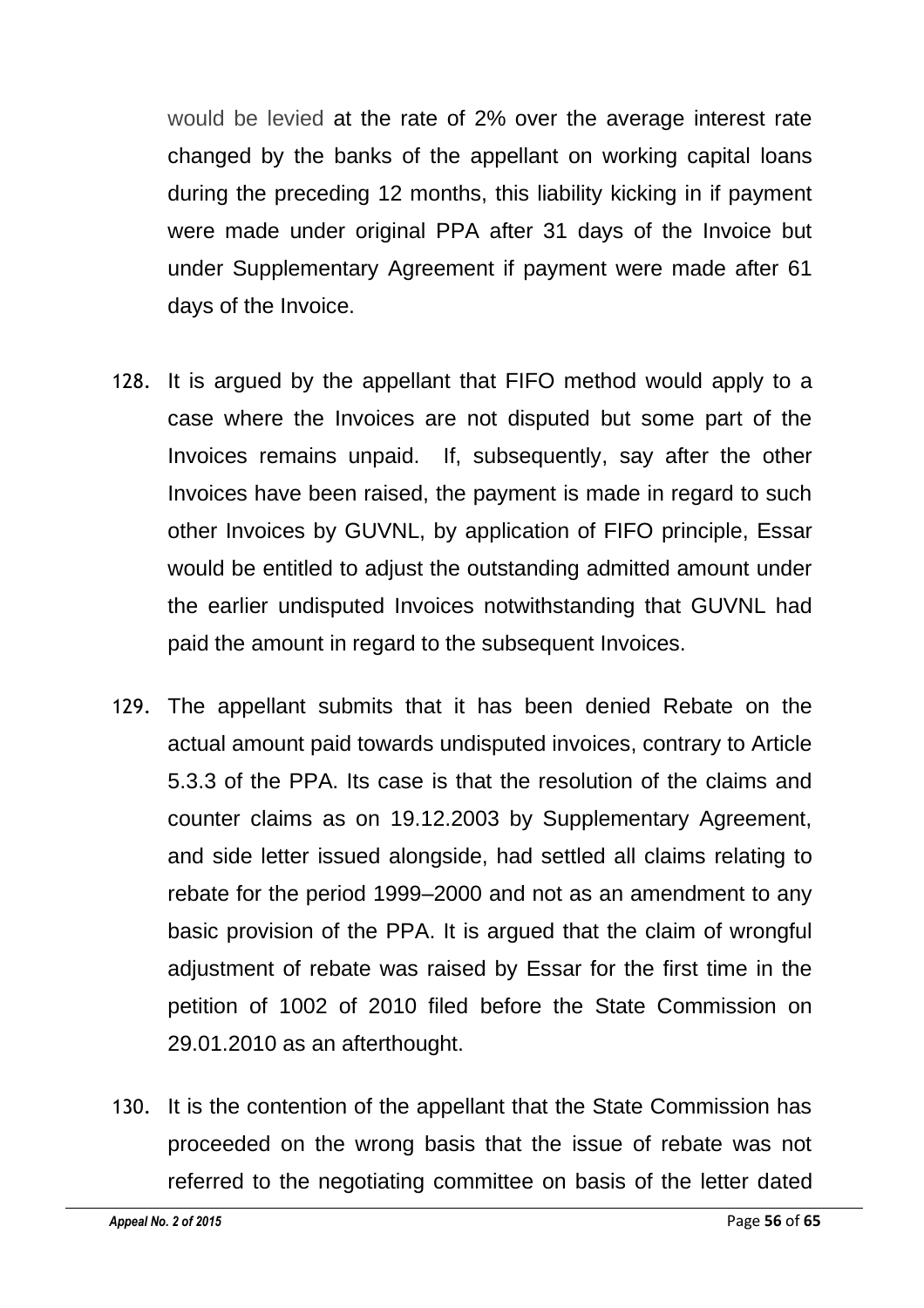would be levied at the rate of 2% over the average interest rate changed by the banks of the appellant on working capital loans during the preceding 12 months, this liability kicking in if payment were made under original PPA after 31 days of the Invoice but under Supplementary Agreement if payment were made after 61 days of the Invoice.

128. It is argued by the appellant that FIFO method would apply to a case where the Invoices are not disputed but some part of the Invoices remains unpaid. If, subsequently, say after the other Invoices have been raised, the payment is made in regard to such other Invoices by GUVNL, by application of FIFO principle, Essar would be entitled to adjust the outstanding admitted amount under the earlier undisputed Invoices notwithstanding that GUVNL had paid the amount in regard to the subsequent Invoices.

129. The appellant submits that it has been denied Rebate on the actual amount paid towards undisputed invoices, contrary to Article 5.3.3 of the PPA. Its case is that the resolution of the claims and counter claims as on 19.12.2003 by Supplementary Agreement, and side letter issued alongside, had settled all claims relating to rebate for the period 1999–2000 and not as an amendment to any basic provision of the PPA. It is argued that the claim of wrongful adjustment of rebate was raised by Essar for the first time in the petition of 1002 of 2010 filed before the State Commission on 29.01.2010 as an afterthought.

130. It is the contention of the appellant that the State Commission has proceeded on the wrong basis that the issue of rebate was not referred to the negotiating committee on basis of the letter dated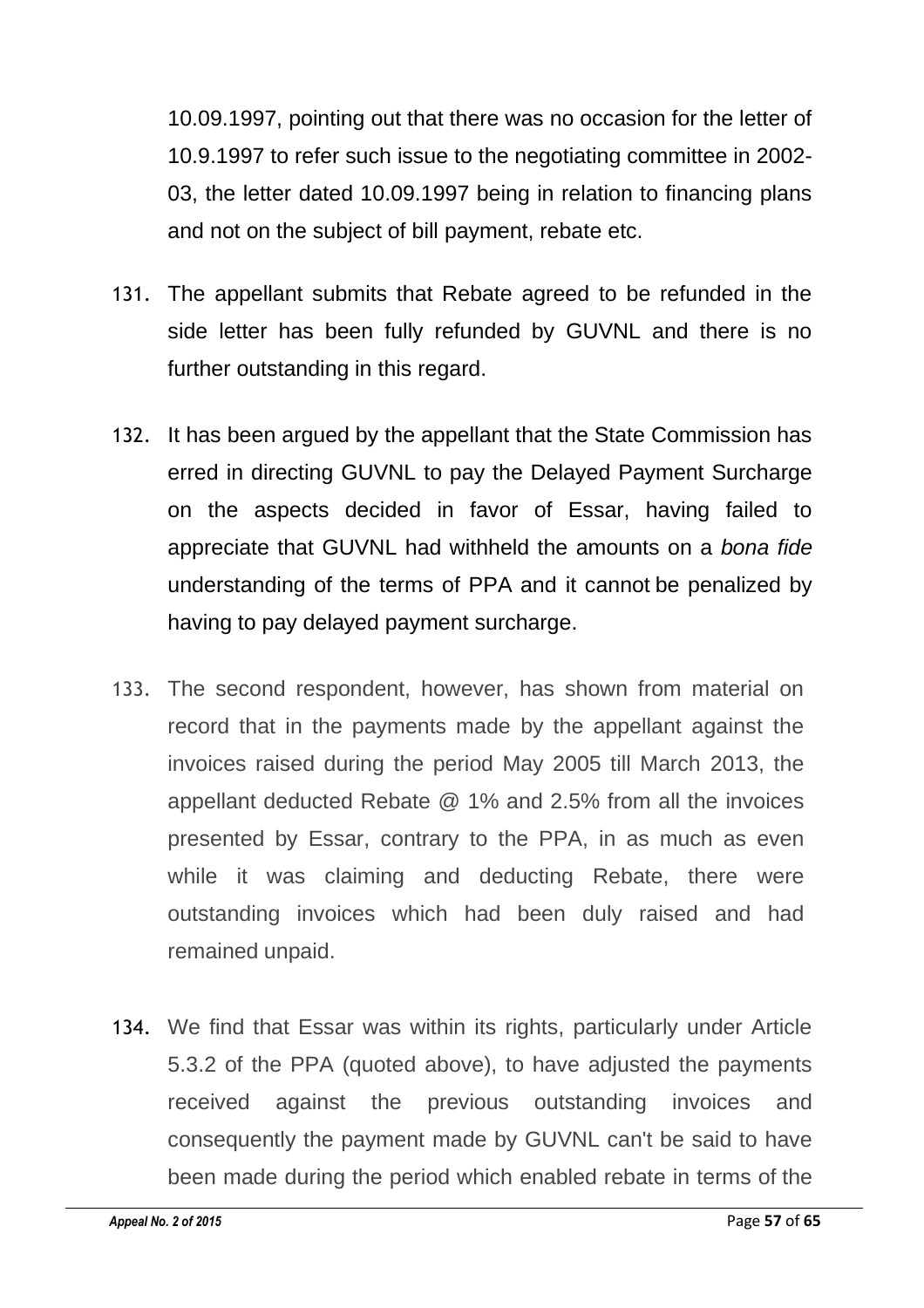10.09.1997, pointing out that there was no occasion for the letter of 10.9.1997 to refer such issue to the negotiating committee in 2002-03, the letter dated 10.09.1997 being in relation to financing plans and not on the subject of bill payment, rebate etc.

131. The appellant submits that Rebate agreed to be refunded in the side letter has been fully refunded by GUVNL and there is no further outstanding in this regard.

132. It has been argued by the appellant that the State Commission has erred in directing GUVNL to pay the Delayed Payment Surcharge on the aspects decided in favor of Essar, having failed to appreciate that GUVNL had withheld the amounts on a *bona fide* understanding of the terms of PPA and it cannot be penalized by having to pay delayed payment surcharge.

133. The second respondent, however, has shown from material on record that in the payments made by the appellant against the invoices raised during the period May 2005 till March 2013, the appellant deducted Rebate @ 1% and 2.5% from all the invoices presented by Essar, contrary to the PPA, in as much as even while it was claiming and deducting Rebate, there were outstanding invoices which had been duly raised and had remained unpaid.

134. We find that Essar was within its rights, particularly under Article 5.3.2 of the PPA (quoted above), to have adjusted the payments received against the previous outstanding invoices and consequently the payment made by GUVNL can't be said to have been made during the period which enabled rebate in terms of the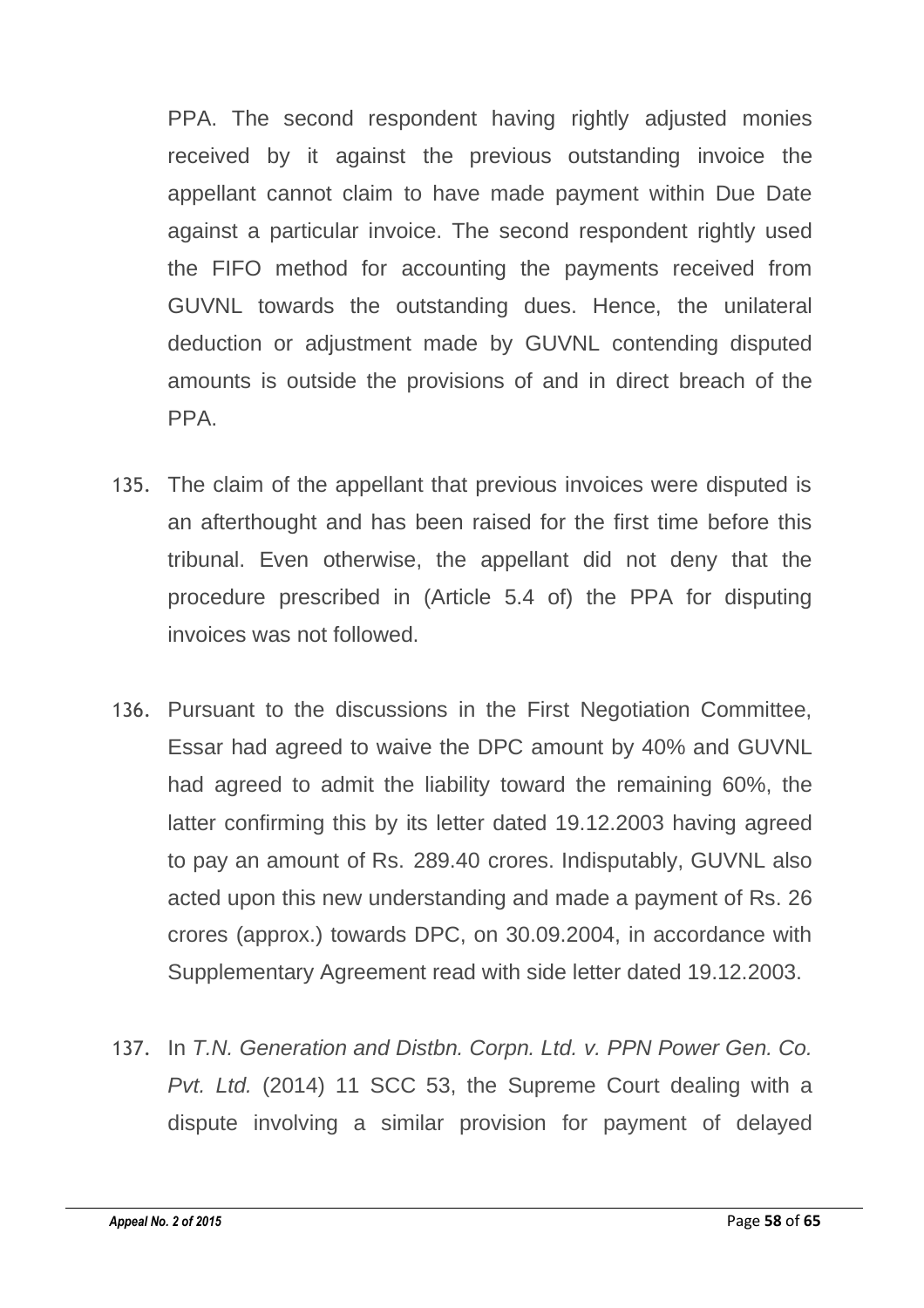PPA. The second respondent having rightly adjusted monies received by it against the previous outstanding invoice the appellant cannot claim to have made payment within Due Date against a particular invoice. The second respondent rightly used the FIFO method for accounting the payments received from GUVNL towards the outstanding dues. Hence, the unilateral deduction or adjustment made by GUVNL contending disputed amounts is outside the provisions of and in direct breach of the PPA.

135. The claim of the appellant that previous invoices were disputed is an afterthought and has been raised for the first time before this tribunal. Even otherwise, the appellant did not deny that the procedure prescribed in (Article 5.4 of) the PPA for disputing invoices was not followed.

136. Pursuant to the discussions in the First Negotiation Committee, Essar had agreed to waive the DPC amount by 40% and GUVNL had agreed to admit the liability toward the remaining 60%, the latter confirming this by its letter dated 19.12.2003 having agreed to pay an amount of Rs. 289.40 crores. Indisputably, GUVNL also acted upon this new understanding and made a payment of Rs. 26 crores (approx.) towards DPC, on 30.09.2004, in accordance with Supplementary Agreement read with side letter dated 19.12.2003.

137. In *T.N. Generation and Distbn. Corpn. Ltd. v. PPN Power Gen. Co. Pvt. Ltd.* (2014) 11 SCC 53, the Supreme Court dealing with a dispute involving a similar provision for payment of delayed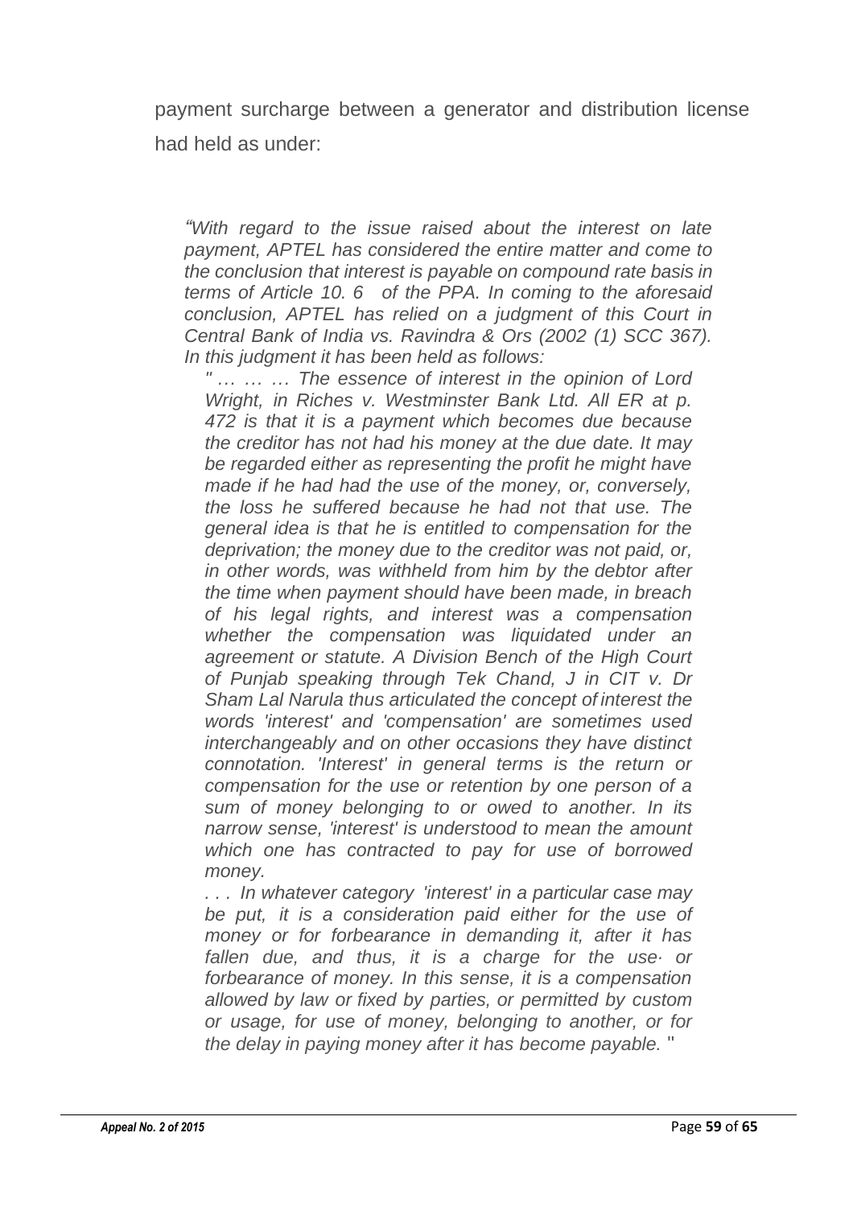payment surcharge between a generator and distribution license had held as under:

> *"With regard to the issue raised about the interest on late payment, APTEL has considered the entire matter and come to the conclusion that interest is payable on compound rate basis in terms of Article 10. 6 of the PPA. In coming to the aforesaid conclusion, APTEL has relied on a judgment of this Court in Central Bank of India vs. Ravindra & Ors (2002 (1) SCC 367). In this judgment it has been held as follows:*
>
> > *" … … … The essence of interest in the opinion of Lord Wright, in Riches v. Westminster Bank Ltd. All ER at p. 472 is that it is a payment which becomes due because the creditor has not had his money at the due date. It may be regarded either as representing the profit he might have made if he had had the use of the money, or, conversely, the loss he suffered because he had not that use. The general idea is that he is entitled to compensation for the deprivation; the money due to the creditor was not paid, or, in other words, was withheld from him by the debtor after the time when payment should have been made, in breach of his legal rights, and interest was a compensation whether the compensation was liquidated under an agreement or statute. A Division Bench of the High Court of Punjab speaking through Tek Chand, J in CIT v. Dr Sham Lal Narula thus articulated the concept of interest the words 'interest' and 'compensation' are sometimes used interchangeably and on other occasions they have distinct connotation. 'Interest' in general terms is the return or compensation for the use or retention by one person of a sum of money belonging to or owed to another. In its narrow sense, 'interest' is understood to mean the amount which one has contracted to pay for use of borrowed money.*
> >
> > *. . . In whatever category 'interest' in a particular case may be put, it is a consideration paid either for the use of money or for forbearance in demanding it, after it has fallen due, and thus, it is a charge for the use· or forbearance of money. In this sense, it is a compensation allowed by law or fixed by parties, or permitted by custom or usage, for use of money, belonging to another, or for the delay in paying money after it has become payable.* "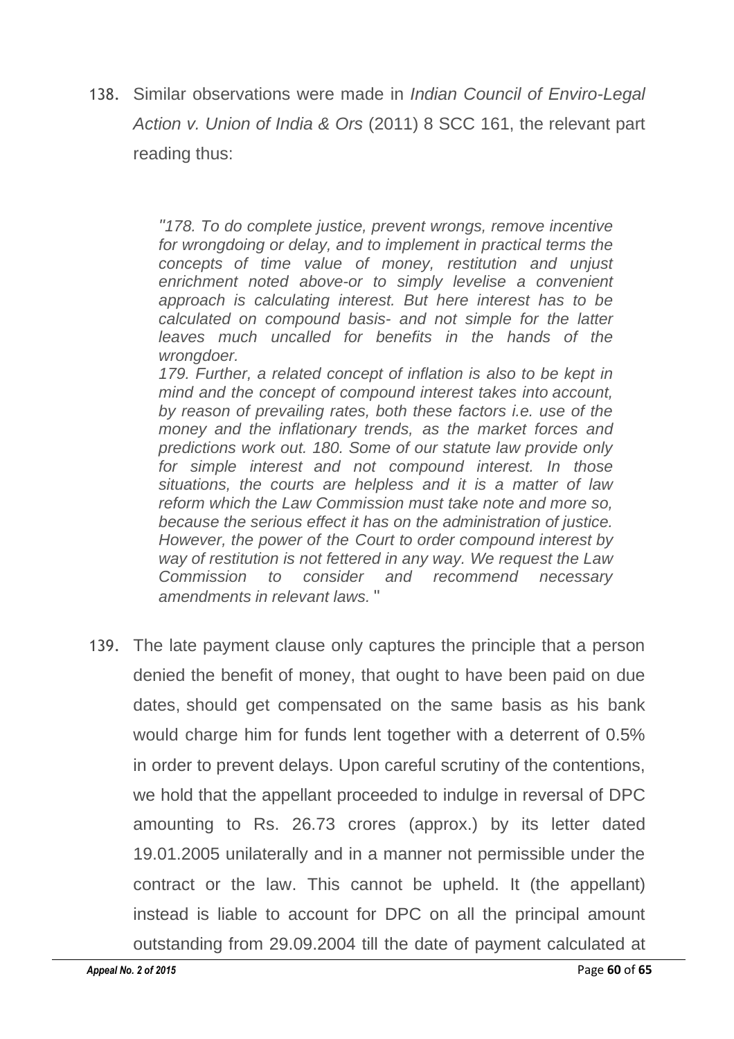138. Similar observations were made in *Indian Council of Enviro-Legal Action v. Union of India & Ors* (2011) 8 SCC 161, the relevant part reading thus:

> *"178. To do complete justice, prevent wrongs, remove incentive for wrongdoing or delay, and to implement in practical terms the concepts of time value of money, restitution and unjust enrichment noted above-or to simply levelise a convenient approach is calculating interest. But here interest has to be calculated on compound basis- and not simple for the latter leaves much uncalled for benefits in the hands of the wrongdoer.*
>
> *179. Further, a related concept of inflation is also to be kept in mind and the concept of compound interest takes into account, by reason of prevailing rates, both these factors i.e. use of the money and the inflationary trends, as the market forces and predictions work out. 180. Some of our statute law provide only for simple interest and not compound interest. In those situations, the courts are helpless and it is a matter of law reform which the Law Commission must take note and more so, because the serious effect it has on the administration of justice. However, the power of the Court to order compound interest by way of restitution is not fettered in any way. We request the Law Commission to consider and recommend necessary amendments in relevant laws.* "

139. The late payment clause only captures the principle that a person denied the benefit of money, that ought to have been paid on due dates, should get compensated on the same basis as his bank would charge him for funds lent together with a deterrent of 0.5% in order to prevent delays. Upon careful scrutiny of the contentions, we hold that the appellant proceeded to indulge in reversal of DPC amounting to Rs. 26.73 crores (approx.) by its letter dated 19.01.2005 unilaterally and in a manner not permissible under the contract or the law. This cannot be upheld. It (the appellant) instead is liable to account for DPC on all the principal amount outstanding from 29.09.2004 till the date of payment calculated at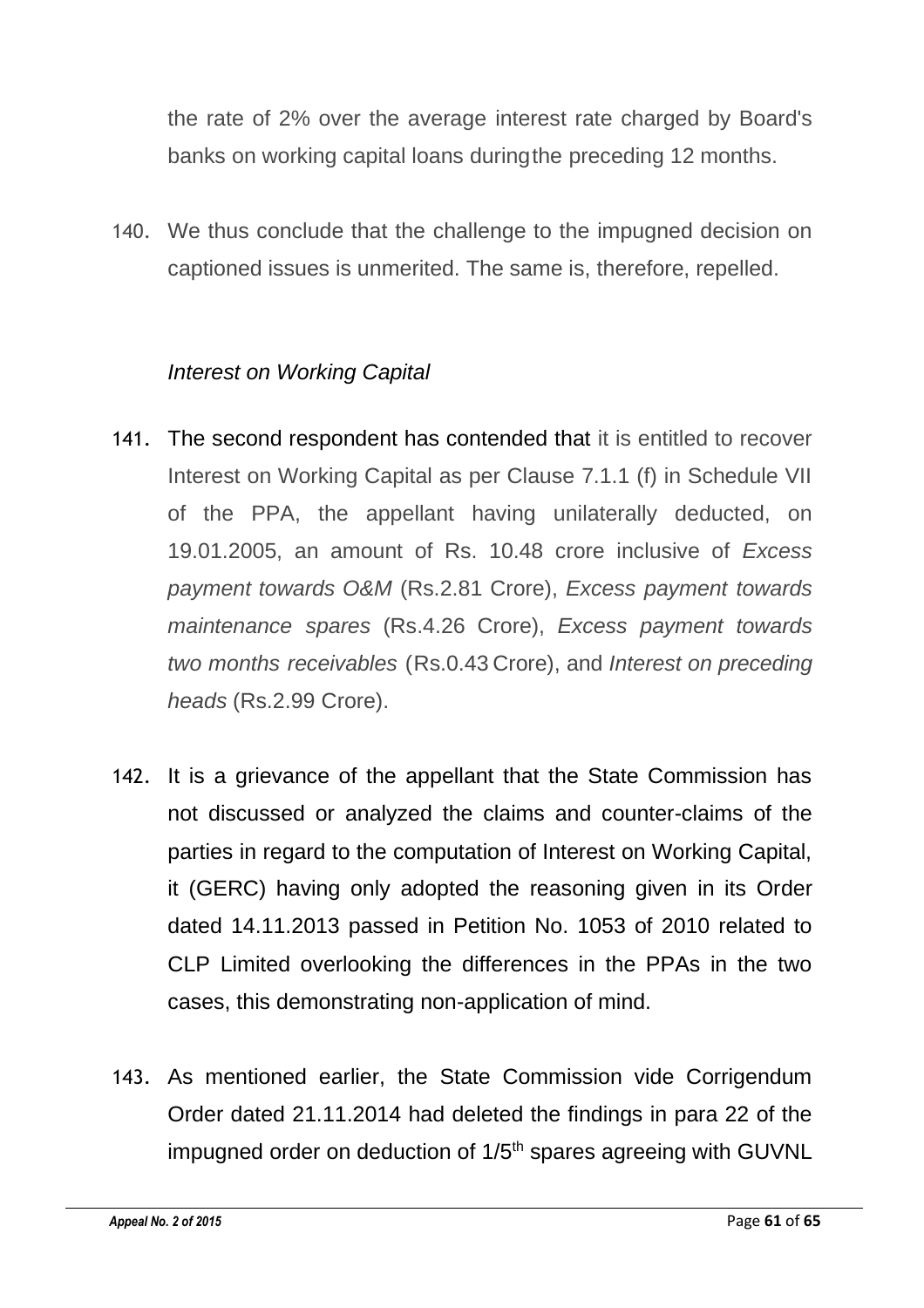the rate of 2% over the average interest rate charged by Board's banks on working capital loans during the preceding 12 months.

140. We thus conclude that the challenge to the impugned decision on captioned issues is unmerited. The same is, therefore, repelled.

*Interest on Working Capital*

141. The second respondent has contended that it is entitled to recover Interest on Working Capital as per Clause 7.1.1 (f) in Schedule VII of the PPA, the appellant having unilaterally deducted, on 19.01.2005, an amount of Rs. 10.48 crore inclusive of *Excess payment towards O&M* (Rs.2.81 Crore), *Excess payment towards maintenance spares* (Rs.4.26 Crore), *Excess payment towards two months receivables* (Rs.0.43 Crore), and *Interest on preceding heads* (Rs.2.99 Crore).

142. It is a grievance of the appellant that the State Commission has not discussed or analyzed the claims and counter-claims of the parties in regard to the computation of Interest on Working Capital, it (GERC) having only adopted the reasoning given in its Order dated 14.11.2013 passed in Petition No. 1053 of 2010 related to CLP Limited overlooking the differences in the PPAs in the two cases, this demonstrating non-application of mind.

143. As mentioned earlier, the State Commission vide Corrigendum Order dated 21.11.2014 had deleted the findings in para 22 of the impugned order on deduction of 1/5th spares agreeing with GUVNL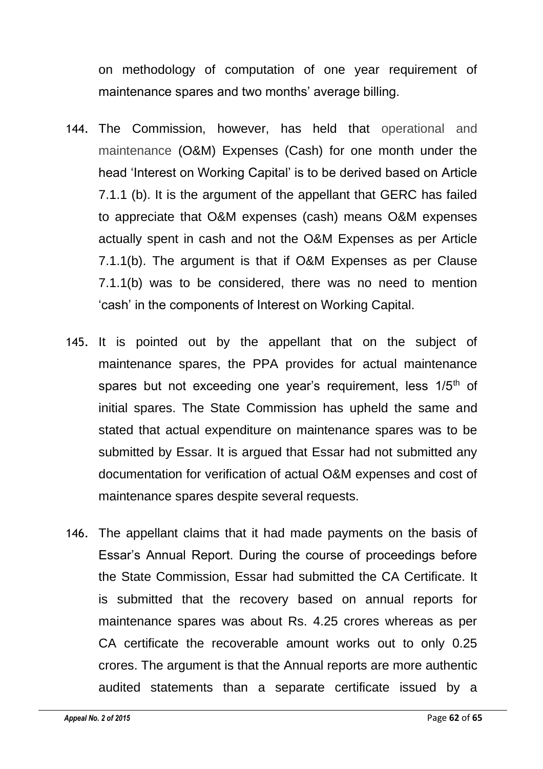on methodology of computation of one year requirement of maintenance spares and two months' average billing.

144. The Commission, however, has held that operational and maintenance (O&M) Expenses (Cash) for one month under the head 'Interest on Working Capital' is to be derived based on Article 7.1.1 (b). It is the argument of the appellant that GERC has failed to appreciate that O&M expenses (cash) means O&M expenses actually spent in cash and not the O&M Expenses as per Article 7.1.1(b). The argument is that if O&M Expenses as per Clause 7.1.1(b) was to be considered, there was no need to mention 'cash' in the components of Interest on Working Capital.

145. It is pointed out by the appellant that on the subject of maintenance spares, the PPA provides for actual maintenance spares but not exceeding one year's requirement, less 1/5th of initial spares. The State Commission has upheld the same and stated that actual expenditure on maintenance spares was to be submitted by Essar. It is argued that Essar had not submitted any documentation for verification of actual O&M expenses and cost of maintenance spares despite several requests.

146. The appellant claims that it had made payments on the basis of Essar's Annual Report. During the course of proceedings before the State Commission, Essar had submitted the CA Certificate. It is submitted that the recovery based on annual reports for maintenance spares was about Rs. 4.25 crores whereas as per CA certificate the recoverable amount works out to only 0.25 crores. The argument is that the Annual reports are more authentic audited statements than a separate certificate issued by a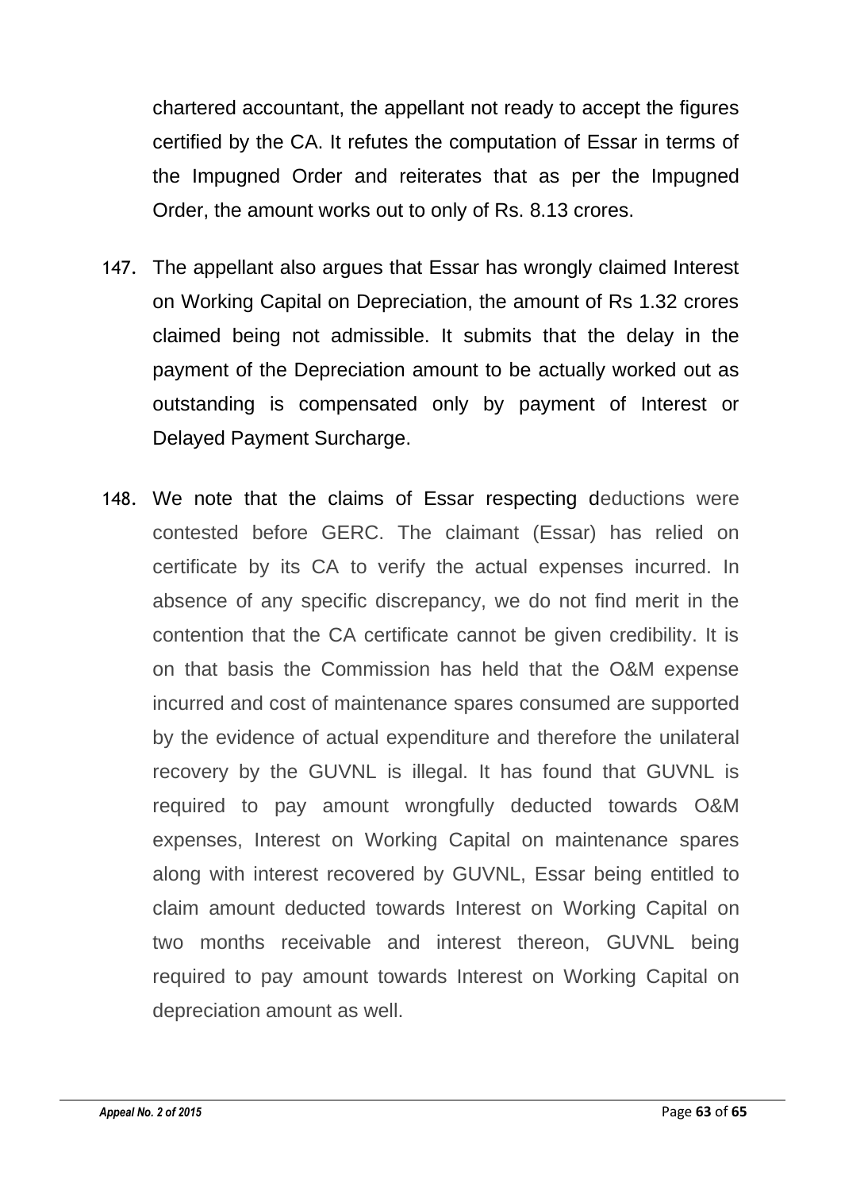chartered accountant, the appellant not ready to accept the figures certified by the CA. It refutes the computation of Essar in terms of the Impugned Order and reiterates that as per the Impugned Order, the amount works out to only of Rs. 8.13 crores.

147. The appellant also argues that Essar has wrongly claimed Interest on Working Capital on Depreciation, the amount of Rs 1.32 crores claimed being not admissible. It submits that the delay in the payment of the Depreciation amount to be actually worked out as outstanding is compensated only by payment of Interest or Delayed Payment Surcharge.

148. We note that the claims of Essar respecting deductions were contested before GERC. The claimant (Essar) has relied on certificate by its CA to verify the actual expenses incurred. In absence of any specific discrepancy, we do not find merit in the contention that the CA certificate cannot be given credibility. It is on that basis the Commission has held that the O&M expense incurred and cost of maintenance spares consumed are supported by the evidence of actual expenditure and therefore the unilateral recovery by the GUVNL is illegal. It has found that GUVNL is required to pay amount wrongfully deducted towards O&M expenses, Interest on Working Capital on maintenance spares along with interest recovered by GUVNL, Essar being entitled to claim amount deducted towards Interest on Working Capital on two months receivable and interest thereon, GUVNL being required to pay amount towards Interest on Working Capital on depreciation amount as well.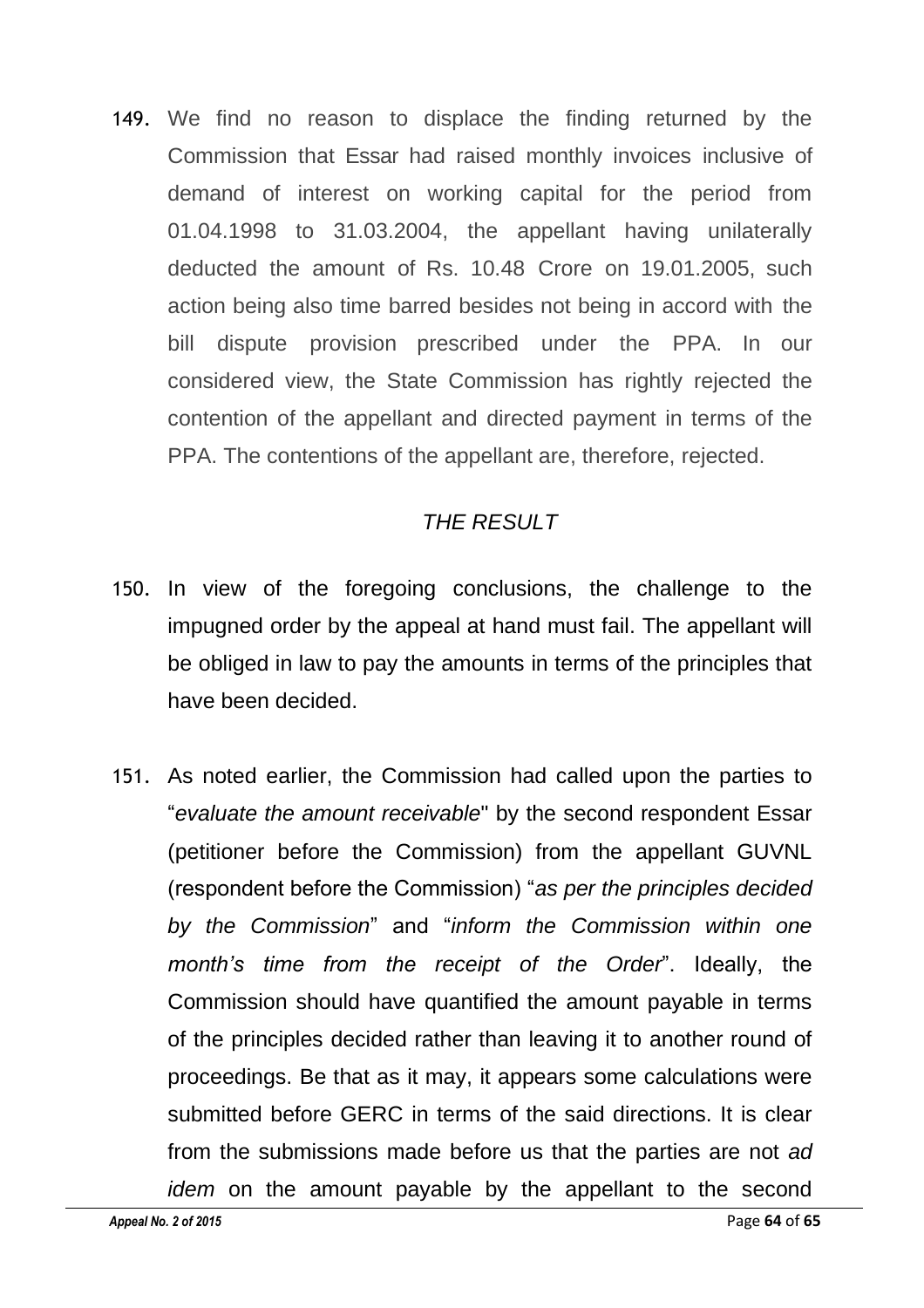149. We find no reason to displace the finding returned by the Commission that Essar had raised monthly invoices inclusive of demand of interest on working capital for the period from 01.04.1998 to 31.03.2004, the appellant having unilaterally deducted the amount of Rs. 10.48 Crore on 19.01.2005, such action being also time barred besides not being in accord with the bill dispute provision prescribed under the PPA. In our considered view, the State Commission has rightly rejected the contention of the appellant and directed payment in terms of the PPA. The contentions of the appellant are, therefore, rejected.

## *THE RESULT*

150. In view of the foregoing conclusions, the challenge to the impugned order by the appeal at hand must fail. The appellant will be obliged in law to pay the amounts in terms of the principles that have been decided.

151. As noted earlier, the Commission had called upon the parties to "*evaluate the amount receivable*" by the second respondent Essar (petitioner before the Commission) from the appellant GUVNL (respondent before the Commission) "*as per the principles decided by the Commission*" and "*inform the Commission within one month's time from the receipt of the Order*". Ideally, the Commission should have quantified the amount payable in terms of the principles decided rather than leaving it to another round of proceedings. Be that as it may, it appears some calculations were submitted before GERC in terms of the said directions. It is clear from the submissions made before us that the parties are not *ad idem* on the amount payable by the appellant to the second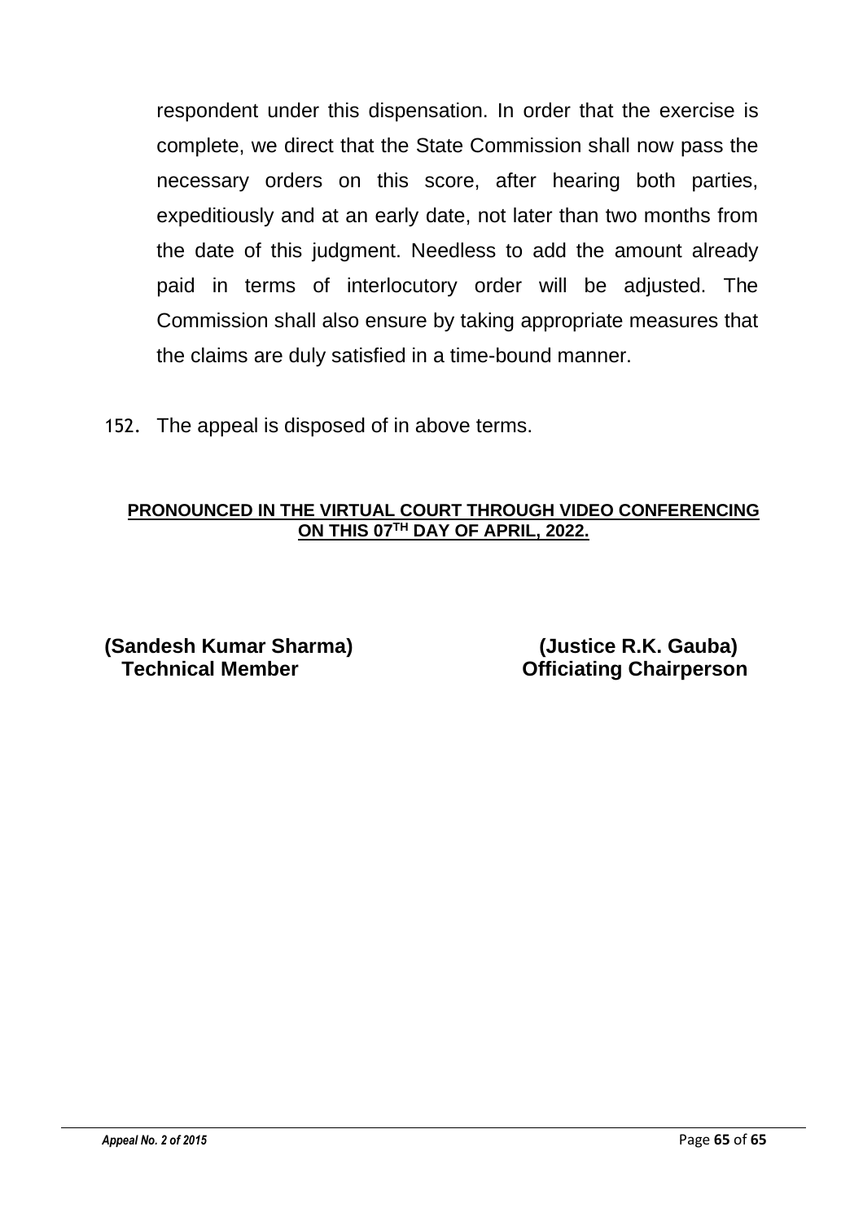respondent under this dispensation. In order that the exercise is complete, we direct that the State Commission shall now pass the necessary orders on this score, after hearing both parties, expeditiously and at an early date, not later than two months from the date of this judgment. Needless to add the amount already paid in terms of interlocutory order will be adjusted. The Commission shall also ensure by taking appropriate measures that the claims are duly satisfied in a time-bound manner.

152. The appeal is disposed of in above terms.

**PRONOUNCED IN THE VIRTUAL COURT THROUGH VIDEO CONFERENCING ON THIS 07TH DAY OF APRIL, 2022.**

**(Sandesh Kumar Sharma)**
**Technical Member**

**(Justice R.K. Gauba)**
**Officiating Chairperson**